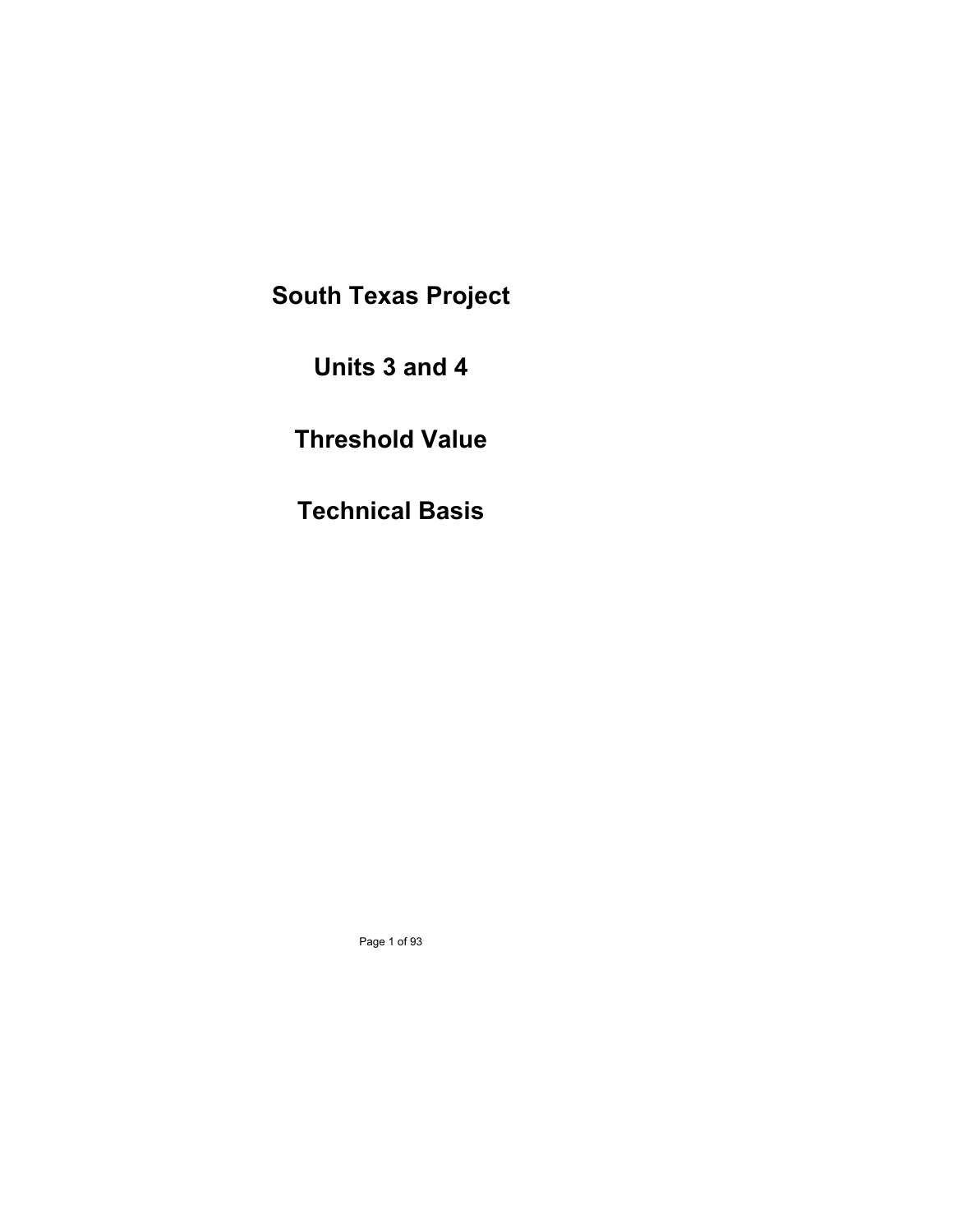# South Texas Project

# Units 3 and 4

# Threshold Value

# Technical Basis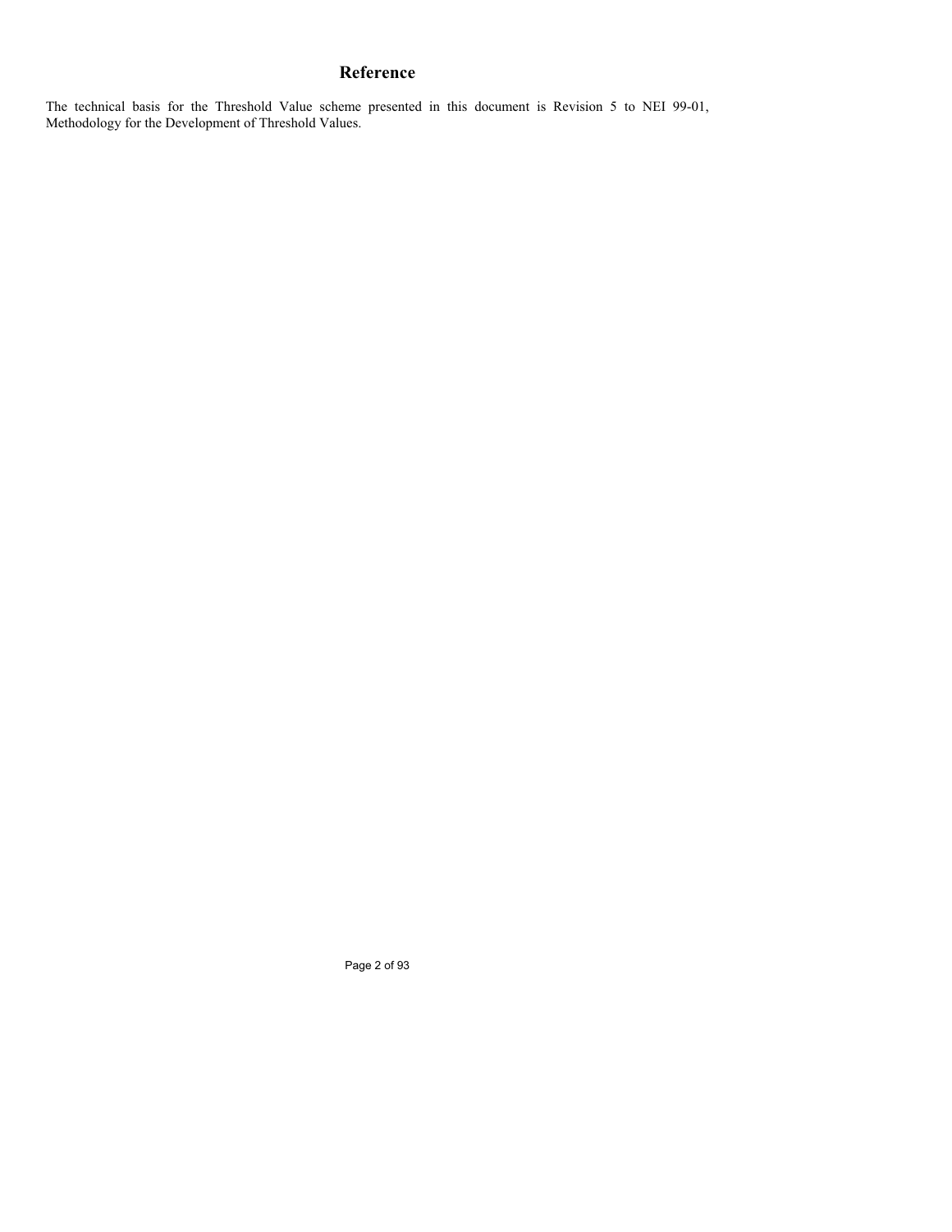## Reference

The technical basis for the Threshold Value scheme presented in this document is Revision 5 to NEI 99-01, Methodology for the Development of Threshold Values.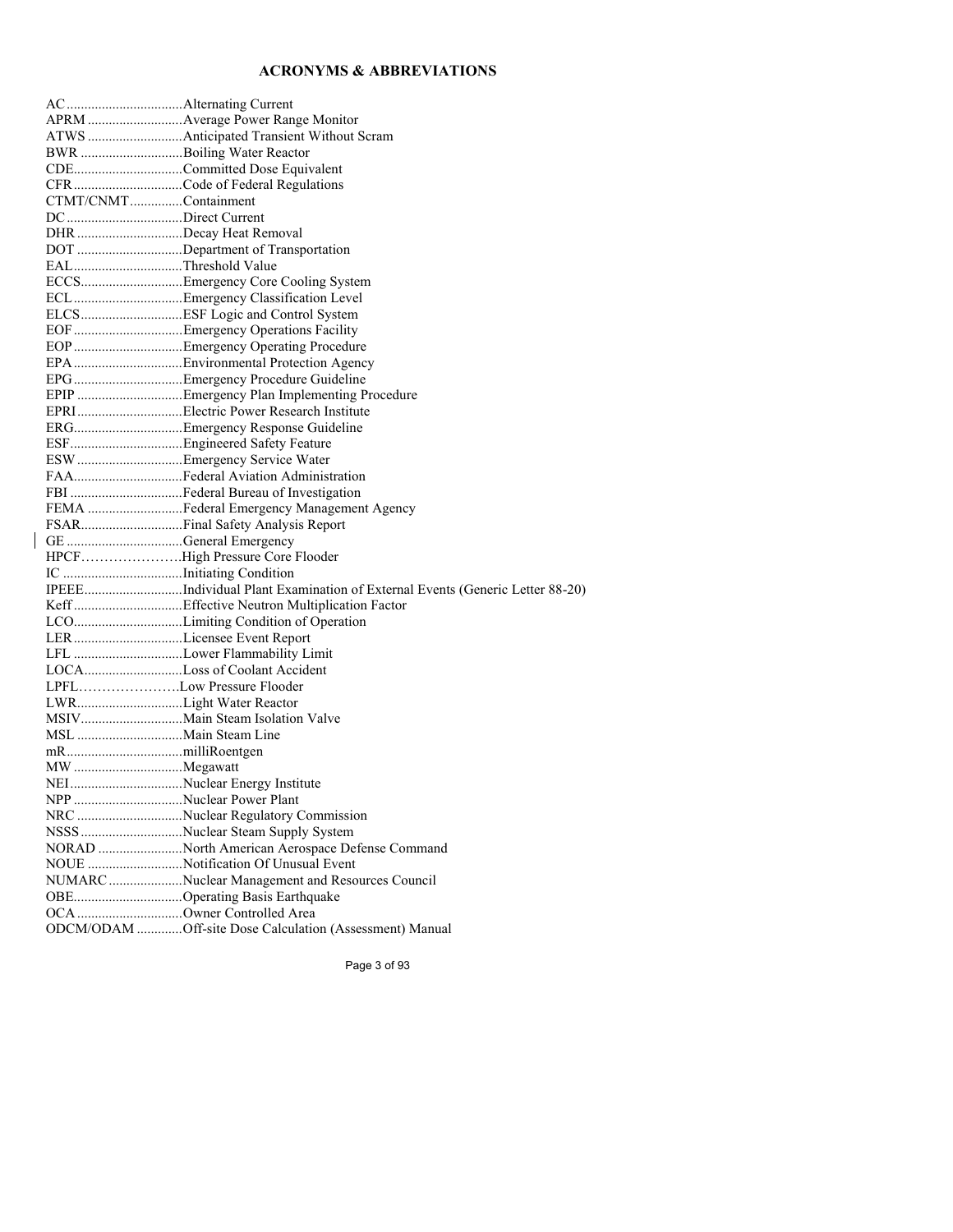# ACRONYMS & ABBREVIATIONS

AC ................................Alternating Current
APRM ..........................Average Power Range Monitor
ATWS ..........................Anticipated Transient Without Scram
BWR ............................Boiling Water Reactor
CDE..............................Committed Dose Equivalent
CFR..............................Code of Federal Regulations
CTMT/CNMT..............Containment
DC ................................Direct Current
DHR .............................Decay Heat Removal
DOT .............................Department of Transportation
EAL..............................Threshold Value
ECCS............................Emergency Core Cooling System
ECL ..............................Emergency Classification Level
ELCS............................ESF Logic and Control System
EOF ..............................Emergency Operations Facility
EOP ..............................Emergency Operating Procedure
EPA ..............................Environmental Protection Agency
EPG..............................Emergency Procedure Guideline
EPIP .............................Emergency Plan Implementing Procedure
EPRI.............................Electric Power Research Institute
ERG..............................Emergency Response Guideline
ESF...............................Engineered Safety Feature
ESW .............................Emergency Service Water
FAA..............................Federal Aviation Administration
FBI ...............................Federal Bureau of Investigation
FEMA ..........................Federal Emergency Management Agency
FSAR............................Final Safety Analysis Report
GE ................................General Emergency
HPCF…………………High Pressure Core Flooder
IC .................................Initiating Condition
IPEEE...........................Individual Plant Examination of External Events (Generic Letter 88-20)
Keff ..............................Effective Neutron Multiplication Factor
LCO..............................Limiting Condition of Operation
LER ..............................Licensee Event Report
LFL ..............................Lower Flammability Limit
LOCA...........................Loss of Coolant Accident
LPFL………………….Low Pressure Flooder
LWR.............................Light Water Reactor
MSIV............................Main Steam Isolation Valve
MSL .............................Main Steam Line
mR................................milliRoentgen
MW ..............................Megawatt
NEI...............................Nuclear Energy Institute
NPP ..............................Nuclear Power Plant
NRC .............................Nuclear Regulatory Commission
NSSS............................Nuclear Steam Supply System
NORAD .......................North American Aerospace Defense Command
NOUE ..........................Notification Of Unusual Event
NUMARC ....................Nuclear Management and Resources Council
OBE..............................Operating Basis Earthquake
OCA .............................Owner Controlled Area
ODCM/ODAM ............Off-site Dose Calculation (Assessment) Manual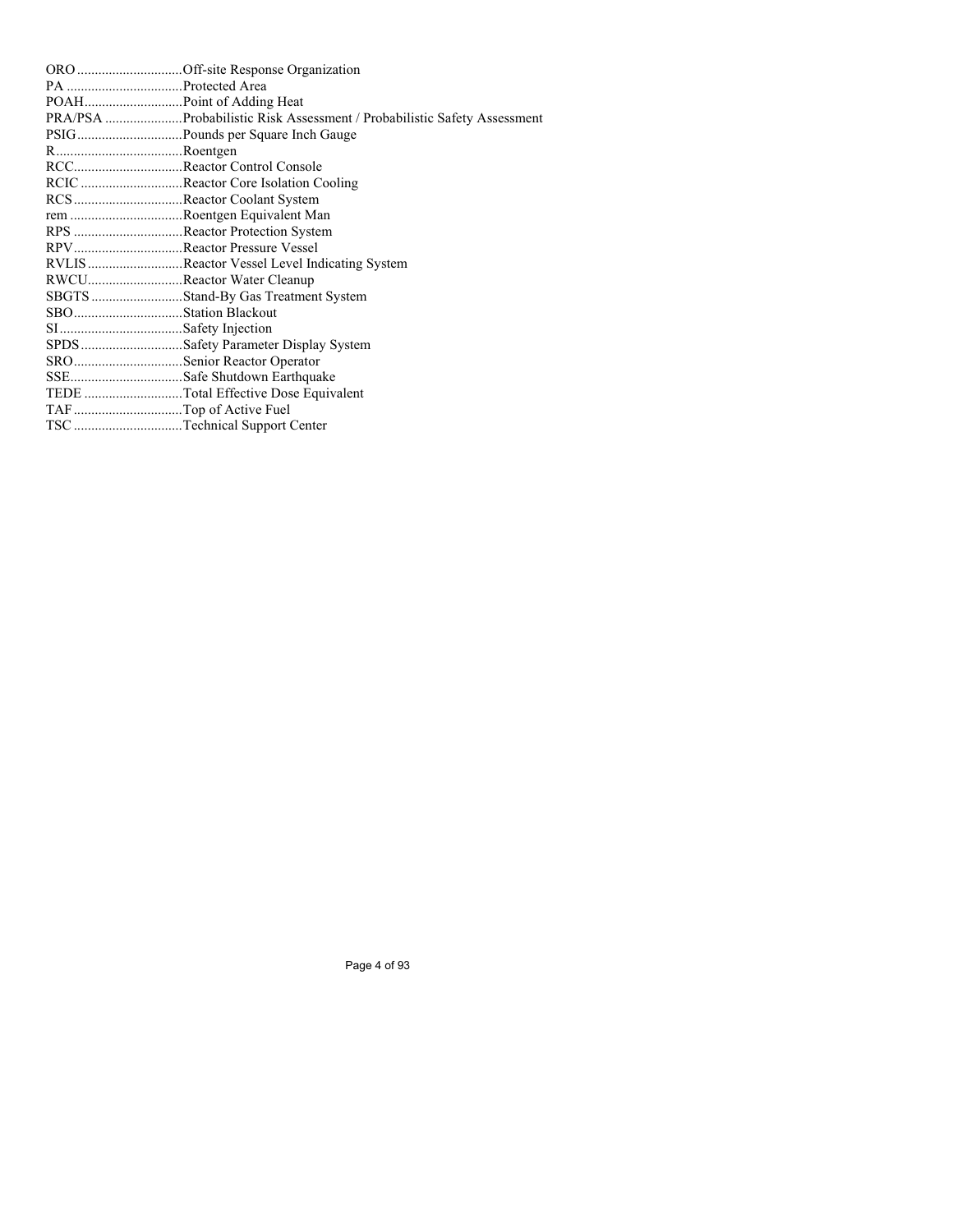ORO ..............................Off-site Response Organization
PA .................................Protected Area
POAH............................Point of Adding Heat
PRA/PSA ......................Probabilistic Risk Assessment / Probabilistic Safety Assessment
PSIG..............................Pounds per Square Inch Gauge
R....................................Roentgen
RCC...............................Reactor Control Console
RCIC .............................Reactor Core Isolation Cooling
RCS ...............................Reactor Coolant System
rem ................................Roentgen Equivalent Man
RPS ...............................Reactor Protection System
RPV...............................Reactor Pressure Vessel
RVLIS...........................Reactor Vessel Level Indicating System
RWCU...........................Reactor Water Cleanup
SBGTS ..........................Stand-By Gas Treatment System
SBO...............................Station Blackout
SI...................................Safety Injection
SPDS.............................Safety Parameter Display System
SRO...............................Senior Reactor Operator
SSE................................Safe Shutdown Earthquake
TEDE ............................Total Effective Dose Equivalent
TAF ...............................Top of Active Fuel
TSC ...............................Technical Support Center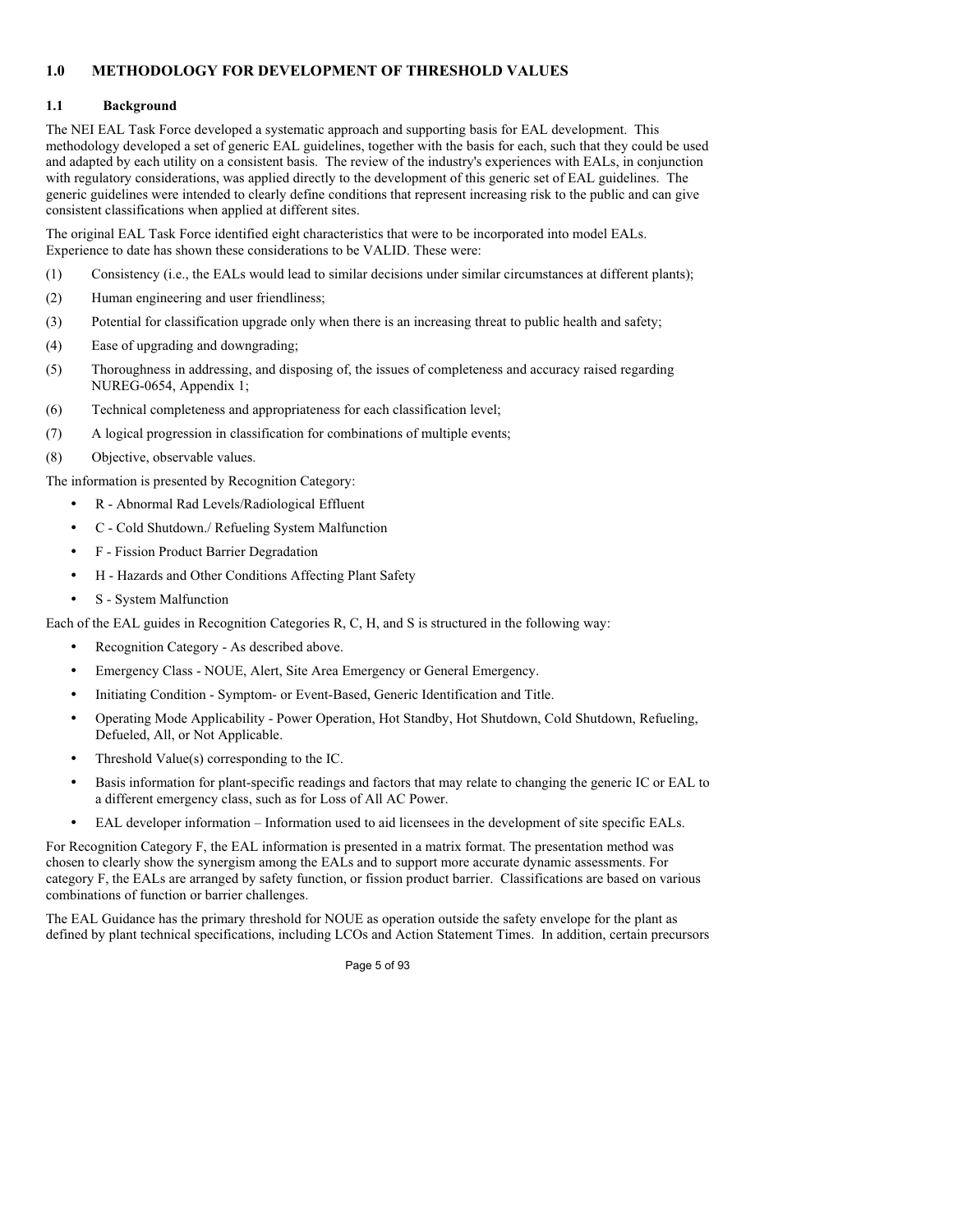## 1.0 METHODOLOGY FOR DEVELOPMENT OF THRESHOLD VALUES

### 1.1 Background

The NEI EAL Task Force developed a systematic approach and supporting basis for EAL development. This methodology developed a set of generic EAL guidelines, together with the basis for each, such that they could be used and adapted by each utility on a consistent basis. The review of the industry's experiences with EALs, in conjunction with regulatory considerations, was applied directly to the development of this generic set of EAL guidelines. The generic guidelines were intended to clearly define conditions that represent increasing risk to the public and can give consistent classifications when applied at different sites.

The original EAL Task Force identified eight characteristics that were to be incorporated into model EALs. Experience to date has shown these considerations to be VALID. These were:

(1) Consistency (i.e., the EALs would lead to similar decisions under similar circumstances at different plants);

(2) Human engineering and user friendliness;

(3) Potential for classification upgrade only when there is an increasing threat to public health and safety;

(4) Ease of upgrading and downgrading;

(5) Thoroughness in addressing, and disposing of, the issues of completeness and accuracy raised regarding NUREG-0654, Appendix 1;

(6) Technical completeness and appropriateness for each classification level;

(7) A logical progression in classification for combinations of multiple events;

(8) Objective, observable values.

The information is presented by Recognition Category:

- R - Abnormal Rad Levels/Radiological Effluent
- C - Cold Shutdown./ Refueling System Malfunction
- F - Fission Product Barrier Degradation
- H - Hazards and Other Conditions Affecting Plant Safety
- S - System Malfunction

Each of the EAL guides in Recognition Categories R, C, H, and S is structured in the following way:

- Recognition Category - As described above.
- Emergency Class - NOUE, Alert, Site Area Emergency or General Emergency.
- Initiating Condition - Symptom- or Event-Based, Generic Identification and Title.
- Operating Mode Applicability - Power Operation, Hot Standby, Hot Shutdown, Cold Shutdown, Refueling, Defueled, All, or Not Applicable.
- Threshold Value(s) corresponding to the IC.
- Basis information for plant-specific readings and factors that may relate to changing the generic IC or EAL to a different emergency class, such as for Loss of All AC Power.
- EAL developer information – Information used to aid licensees in the development of site specific EALs.

For Recognition Category F, the EAL information is presented in a matrix format. The presentation method was chosen to clearly show the synergism among the EALs and to support more accurate dynamic assessments. For category F, the EALs are arranged by safety function, or fission product barrier. Classifications are based on various combinations of function or barrier challenges.

The EAL Guidance has the primary threshold for NOUE as operation outside the safety envelope for the plant as defined by plant technical specifications, including LCOs and Action Statement Times. In addition, certain precursors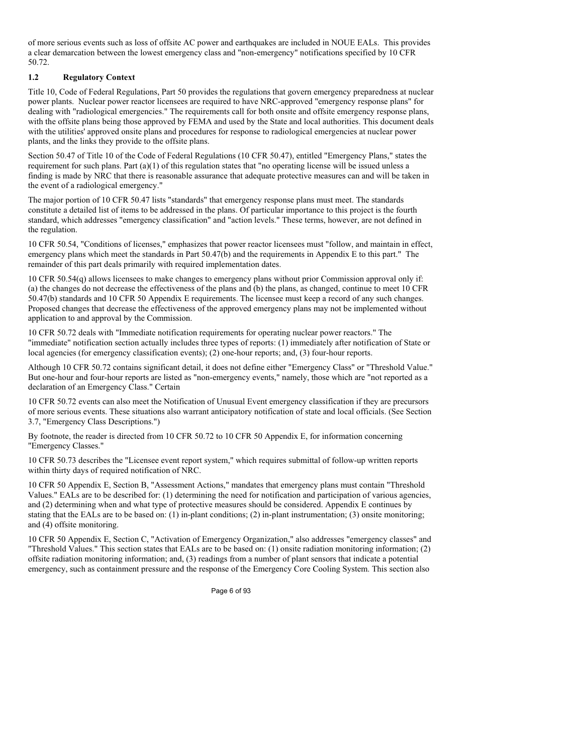of more serious events such as loss of offsite AC power and earthquakes are included in NOUE EALs. This provides a clear demarcation between the lowest emergency class and "non-emergency" notifications specified by 10 CFR 50.72.

### 1.2 Regulatory Context

Title 10, Code of Federal Regulations, Part 50 provides the regulations that govern emergency preparedness at nuclear power plants. Nuclear power reactor licensees are required to have NRC-approved "emergency response plans" for dealing with "radiological emergencies." The requirements call for both onsite and offsite emergency response plans, with the offsite plans being those approved by FEMA and used by the State and local authorities. This document deals with the utilities' approved onsite plans and procedures for response to radiological emergencies at nuclear power plants, and the links they provide to the offsite plans.

Section 50.47 of Title 10 of the Code of Federal Regulations (10 CFR 50.47), entitled "Emergency Plans," states the requirement for such plans. Part (a)(1) of this regulation states that "no operating license will be issued unless a finding is made by NRC that there is reasonable assurance that adequate protective measures can and will be taken in the event of a radiological emergency."

The major portion of 10 CFR 50.47 lists "standards" that emergency response plans must meet. The standards constitute a detailed list of items to be addressed in the plans. Of particular importance to this project is the fourth standard, which addresses "emergency classification" and "action levels." These terms, however, are not defined in the regulation.

10 CFR 50.54, "Conditions of licenses," emphasizes that power reactor licensees must "follow, and maintain in effect, emergency plans which meet the standards in Part 50.47(b) and the requirements in Appendix E to this part." The remainder of this part deals primarily with required implementation dates.

10 CFR 50.54(q) allows licensees to make changes to emergency plans without prior Commission approval only if: (a) the changes do not decrease the effectiveness of the plans and (b) the plans, as changed, continue to meet 10 CFR 50.47(b) standards and 10 CFR 50 Appendix E requirements. The licensee must keep a record of any such changes. Proposed changes that decrease the effectiveness of the approved emergency plans may not be implemented without application to and approval by the Commission.

10 CFR 50.72 deals with "Immediate notification requirements for operating nuclear power reactors." The "immediate" notification section actually includes three types of reports: (1) immediately after notification of State or local agencies (for emergency classification events); (2) one-hour reports; and, (3) four-hour reports.

Although 10 CFR 50.72 contains significant detail, it does not define either "Emergency Class" or "Threshold Value." But one-hour and four-hour reports are listed as "non-emergency events," namely, those which are "not reported as a declaration of an Emergency Class." Certain

10 CFR 50.72 events can also meet the Notification of Unusual Event emergency classification if they are precursors of more serious events. These situations also warrant anticipatory notification of state and local officials. (See Section 3.7, "Emergency Class Descriptions.")

By footnote, the reader is directed from 10 CFR 50.72 to 10 CFR 50 Appendix E, for information concerning "Emergency Classes."

10 CFR 50.73 describes the "Licensee event report system," which requires submittal of follow-up written reports within thirty days of required notification of NRC.

10 CFR 50 Appendix E, Section B, "Assessment Actions," mandates that emergency plans must contain "Threshold Values." EALs are to be described for: (1) determining the need for notification and participation of various agencies, and (2) determining when and what type of protective measures should be considered. Appendix E continues by stating that the EALs are to be based on: (1) in-plant conditions; (2) in-plant instrumentation; (3) onsite monitoring; and (4) offsite monitoring.

10 CFR 50 Appendix E, Section C, "Activation of Emergency Organization," also addresses "emergency classes" and "Threshold Values." This section states that EALs are to be based on: (1) onsite radiation monitoring information; (2) offsite radiation monitoring information; and, (3) readings from a number of plant sensors that indicate a potential emergency, such as containment pressure and the response of the Emergency Core Cooling System. This section also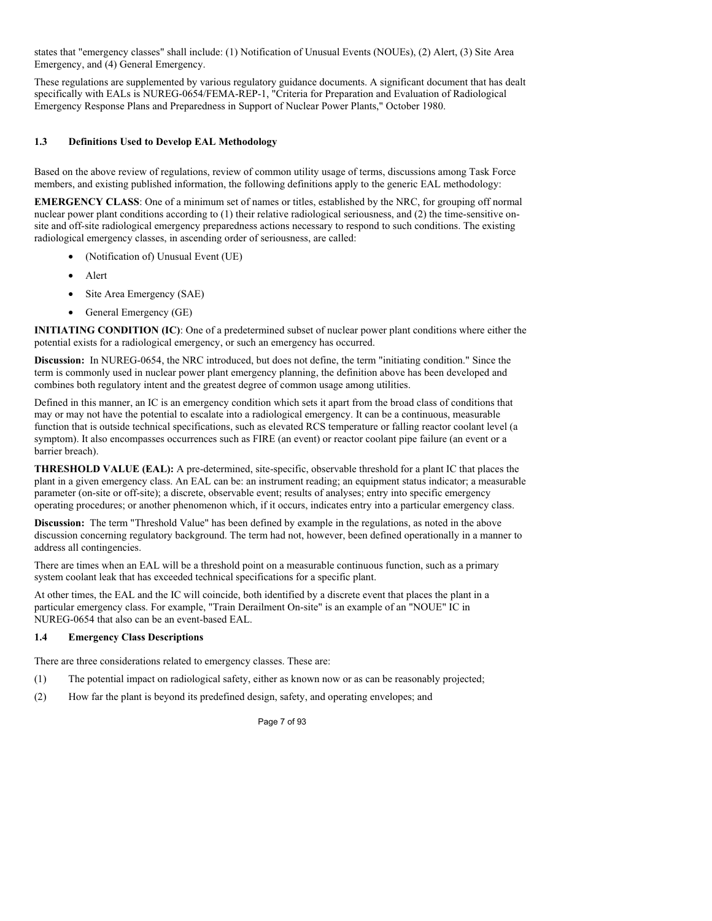states that "emergency classes" shall include: (1) Notification of Unusual Events (NOUEs), (2) Alert, (3) Site Area Emergency, and (4) General Emergency.

These regulations are supplemented by various regulatory guidance documents. A significant document that has dealt specifically with EALs is NUREG-0654/FEMA-REP-1, "Criteria for Preparation and Evaluation of Radiological Emergency Response Plans and Preparedness in Support of Nuclear Power Plants," October 1980.

### 1.3 Definitions Used to Develop EAL Methodology

Based on the above review of regulations, review of common utility usage of terms, discussions among Task Force members, and existing published information, the following definitions apply to the generic EAL methodology:

**EMERGENCY CLASS**: One of a minimum set of names or titles, established by the NRC, for grouping off normal nuclear power plant conditions according to (1) their relative radiological seriousness, and (2) the time-sensitive on-site and off-site radiological emergency preparedness actions necessary to respond to such conditions. The existing radiological emergency classes, in ascending order of seriousness, are called:

- (Notification of) Unusual Event (UE)
- Alert
- Site Area Emergency (SAE)
- General Emergency (GE)

**INITIATING CONDITION (IC)**: One of a predetermined subset of nuclear power plant conditions where either the potential exists for a radiological emergency, or such an emergency has occurred.

**Discussion:** In NUREG-0654, the NRC introduced, but does not define, the term "initiating condition." Since the term is commonly used in nuclear power plant emergency planning, the definition above has been developed and combines both regulatory intent and the greatest degree of common usage among utilities.

Defined in this manner, an IC is an emergency condition which sets it apart from the broad class of conditions that may or may not have the potential to escalate into a radiological emergency. It can be a continuous, measurable function that is outside technical specifications, such as elevated RCS temperature or falling reactor coolant level (a symptom). It also encompasses occurrences such as FIRE (an event) or reactor coolant pipe failure (an event or a barrier breach).

**THRESHOLD VALUE (EAL):** A pre-determined, site-specific, observable threshold for a plant IC that places the plant in a given emergency class. An EAL can be: an instrument reading; an equipment status indicator; a measurable parameter (on-site or off-site); a discrete, observable event; results of analyses; entry into specific emergency operating procedures; or another phenomenon which, if it occurs, indicates entry into a particular emergency class.

**Discussion:** The term "Threshold Value" has been defined by example in the regulations, as noted in the above discussion concerning regulatory background. The term had not, however, been defined operationally in a manner to address all contingencies.

There are times when an EAL will be a threshold point on a measurable continuous function, such as a primary system coolant leak that has exceeded technical specifications for a specific plant.

At other times, the EAL and the IC will coincide, both identified by a discrete event that places the plant in a particular emergency class. For example, "Train Derailment On-site" is an example of an "NOUE" IC in NUREG-0654 that also can be an event-based EAL.

### 1.4 Emergency Class Descriptions

There are three considerations related to emergency classes. These are:

(1) The potential impact on radiological safety, either as known now or as can be reasonably projected;

(2) How far the plant is beyond its predefined design, safety, and operating envelopes; and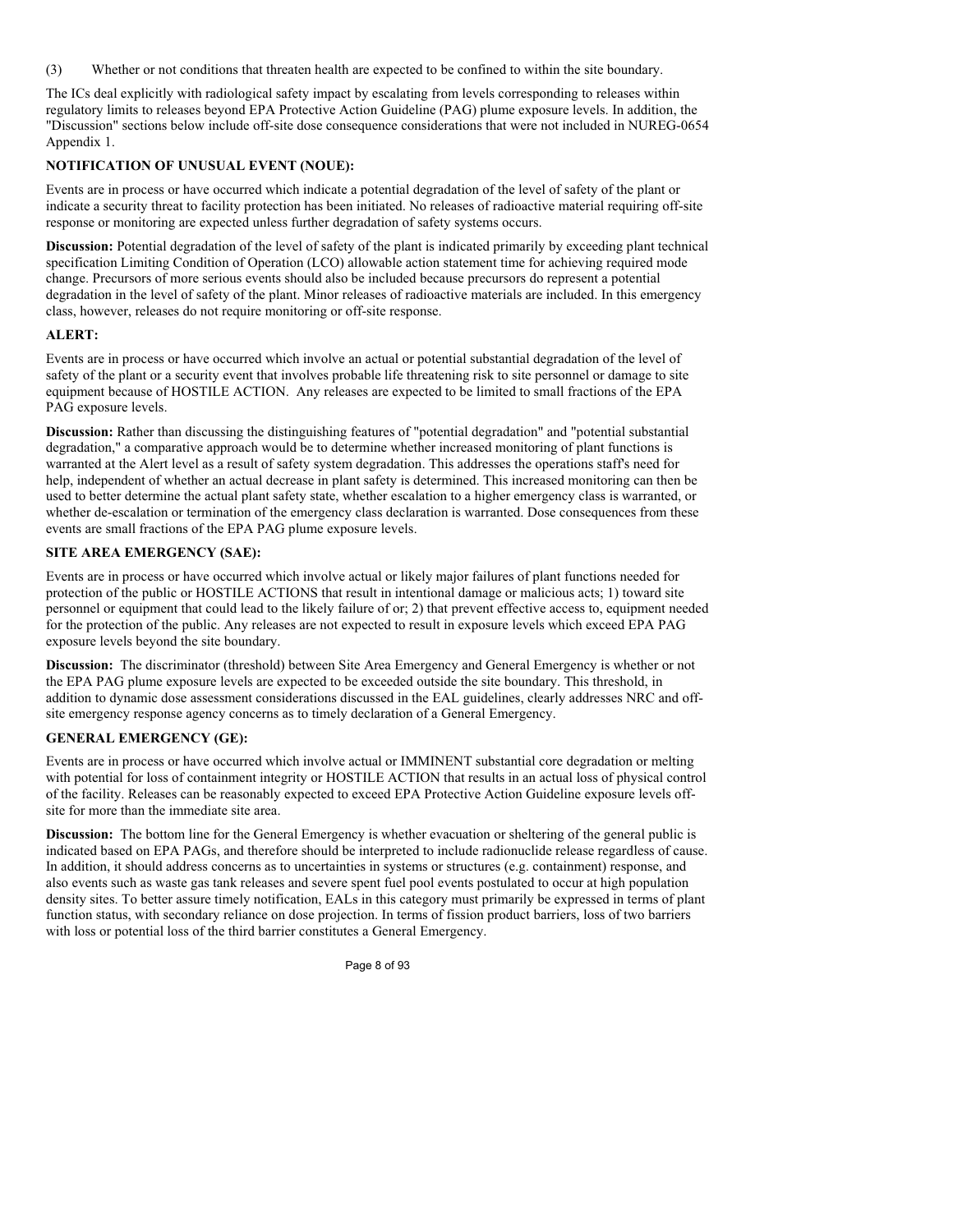(3) Whether or not conditions that threaten health are expected to be confined to within the site boundary.

The ICs deal explicitly with radiological safety impact by escalating from levels corresponding to releases within regulatory limits to releases beyond EPA Protective Action Guideline (PAG) plume exposure levels. In addition, the "Discussion" sections below include off-site dose consequence considerations that were not included in NUREG-0654 Appendix 1.

**NOTIFICATION OF UNUSUAL EVENT (NOUE):**

Events are in process or have occurred which indicate a potential degradation of the level of safety of the plant or indicate a security threat to facility protection has been initiated. No releases of radioactive material requiring off-site response or monitoring are expected unless further degradation of safety systems occurs.

**Discussion:** Potential degradation of the level of safety of the plant is indicated primarily by exceeding plant technical specification Limiting Condition of Operation (LCO) allowable action statement time for achieving required mode change. Precursors of more serious events should also be included because precursors do represent a potential degradation in the level of safety of the plant. Minor releases of radioactive materials are included. In this emergency class, however, releases do not require monitoring or off-site response.

**ALERT:**

Events are in process or have occurred which involve an actual or potential substantial degradation of the level of safety of the plant or a security event that involves probable life threatening risk to site personnel or damage to site equipment because of HOSTILE ACTION. Any releases are expected to be limited to small fractions of the EPA PAG exposure levels.

**Discussion:** Rather than discussing the distinguishing features of "potential degradation" and "potential substantial degradation," a comparative approach would be to determine whether increased monitoring of plant functions is warranted at the Alert level as a result of safety system degradation. This addresses the operations staff's need for help, independent of whether an actual decrease in plant safety is determined. This increased monitoring can then be used to better determine the actual plant safety state, whether escalation to a higher emergency class is warranted, or whether de-escalation or termination of the emergency class declaration is warranted. Dose consequences from these events are small fractions of the EPA PAG plume exposure levels.

**SITE AREA EMERGENCY (SAE):**

Events are in process or have occurred which involve actual or likely major failures of plant functions needed for protection of the public or HOSTILE ACTIONS that result in intentional damage or malicious acts; 1) toward site personnel or equipment that could lead to the likely failure of or; 2) that prevent effective access to, equipment needed for the protection of the public. Any releases are not expected to result in exposure levels which exceed EPA PAG exposure levels beyond the site boundary.

**Discussion:** The discriminator (threshold) between Site Area Emergency and General Emergency is whether or not the EPA PAG plume exposure levels are expected to be exceeded outside the site boundary. This threshold, in addition to dynamic dose assessment considerations discussed in the EAL guidelines, clearly addresses NRC and off-site emergency response agency concerns as to timely declaration of a General Emergency.

**GENERAL EMERGENCY (GE):**

Events are in process or have occurred which involve actual or IMMINENT substantial core degradation or melting with potential for loss of containment integrity or HOSTILE ACTION that results in an actual loss of physical control of the facility. Releases can be reasonably expected to exceed EPA Protective Action Guideline exposure levels off-site for more than the immediate site area.

**Discussion:** The bottom line for the General Emergency is whether evacuation or sheltering of the general public is indicated based on EPA PAGs, and therefore should be interpreted to include radionuclide release regardless of cause. In addition, it should address concerns as to uncertainties in systems or structures (e.g. containment) response, and also events such as waste gas tank releases and severe spent fuel pool events postulated to occur at high population density sites. To better assure timely notification, EALs in this category must primarily be expressed in terms of plant function status, with secondary reliance on dose projection. In terms of fission product barriers, loss of two barriers with loss or potential loss of the third barrier constitutes a General Emergency.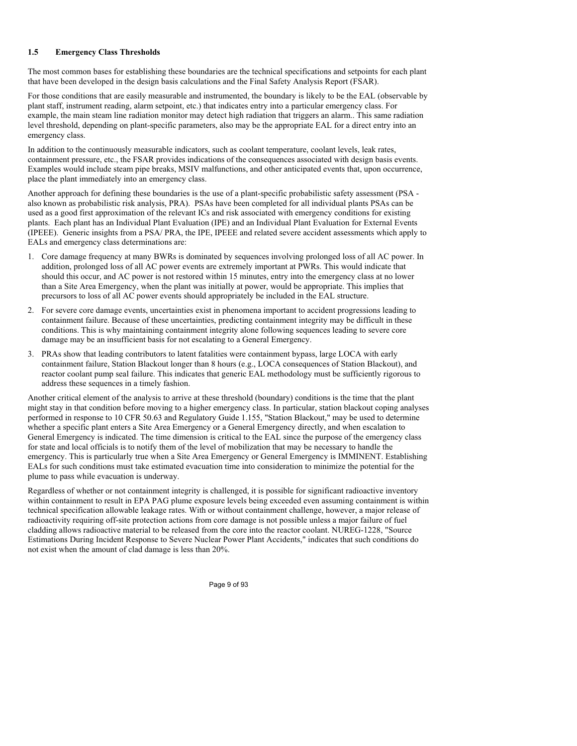### 1.5 Emergency Class Thresholds

The most common bases for establishing these boundaries are the technical specifications and setpoints for each plant that have been developed in the design basis calculations and the Final Safety Analysis Report (FSAR).

For those conditions that are easily measurable and instrumented, the boundary is likely to be the EAL (observable by plant staff, instrument reading, alarm setpoint, etc.) that indicates entry into a particular emergency class. For example, the main steam line radiation monitor may detect high radiation that triggers an alarm.. This same radiation level threshold, depending on plant-specific parameters, also may be the appropriate EAL for a direct entry into an emergency class.

In addition to the continuously measurable indicators, such as coolant temperature, coolant levels, leak rates, containment pressure, etc., the FSAR provides indications of the consequences associated with design basis events. Examples would include steam pipe breaks, MSIV malfunctions, and other anticipated events that, upon occurrence, place the plant immediately into an emergency class.

Another approach for defining these boundaries is the use of a plant-specific probabilistic safety assessment (PSA - also known as probabilistic risk analysis, PRA). PSAs have been completed for all individual plants PSAs can be used as a good first approximation of the relevant ICs and risk associated with emergency conditions for existing plants. Each plant has an Individual Plant Evaluation (IPE) and an Individual Plant Evaluation for External Events (IPEEE). Generic insights from a PSA/ PRA, the IPE, IPEEE and related severe accident assessments which apply to EALs and emergency class determinations are:

1. Core damage frequency at many BWRs is dominated by sequences involving prolonged loss of all AC power. In addition, prolonged loss of all AC power events are extremely important at PWRs. This would indicate that should this occur, and AC power is not restored within 15 minutes, entry into the emergency class at no lower than a Site Area Emergency, when the plant was initially at power, would be appropriate. This implies that precursors to loss of all AC power events should appropriately be included in the EAL structure.
2. For severe core damage events, uncertainties exist in phenomena important to accident progressions leading to containment failure. Because of these uncertainties, predicting containment integrity may be difficult in these conditions. This is why maintaining containment integrity alone following sequences leading to severe core damage may be an insufficient basis for not escalating to a General Emergency.
3. PRAs show that leading contributors to latent fatalities were containment bypass, large LOCA with early containment failure, Station Blackout longer than 8 hours (e.g., LOCA consequences of Station Blackout), and reactor coolant pump seal failure. This indicates that generic EAL methodology must be sufficiently rigorous to address these sequences in a timely fashion.

Another critical element of the analysis to arrive at these threshold (boundary) conditions is the time that the plant might stay in that condition before moving to a higher emergency class. In particular, station blackout coping analyses performed in response to 10 CFR 50.63 and Regulatory Guide 1.155, "Station Blackout," may be used to determine whether a specific plant enters a Site Area Emergency or a General Emergency directly, and when escalation to General Emergency is indicated. The time dimension is critical to the EAL since the purpose of the emergency class for state and local officials is to notify them of the level of mobilization that may be necessary to handle the emergency. This is particularly true when a Site Area Emergency or General Emergency is IMMINENT. Establishing EALs for such conditions must take estimated evacuation time into consideration to minimize the potential for the plume to pass while evacuation is underway.

Regardless of whether or not containment integrity is challenged, it is possible for significant radioactive inventory within containment to result in EPA PAG plume exposure levels being exceeded even assuming containment is within technical specification allowable leakage rates. With or without containment challenge, however, a major release of radioactivity requiring off-site protection actions from core damage is not possible unless a major failure of fuel cladding allows radioactive material to be released from the core into the reactor coolant. NUREG-1228, "Source Estimations During Incident Response to Severe Nuclear Power Plant Accidents," indicates that such conditions do not exist when the amount of clad damage is less than 20%.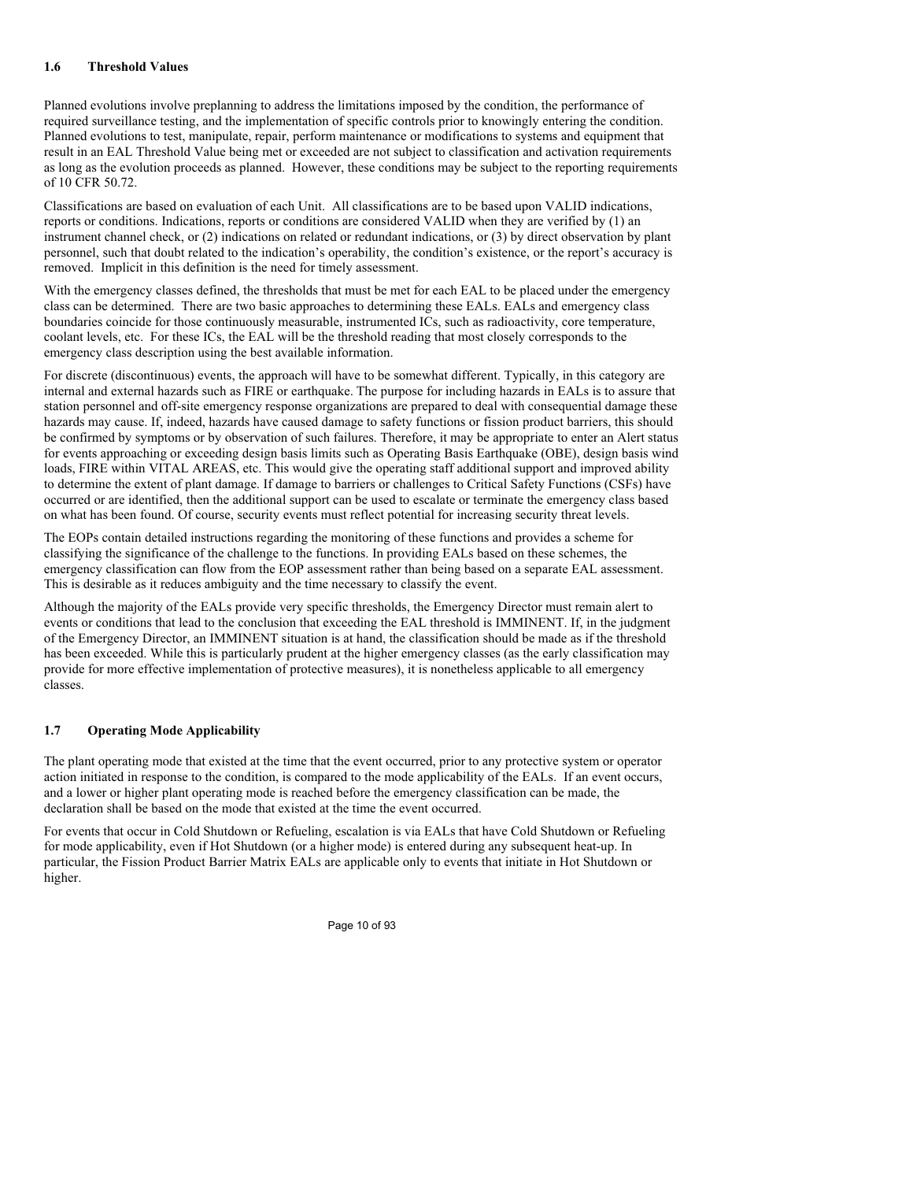## 1.6 Threshold Values

Planned evolutions involve preplanning to address the limitations imposed by the condition, the performance of required surveillance testing, and the implementation of specific controls prior to knowingly entering the condition. Planned evolutions to test, manipulate, repair, perform maintenance or modifications to systems and equipment that result in an EAL Threshold Value being met or exceeded are not subject to classification and activation requirements as long as the evolution proceeds as planned. However, these conditions may be subject to the reporting requirements of 10 CFR 50.72.

Classifications are based on evaluation of each Unit. All classifications are to be based upon VALID indications, reports or conditions. Indications, reports or conditions are considered VALID when they are verified by (1) an instrument channel check, or (2) indications on related or redundant indications, or (3) by direct observation by plant personnel, such that doubt related to the indication's operability, the condition's existence, or the report's accuracy is removed. Implicit in this definition is the need for timely assessment.

With the emergency classes defined, the thresholds that must be met for each EAL to be placed under the emergency class can be determined. There are two basic approaches to determining these EALs. EALs and emergency class boundaries coincide for those continuously measurable, instrumented ICs, such as radioactivity, core temperature, coolant levels, etc. For these ICs, the EAL will be the threshold reading that most closely corresponds to the emergency class description using the best available information.

For discrete (discontinuous) events, the approach will have to be somewhat different. Typically, in this category are internal and external hazards such as FIRE or earthquake. The purpose for including hazards in EALs is to assure that station personnel and off-site emergency response organizations are prepared to deal with consequential damage these hazards may cause. If, indeed, hazards have caused damage to safety functions or fission product barriers, this should be confirmed by symptoms or by observation of such failures. Therefore, it may be appropriate to enter an Alert status for events approaching or exceeding design basis limits such as Operating Basis Earthquake (OBE), design basis wind loads, FIRE within VITAL AREAS, etc. This would give the operating staff additional support and improved ability to determine the extent of plant damage. If damage to barriers or challenges to Critical Safety Functions (CSFs) have occurred or are identified, then the additional support can be used to escalate or terminate the emergency class based on what has been found. Of course, security events must reflect potential for increasing security threat levels.

The EOPs contain detailed instructions regarding the monitoring of these functions and provides a scheme for classifying the significance of the challenge to the functions. In providing EALs based on these schemes, the emergency classification can flow from the EOP assessment rather than being based on a separate EAL assessment. This is desirable as it reduces ambiguity and the time necessary to classify the event.

Although the majority of the EALs provide very specific thresholds, the Emergency Director must remain alert to events or conditions that lead to the conclusion that exceeding the EAL threshold is IMMINENT. If, in the judgment of the Emergency Director, an IMMINENT situation is at hand, the classification should be made as if the threshold has been exceeded. While this is particularly prudent at the higher emergency classes (as the early classification may provide for more effective implementation of protective measures), it is nonetheless applicable to all emergency classes.

## 1.7 Operating Mode Applicability

The plant operating mode that existed at the time that the event occurred, prior to any protective system or operator action initiated in response to the condition, is compared to the mode applicability of the EALs. If an event occurs, and a lower or higher plant operating mode is reached before the emergency classification can be made, the declaration shall be based on the mode that existed at the time the event occurred.

For events that occur in Cold Shutdown or Refueling, escalation is via EALs that have Cold Shutdown or Refueling for mode applicability, even if Hot Shutdown (or a higher mode) is entered during any subsequent heat-up. In particular, the Fission Product Barrier Matrix EALs are applicable only to events that initiate in Hot Shutdown or higher.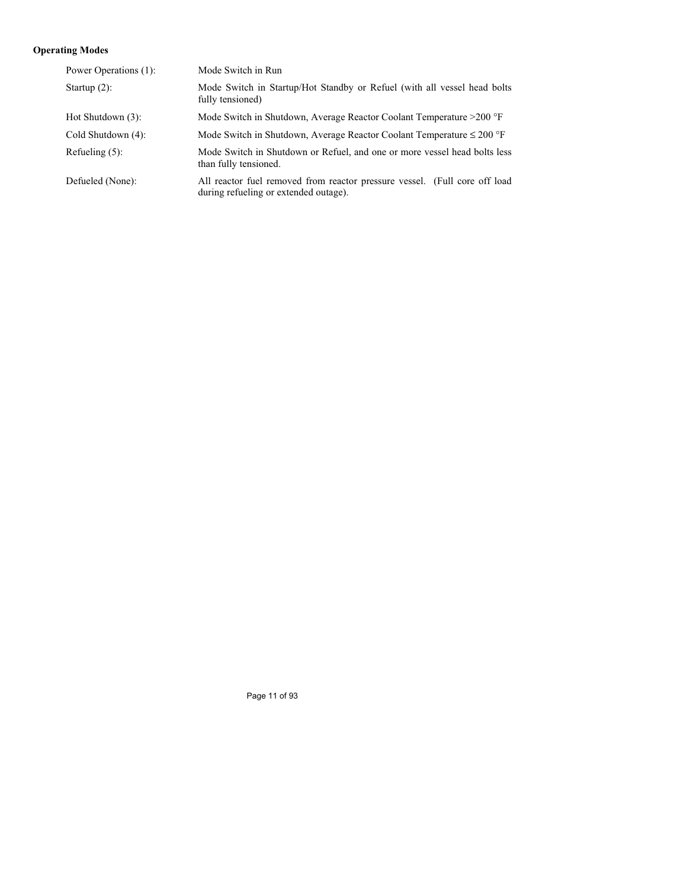**Operating Modes**

| | |
|---|---|
| Power Operations (1): | Mode Switch in Run |
| Startup (2): | Mode Switch in Startup/Hot Standby or Refuel (with all vessel head bolts fully tensioned) |
| Hot Shutdown (3): | Mode Switch in Shutdown, Average Reactor Coolant Temperature >200 °F |
| Cold Shutdown (4): | Mode Switch in Shutdown, Average Reactor Coolant Temperature ≤ 200 °F |
| Refueling (5): | Mode Switch in Shutdown or Refuel, and one or more vessel head bolts less than fully tensioned. |
| Defueled (None): | All reactor fuel removed from reactor pressure vessel. (Full core off load during refueling or extended outage). |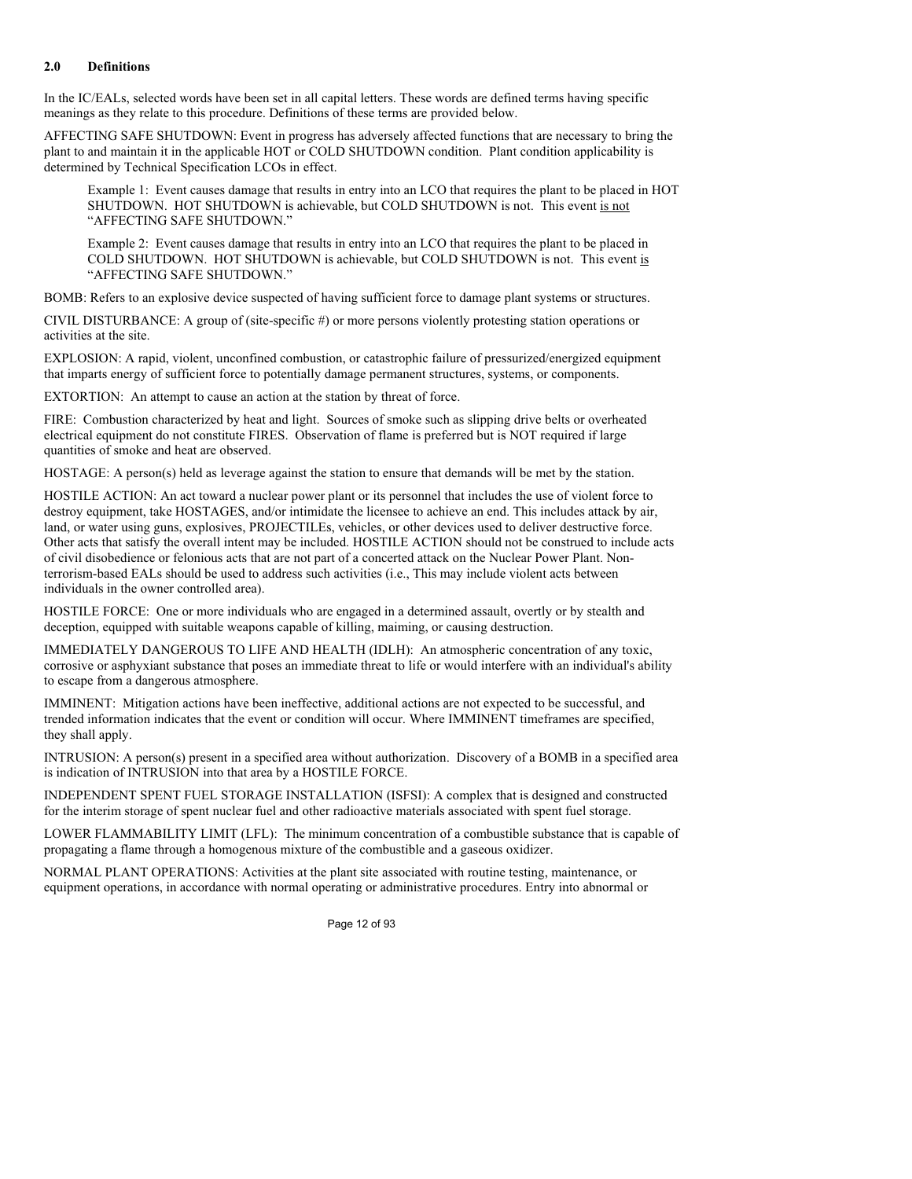## 2.0 Definitions

In the IC/EALs, selected words have been set in all capital letters. These words are defined terms having specific meanings as they relate to this procedure. Definitions of these terms are provided below.

AFFECTING SAFE SHUTDOWN: Event in progress has adversely affected functions that are necessary to bring the plant to and maintain it in the applicable HOT or COLD SHUTDOWN condition. Plant condition applicability is determined by Technical Specification LCOs in effect.

> Example 1: Event causes damage that results in entry into an LCO that requires the plant to be placed in HOT SHUTDOWN. HOT SHUTDOWN is achievable, but COLD SHUTDOWN is not. This event is not "AFFECTING SAFE SHUTDOWN."
>
> Example 2: Event causes damage that results in entry into an LCO that requires the plant to be placed in COLD SHUTDOWN. HOT SHUTDOWN is achievable, but COLD SHUTDOWN is not. This event is "AFFECTING SAFE SHUTDOWN."

BOMB: Refers to an explosive device suspected of having sufficient force to damage plant systems or structures.

CIVIL DISTURBANCE: A group of (site-specific #) or more persons violently protesting station operations or activities at the site.

EXPLOSION: A rapid, violent, unconfined combustion, or catastrophic failure of pressurized/energized equipment that imparts energy of sufficient force to potentially damage permanent structures, systems, or components.

EXTORTION: An attempt to cause an action at the station by threat of force.

FIRE: Combustion characterized by heat and light. Sources of smoke such as slipping drive belts or overheated electrical equipment do not constitute FIRES. Observation of flame is preferred but is NOT required if large quantities of smoke and heat are observed.

HOSTAGE: A person(s) held as leverage against the station to ensure that demands will be met by the station.

HOSTILE ACTION: An act toward a nuclear power plant or its personnel that includes the use of violent force to destroy equipment, take HOSTAGES, and/or intimidate the licensee to achieve an end. This includes attack by air, land, or water using guns, explosives, PROJECTILEs, vehicles, or other devices used to deliver destructive force. Other acts that satisfy the overall intent may be included. HOSTILE ACTION should not be construed to include acts of civil disobedience or felonious acts that are not part of a concerted attack on the Nuclear Power Plant. Non-terrorism-based EALs should be used to address such activities (i.e., This may include violent acts between individuals in the owner controlled area).

HOSTILE FORCE: One or more individuals who are engaged in a determined assault, overtly or by stealth and deception, equipped with suitable weapons capable of killing, maiming, or causing destruction.

IMMEDIATELY DANGEROUS TO LIFE AND HEALTH (IDLH): An atmospheric concentration of any toxic, corrosive or asphyxiant substance that poses an immediate threat to life or would interfere with an individual's ability to escape from a dangerous atmosphere.

IMMINENT: Mitigation actions have been ineffective, additional actions are not expected to be successful, and trended information indicates that the event or condition will occur. Where IMMINENT timeframes are specified, they shall apply.

INTRUSION: A person(s) present in a specified area without authorization. Discovery of a BOMB in a specified area is indication of INTRUSION into that area by a HOSTILE FORCE.

INDEPENDENT SPENT FUEL STORAGE INSTALLATION (ISFSI): A complex that is designed and constructed for the interim storage of spent nuclear fuel and other radioactive materials associated with spent fuel storage.

LOWER FLAMMABILITY LIMIT (LFL): The minimum concentration of a combustible substance that is capable of propagating a flame through a homogenous mixture of the combustible and a gaseous oxidizer.

NORMAL PLANT OPERATIONS: Activities at the plant site associated with routine testing, maintenance, or equipment operations, in accordance with normal operating or administrative procedures. Entry into abnormal or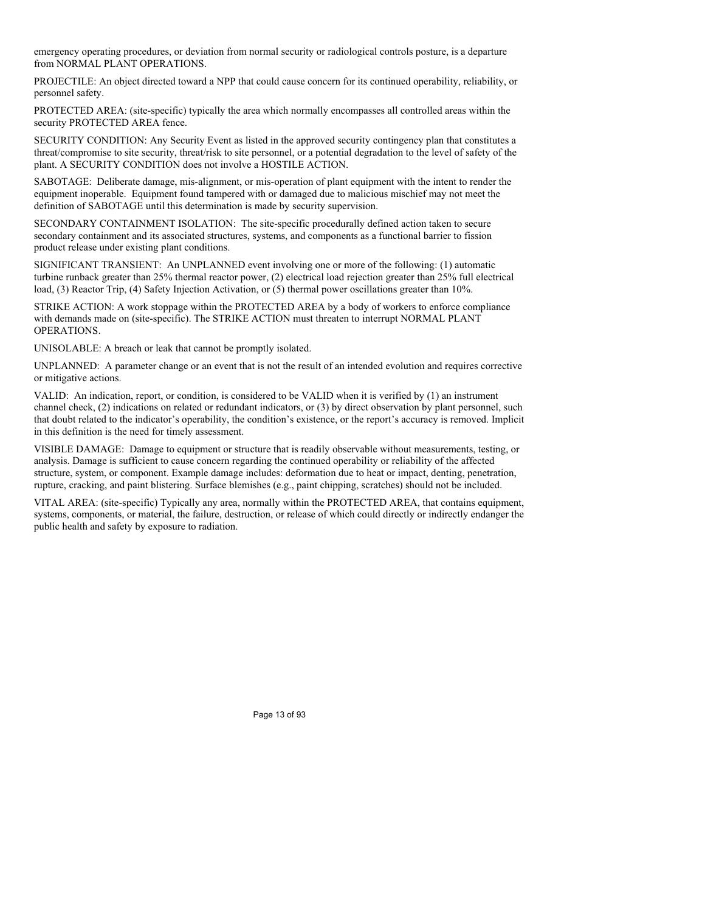emergency operating procedures, or deviation from normal security or radiological controls posture, is a departure from NORMAL PLANT OPERATIONS.

PROJECTILE: An object directed toward a NPP that could cause concern for its continued operability, reliability, or personnel safety.

PROTECTED AREA: (site-specific) typically the area which normally encompasses all controlled areas within the security PROTECTED AREA fence.

SECURITY CONDITION: Any Security Event as listed in the approved security contingency plan that constitutes a threat/compromise to site security, threat/risk to site personnel, or a potential degradation to the level of safety of the plant. A SECURITY CONDITION does not involve a HOSTILE ACTION.

SABOTAGE: Deliberate damage, mis-alignment, or mis-operation of plant equipment with the intent to render the equipment inoperable. Equipment found tampered with or damaged due to malicious mischief may not meet the definition of SABOTAGE until this determination is made by security supervision.

SECONDARY CONTAINMENT ISOLATION: The site-specific procedurally defined action taken to secure secondary containment and its associated structures, systems, and components as a functional barrier to fission product release under existing plant conditions.

SIGNIFICANT TRANSIENT: An UNPLANNED event involving one or more of the following: (1) automatic turbine runback greater than 25% thermal reactor power, (2) electrical load rejection greater than 25% full electrical load, (3) Reactor Trip, (4) Safety Injection Activation, or (5) thermal power oscillations greater than 10%.

STRIKE ACTION: A work stoppage within the PROTECTED AREA by a body of workers to enforce compliance with demands made on (site-specific). The STRIKE ACTION must threaten to interrupt NORMAL PLANT OPERATIONS.

UNISOLABLE: A breach or leak that cannot be promptly isolated.

UNPLANNED: A parameter change or an event that is not the result of an intended evolution and requires corrective or mitigative actions.

VALID: An indication, report, or condition, is considered to be VALID when it is verified by (1) an instrument channel check, (2) indications on related or redundant indicators, or (3) by direct observation by plant personnel, such that doubt related to the indicator's operability, the condition's existence, or the report's accuracy is removed. Implicit in this definition is the need for timely assessment.

VISIBLE DAMAGE: Damage to equipment or structure that is readily observable without measurements, testing, or analysis. Damage is sufficient to cause concern regarding the continued operability or reliability of the affected structure, system, or component. Example damage includes: deformation due to heat or impact, denting, penetration, rupture, cracking, and paint blistering. Surface blemishes (e.g., paint chipping, scratches) should not be included.

VITAL AREA: (site-specific) Typically any area, normally within the PROTECTED AREA, that contains equipment, systems, components, or material, the failure, destruction, or release of which could directly or indirectly endanger the public health and safety by exposure to radiation.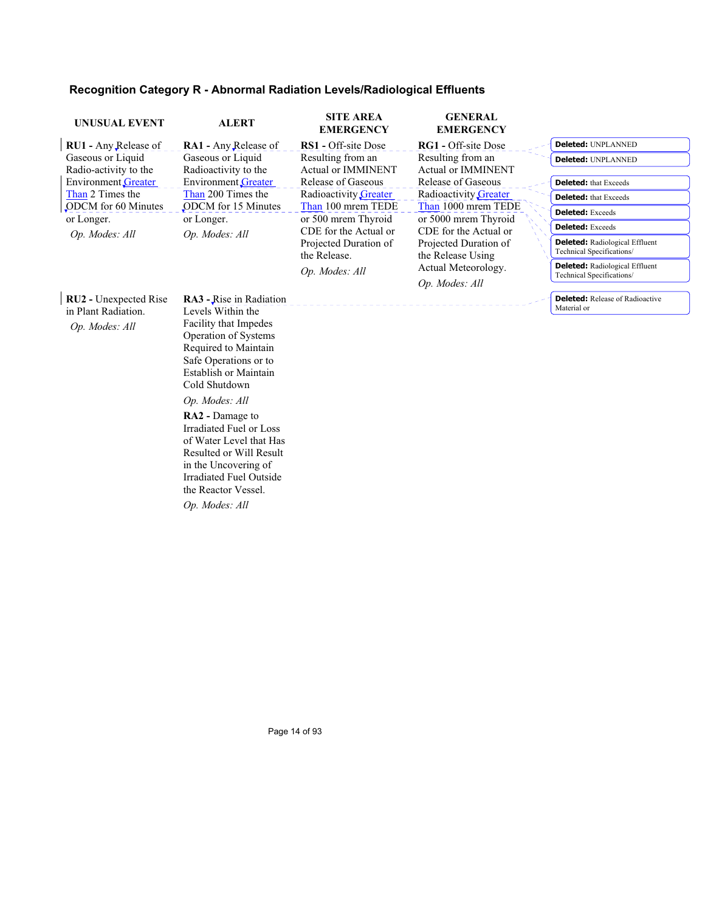## Recognition Category R - Abnormal Radiation Levels/Radiological Effluents

| UNUSUAL EVENT | ALERT | SITE AREA EMERGENCY | GENERAL EMERGENCY |
|---|---|---|---|
| **RU1 -** Any Release of Gaseous or Liquid Radio-activity to the Environment Greater Than 2 Times the ODCM for 60 Minutes or Longer.<br>*Op. Modes: All* | **RA1 -** Any Release of Gaseous or Liquid Radioactivity to the Environment Greater Than 200 Times the ODCM for 15 Minutes or Longer.<br>*Op. Modes: All* | **RS1 -** Off-site Dose Resulting from an Actual or IMMINENT Release of Gaseous Radioactivity Greater Than 100 mrem TEDE or 500 mrem Thyroid CDE for the Actual or Projected Duration of the Release.<br>*Op. Modes: All* | **RG1 -** Off-site Dose Resulting from an Actual or IMMINENT Release of Gaseous Radioactivity Greater Than 1000 mrem TEDE or 5000 mrem Thyroid CDE for the Actual or Projected Duration of the Release Using Actual Meteorology.<br>*Op. Modes: All* |
| **RU2 -** Unexpected Rise in Plant Radiation.<br>*Op. Modes: All* | **RA3 -** Rise in Radiation Levels Within the Facility that Impedes Operation of Systems Required to Maintain Safe Operations or to Establish or Maintain Cold Shutdown<br>*Op. Modes: All*<br>**RA2 -** Damage to Irradiated Fuel or Loss of Water Level that Has Resulted or Will Result in the Uncovering of Irradiated Fuel Outside the Reactor Vessel.<br>*Op. Modes: All* | | |

**Deleted:** UNPLANNED

**Deleted:** UNPLANNED

**Deleted:** that Exceeds

**Deleted:** that Exceeds

**Deleted:** Exceeds

**Deleted:** Exceeds

**Deleted:** Radiological Effluent Technical Specifications/

**Deleted:** Radiological Effluent Technical Specifications/

**Deleted:** Release of Radioactive Material or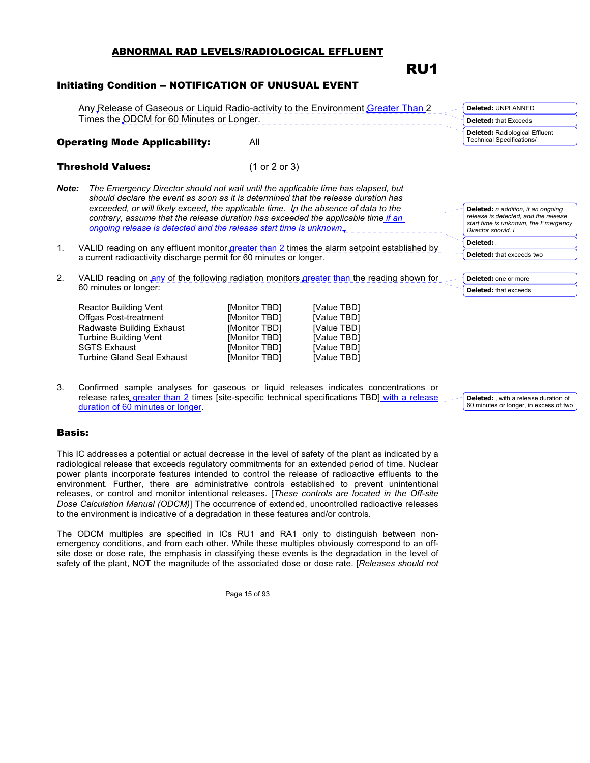## ABNORMAL RAD LEVELS/RADIOLOGICAL EFFLUENT

# RU1

### Initiating Condition -- NOTIFICATION OF UNUSUAL EVENT

Any Release of Gaseous or Liquid Radio-activity to the Environment Greater Than 2 Times the ODCM for 60 Minutes or Longer.

Deleted: UNPLANNED

Deleted: that Exceeds

Deleted: Radiological Effluent Technical Specifications/

**Operating Mode Applicability:** All

**Threshold Values:** (1 or 2 or 3)

***Note:*** *The Emergency Director should not wait until the applicable time has elapsed, but should declare the event as soon as it is determined that the release duration has exceeded, or will likely exceed, the applicable time. In the absence of data to the contrary, assume that the release duration has exceeded the applicable time if an ongoing release is detected and the release start time is unknown.*

Deleted: *n addition, if an ongoing release is detected, and the release start time is unknown, the Emergency Director should, i*

Deleted: .

1. VALID reading on any effluent monitor greater than 2 times the alarm setpoint established by a current radioactivity discharge permit for 60 minutes or longer.

Deleted: that exceeds two

2. VALID reading on any of the following radiation monitors greater than the reading shown for 60 minutes or longer:

Deleted: one or more

Deleted: that exceeds

| | | |
|---|---|---|
| Reactor Building Vent | [Monitor TBD] | [Value TBD] |
| Offgas Post-treatment | [Monitor TBD] | [Value TBD] |
| Radwaste Building Exhaust | [Monitor TBD] | [Value TBD] |
| Turbine Building Vent | [Monitor TBD] | [Value TBD] |
| SGTS Exhaust | [Monitor TBD] | [Value TBD] |
| Turbine Gland Seal Exhaust | [Monitor TBD] | [Value TBD] |

3. Confirmed sample analyses for gaseous or liquid releases indicates concentrations or release rates greater than 2 times [site-specific technical specifications TBD] with a release duration of 60 minutes or longer.

Deleted: , with a release duration of 60 minutes or longer, in excess of two

### Basis:

This IC addresses a potential or actual decrease in the level of safety of the plant as indicated by a radiological release that exceeds regulatory commitments for an extended period of time. Nuclear power plants incorporate features intended to control the release of radioactive effluents to the environment. Further, there are administrative controls established to prevent unintentional releases, or control and monitor intentional releases. [*These controls are located in the Off-site Dose Calculation Manual (ODCM)*] The occurrence of extended, uncontrolled radioactive releases to the environment is indicative of a degradation in these features and/or controls.

The ODCM multiples are specified in ICs RU1 and RA1 only to distinguish between non-emergency conditions, and from each other. While these multiples obviously correspond to an off-site dose or dose rate, the emphasis in classifying these events is the degradation in the level of safety of the plant, NOT the magnitude of the associated dose or dose rate. [*Releases should not*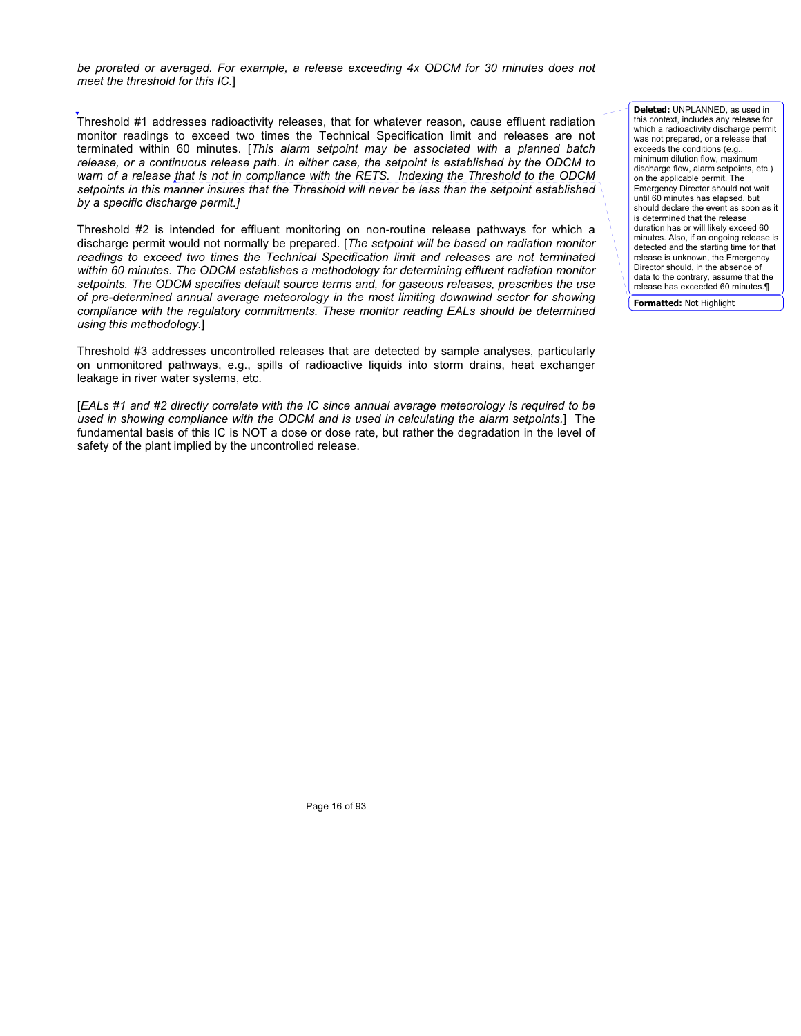*be prorated or averaged. For example, a release exceeding 4x ODCM for 30 minutes does not meet the threshold for this IC.*]

Threshold #1 addresses radioactivity releases, that for whatever reason, cause effluent radiation monitor readings to exceed two times the Technical Specification limit and releases are not terminated within 60 minutes. [*This alarm setpoint may be associated with a planned batch release, or a continuous release path. In either case, the setpoint is established by the ODCM to warn of a release that is not in compliance with the RETS. Indexing the Threshold to the ODCM setpoints in this manner insures that the Threshold will never be less than the setpoint established by a specific discharge permit.]*

Threshold #2 is intended for effluent monitoring on non-routine release pathways for which a discharge permit would not normally be prepared. [*The setpoint will be based on radiation monitor readings to exceed two times the Technical Specification limit and releases are not terminated within 60 minutes. The ODCM establishes a methodology for determining effluent radiation monitor setpoints. The ODCM specifies default source terms and, for gaseous releases, prescribes the use of pre-determined annual average meteorology in the most limiting downwind sector for showing compliance with the regulatory commitments. These monitor reading EALs should be determined using this methodology.*]

Threshold #3 addresses uncontrolled releases that are detected by sample analyses, particularly on unmonitored pathways, e.g., spills of radioactive liquids into storm drains, heat exchanger leakage in river water systems, etc.

[*EALs #1 and #2 directly correlate with the IC since annual average meteorology is required to be used in showing compliance with the ODCM and is used in calculating the alarm setpoints.*] The fundamental basis of this IC is NOT a dose or dose rate, but rather the degradation in the level of safety of the plant implied by the uncontrolled release.

**Deleted:** UNPLANNED, as used in this context, includes any release for which a radioactivity discharge permit was not prepared, or a release that exceeds the conditions (e.g., minimum dilution flow, maximum discharge flow, alarm setpoints, etc.) on the applicable permit. The Emergency Director should not wait until 60 minutes has elapsed, but should declare the event as soon as it is determined that the release duration has or will likely exceed 60 minutes. Also, if an ongoing release is detected and the starting time for that release is unknown, the Emergency Director should, in the absence of data to the contrary, assume that the release has exceeded 60 minutes.¶

**Formatted:** Not Highlight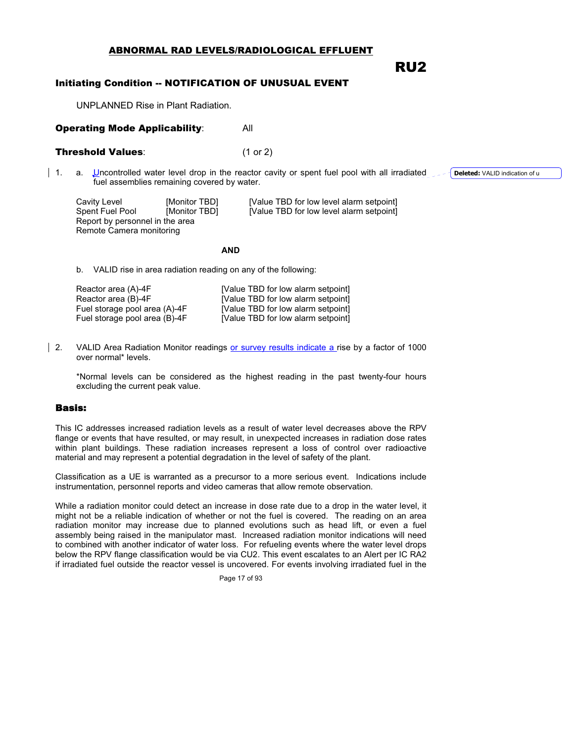## ABNORMAL RAD LEVELS/RADIOLOGICAL EFFLUENT

# RU2

### Initiating Condition -- NOTIFICATION OF UNUSUAL EVENT

UNPLANNED Rise in Plant Radiation.

**Operating Mode Applicability**: All

**Threshold Values**: (1 or 2)

1. a. Uncontrolled water level drop in the reactor cavity or spent fuel pool with all irradiated fuel assemblies remaining covered by water.

| | | |
|---|---|---|
| Cavity Level | [Monitor TBD] | [Value TBD for low level alarm setpoint] |
| Spent Fuel Pool | [Monitor TBD] | [Value TBD for low level alarm setpoint] |
| Report by personnel in the area | | |
| Remote Camera monitoring | | |

**AND**

b. VALID rise in area radiation reading on any of the following:

| | |
|---|---|
| Reactor area (A)-4F | [Value TBD for low alarm setpoint] |
| Reactor area (B)-4F | [Value TBD for low alarm setpoint] |
| Fuel storage pool area (A)-4F | [Value TBD for low alarm setpoint] |
| Fuel storage pool area (B)-4F | [Value TBD for low alarm setpoint] |

2. VALID Area Radiation Monitor readings or survey results indicate a rise by a factor of 1000 over normal* levels.

*Normal levels can be considered as the highest reading in the past twenty-four hours excluding the current peak value.

Deleted: VALID indication of u

### Basis:

This IC addresses increased radiation levels as a result of water level decreases above the RPV flange or events that have resulted, or may result, in unexpected increases in radiation dose rates within plant buildings. These radiation increases represent a loss of control over radioactive material and may represent a potential degradation in the level of safety of the plant.

Classification as a UE is warranted as a precursor to a more serious event. Indications include instrumentation, personnel reports and video cameras that allow remote observation.

While a radiation monitor could detect an increase in dose rate due to a drop in the water level, it might not be a reliable indication of whether or not the fuel is covered. The reading on an area radiation monitor may increase due to planned evolutions such as head lift, or even a fuel assembly being raised in the manipulator mast. Increased radiation monitor indications will need to combined with another indicator of water loss. For refueling events where the water level drops below the RPV flange classification would be via CU2. This event escalates to an Alert per IC RA2 if irradiated fuel outside the reactor vessel is uncovered. For events involving irradiated fuel in the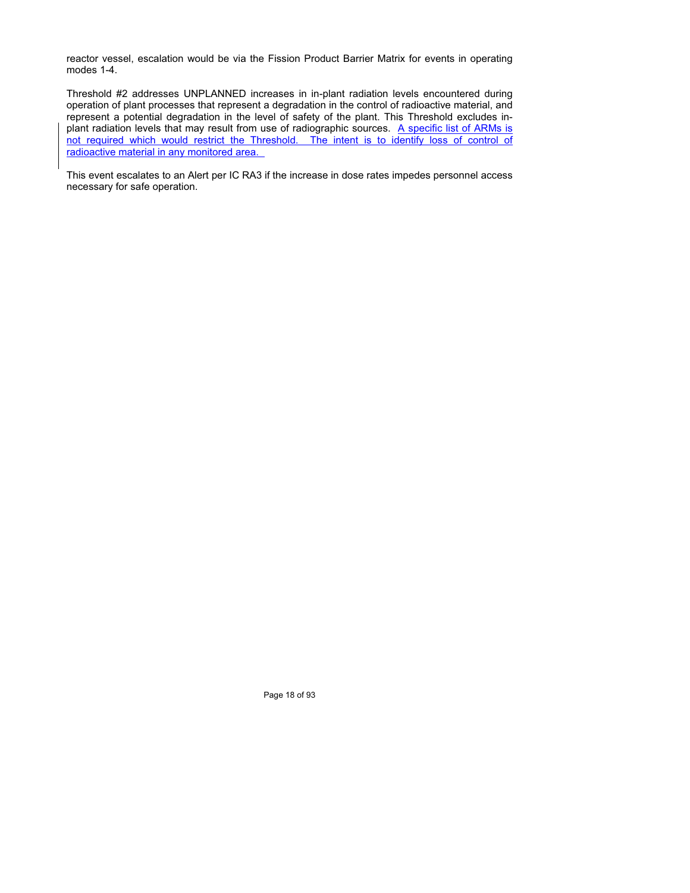reactor vessel, escalation would be via the Fission Product Barrier Matrix for events in operating modes 1-4.

Threshold #2 addresses UNPLANNED increases in in-plant radiation levels encountered during operation of plant processes that represent a degradation in the control of radioactive material, and represent a potential degradation in the level of safety of the plant. This Threshold excludes in-plant radiation levels that may result from use of radiographic sources. A specific list of ARMs is not required which would restrict the Threshold. The intent is to identify loss of control of radioactive material in any monitored area.

This event escalates to an Alert per IC RA3 if the increase in dose rates impedes personnel access necessary for safe operation.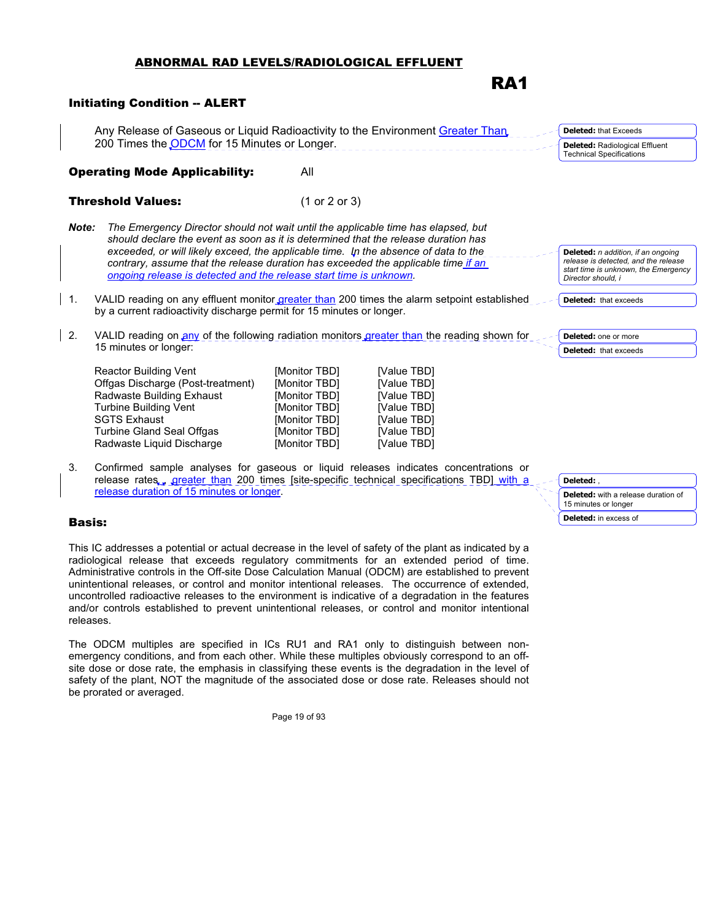## ABNORMAL RAD LEVELS/RADIOLOGICAL EFFLUENT

# RA1

### Initiating Condition -- ALERT

Any Release of Gaseous or Liquid Radioactivity to the Environment Greater Than 200 Times the ODCM for 15 Minutes or Longer.

**Operating Mode Applicability:** All

**Threshold Values:** (1 or 2 or 3)

**Note:** *The Emergency Director should not wait until the applicable time has elapsed, but should declare the event as soon as it is determined that the release duration has exceeded, or will likely exceed, the applicable time. In the absence of data to the contrary, assume that the release duration has exceeded the applicable time if an ongoing release is detected and the release start time is unknown.*

1. VALID reading on any effluent monitor greater than 200 times the alarm setpoint established by a current radioactivity discharge permit for 15 minutes or longer.

2. VALID reading on any of the following radiation monitors greater than the reading shown for 15 minutes or longer:

| | | |
|---|---|---|
| Reactor Building Vent | [Monitor TBD] | [Value TBD] |
| Offgas Discharge (Post-treatment) | [Monitor TBD] | [Value TBD] |
| Radwaste Building Exhaust | [Monitor TBD] | [Value TBD] |
| Turbine Building Vent | [Monitor TBD] | [Value TBD] |
| SGTS Exhaust | [Monitor TBD] | [Value TBD] |
| Turbine Gland Seal Offgas | [Monitor TBD] | [Value TBD] |
| Radwaste Liquid Discharge | [Monitor TBD] | [Value TBD] |

3. Confirmed sample analyses for gaseous or liquid releases indicates concentrations or release rates greater than 200 times [site-specific technical specifications TBD] with a release duration of 15 minutes or longer.

### Basis:

This IC addresses a potential or actual decrease in the level of safety of the plant as indicated by a radiological release that exceeds regulatory commitments for an extended period of time. Administrative controls in the Off-site Dose Calculation Manual (ODCM) are established to prevent unintentional releases, or control and monitor intentional releases. The occurrence of extended, uncontrolled radioactive releases to the environment is indicative of a degradation in the features and/or controls established to prevent unintentional releases, or control and monitor intentional releases.

The ODCM multiples are specified in ICs RU1 and RA1 only to distinguish between non-emergency conditions, and from each other. While these multiples obviously correspond to an off-site dose or dose rate, the emphasis in classifying these events is the degradation in the level of safety of the plant, NOT the magnitude of the associated dose or dose rate. Releases should not be prorated or averaged.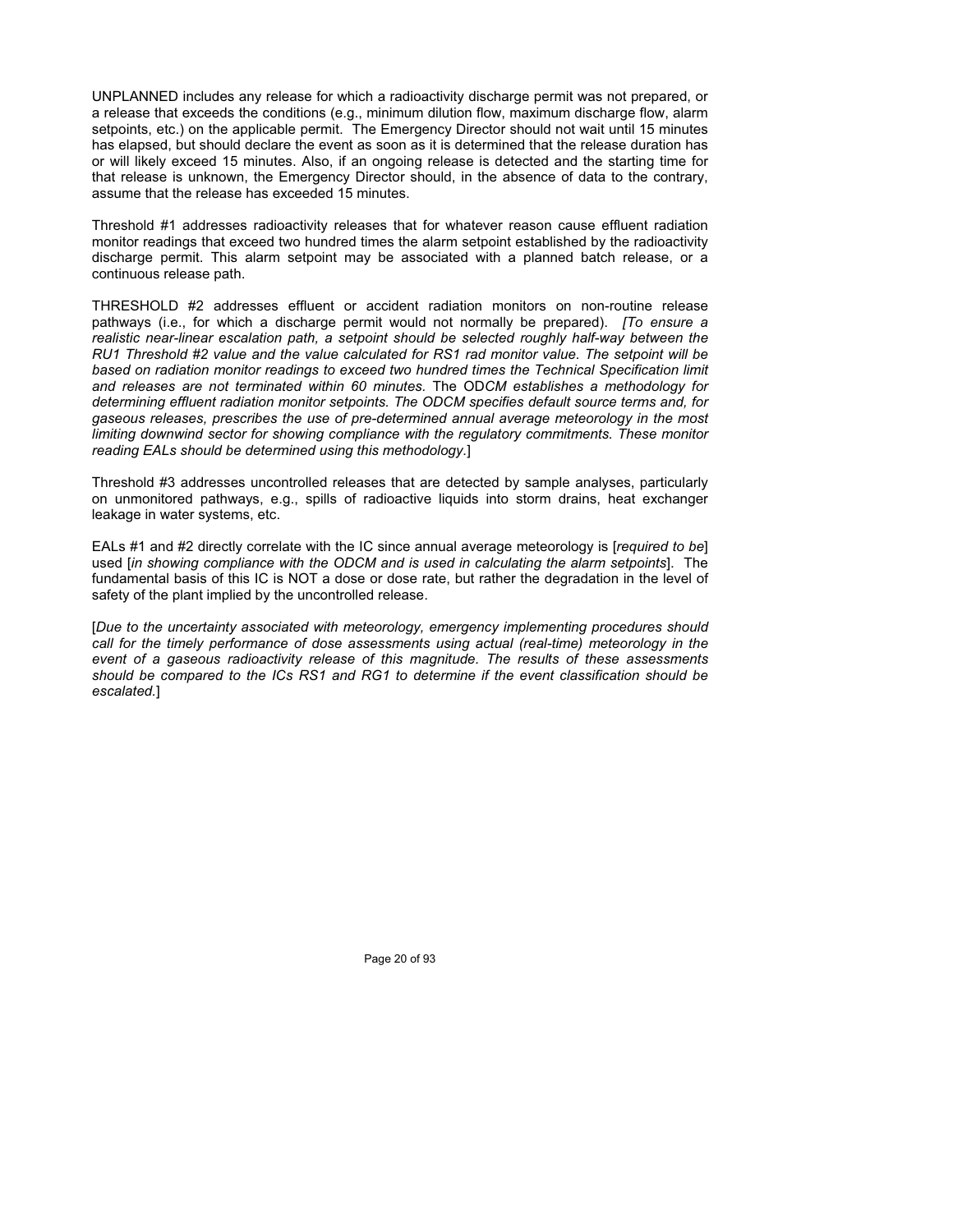UNPLANNED includes any release for which a radioactivity discharge permit was not prepared, or a release that exceeds the conditions (e.g., minimum dilution flow, maximum discharge flow, alarm setpoints, etc.) on the applicable permit. The Emergency Director should not wait until 15 minutes has elapsed, but should declare the event as soon as it is determined that the release duration has or will likely exceed 15 minutes. Also, if an ongoing release is detected and the starting time for that release is unknown, the Emergency Director should, in the absence of data to the contrary, assume that the release has exceeded 15 minutes.

Threshold #1 addresses radioactivity releases that for whatever reason cause effluent radiation monitor readings that exceed two hundred times the alarm setpoint established by the radioactivity discharge permit. This alarm setpoint may be associated with a planned batch release, or a continuous release path.

THRESHOLD #2 addresses effluent or accident radiation monitors on non-routine release pathways (i.e., for which a discharge permit would not normally be prepared). *[To ensure a realistic near-linear escalation path, a setpoint should be selected roughly half-way between the RU1 Threshold #2 value and the value calculated for RS1 rad monitor value. The setpoint will be based on radiation monitor readings to exceed two hundred times the Technical Specification limit and releases are not terminated within 60 minutes.* The OD*CM establishes a methodology for determining effluent radiation monitor setpoints. The ODCM specifies default source terms and, for gaseous releases, prescribes the use of pre-determined annual average meteorology in the most limiting downwind sector for showing compliance with the regulatory commitments. These monitor reading EALs should be determined using this methodology.*]

Threshold #3 addresses uncontrolled releases that are detected by sample analyses, particularly on unmonitored pathways, e.g., spills of radioactive liquids into storm drains, heat exchanger leakage in water systems, etc.

EALs #1 and #2 directly correlate with the IC since annual average meteorology is [*required to be*] used [*in showing compliance with the ODCM and is used in calculating the alarm setpoints*]. The fundamental basis of this IC is NOT a dose or dose rate, but rather the degradation in the level of safety of the plant implied by the uncontrolled release.

[*Due to the uncertainty associated with meteorology, emergency implementing procedures should call for the timely performance of dose assessments using actual (real-time) meteorology in the event of a gaseous radioactivity release of this magnitude. The results of these assessments should be compared to the ICs RS1 and RG1 to determine if the event classification should be escalated.*]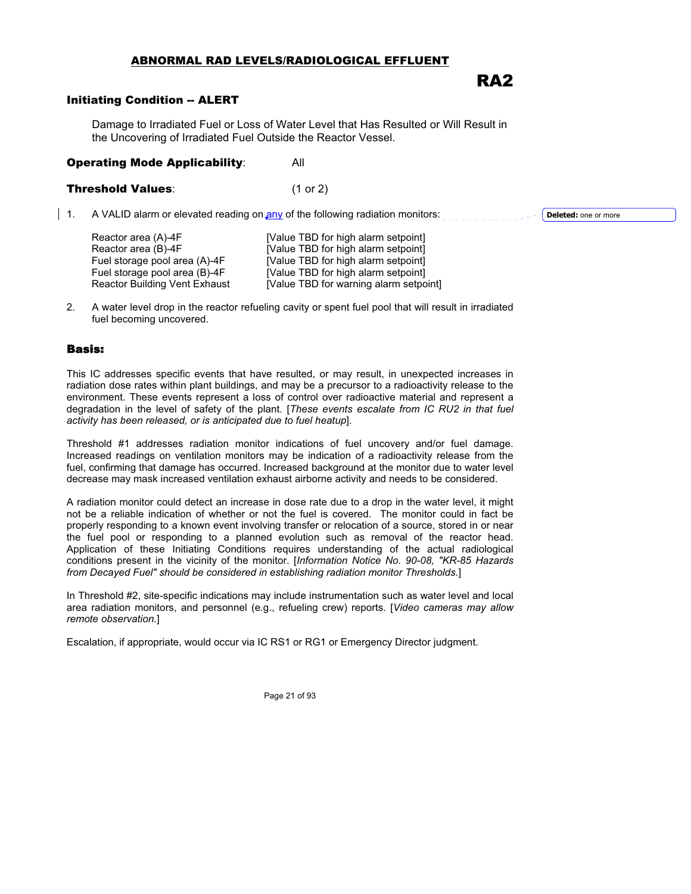## ABNORMAL RAD LEVELS/RADIOLOGICAL EFFLUENT

# RA2

### Initiating Condition -- ALERT

Damage to Irradiated Fuel or Loss of Water Level that Has Resulted or Will Result in the Uncovering of Irradiated Fuel Outside the Reactor Vessel.

**Operating Mode Applicability**: All

**Threshold Values**: (1 or 2)

1. A VALID alarm or elevated reading on any of the following radiation monitors:

| | |
|---|---|
| Reactor area (A)-4F | [Value TBD for high alarm setpoint] |
| Reactor area (B)-4F | [Value TBD for high alarm setpoint] |
| Fuel storage pool area (A)-4F | [Value TBD for high alarm setpoint] |
| Fuel storage pool area (B)-4F | [Value TBD for high alarm setpoint] |
| Reactor Building Vent Exhaust | [Value TBD for warning alarm setpoint] |

2. A water level drop in the reactor refueling cavity or spent fuel pool that will result in irradiated fuel becoming uncovered.

### Basis:

This IC addresses specific events that have resulted, or may result, in unexpected increases in radiation dose rates within plant buildings, and may be a precursor to a radioactivity release to the environment. These events represent a loss of control over radioactive material and represent a degradation in the level of safety of the plant. [*These events escalate from IC RU2 in that fuel activity has been released, or is anticipated due to fuel heatup*].

Threshold #1 addresses radiation monitor indications of fuel uncovery and/or fuel damage. Increased readings on ventilation monitors may be indication of a radioactivity release from the fuel, confirming that damage has occurred. Increased background at the monitor due to water level decrease may mask increased ventilation exhaust airborne activity and needs to be considered.

A radiation monitor could detect an increase in dose rate due to a drop in the water level, it might not be a reliable indication of whether or not the fuel is covered. The monitor could in fact be properly responding to a known event involving transfer or relocation of a source, stored in or near the fuel pool or responding to a planned evolution such as removal of the reactor head. Application of these Initiating Conditions requires understanding of the actual radiological conditions present in the vicinity of the monitor. [*Information Notice No. 90-08, "KR-85 Hazards from Decayed Fuel" should be considered in establishing radiation monitor Thresholds.*]

In Threshold #2, site-specific indications may include instrumentation such as water level and local area radiation monitors, and personnel (e.g., refueling crew) reports. [*Video cameras may allow remote observation.*]

Escalation, if appropriate, would occur via IC RS1 or RG1 or Emergency Director judgment.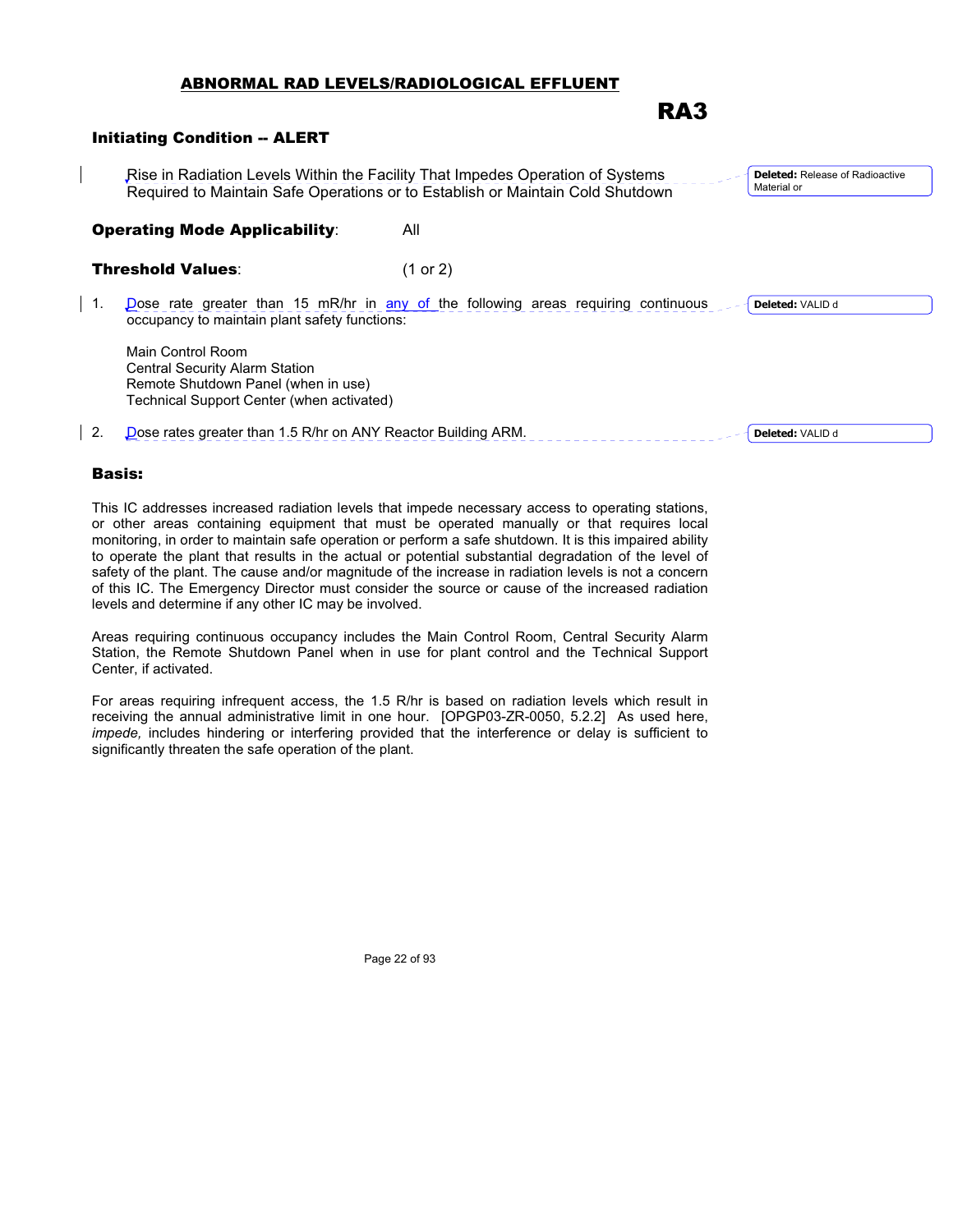## ABNORMAL RAD LEVELS/RADIOLOGICAL EFFLUENT

# RA3

### Initiating Condition -- ALERT

Rise in Radiation Levels Within the Facility That Impedes Operation of Systems Required to Maintain Safe Operations or to Establish or Maintain Cold Shutdown

**Operating Mode Applicability**: All

**Threshold Values**: (1 or 2)

1. Dose rate greater than 15 mR/hr in any of the following areas requiring continuous occupancy to maintain plant safety functions:

   Main Control Room
   Central Security Alarm Station
   Remote Shutdown Panel (when in use)
   Technical Support Center (when activated)

2. Dose rates greater than 1.5 R/hr on ANY Reactor Building ARM.

### Basis:

This IC addresses increased radiation levels that impede necessary access to operating stations, or other areas containing equipment that must be operated manually or that requires local monitoring, in order to maintain safe operation or perform a safe shutdown. It is this impaired ability to operate the plant that results in the actual or potential substantial degradation of the level of safety of the plant. The cause and/or magnitude of the increase in radiation levels is not a concern of this IC. The Emergency Director must consider the source or cause of the increased radiation levels and determine if any other IC may be involved.

Areas requiring continuous occupancy includes the Main Control Room, Central Security Alarm Station, the Remote Shutdown Panel when in use for plant control and the Technical Support Center, if activated.

For areas requiring infrequent access, the 1.5 R/hr is based on radiation levels which result in receiving the annual administrative limit in one hour. [OPGP03-ZR-0050, 5.2.2] As used here, *impede,* includes hindering or interfering provided that the interference or delay is sufficient to significantly threaten the safe operation of the plant.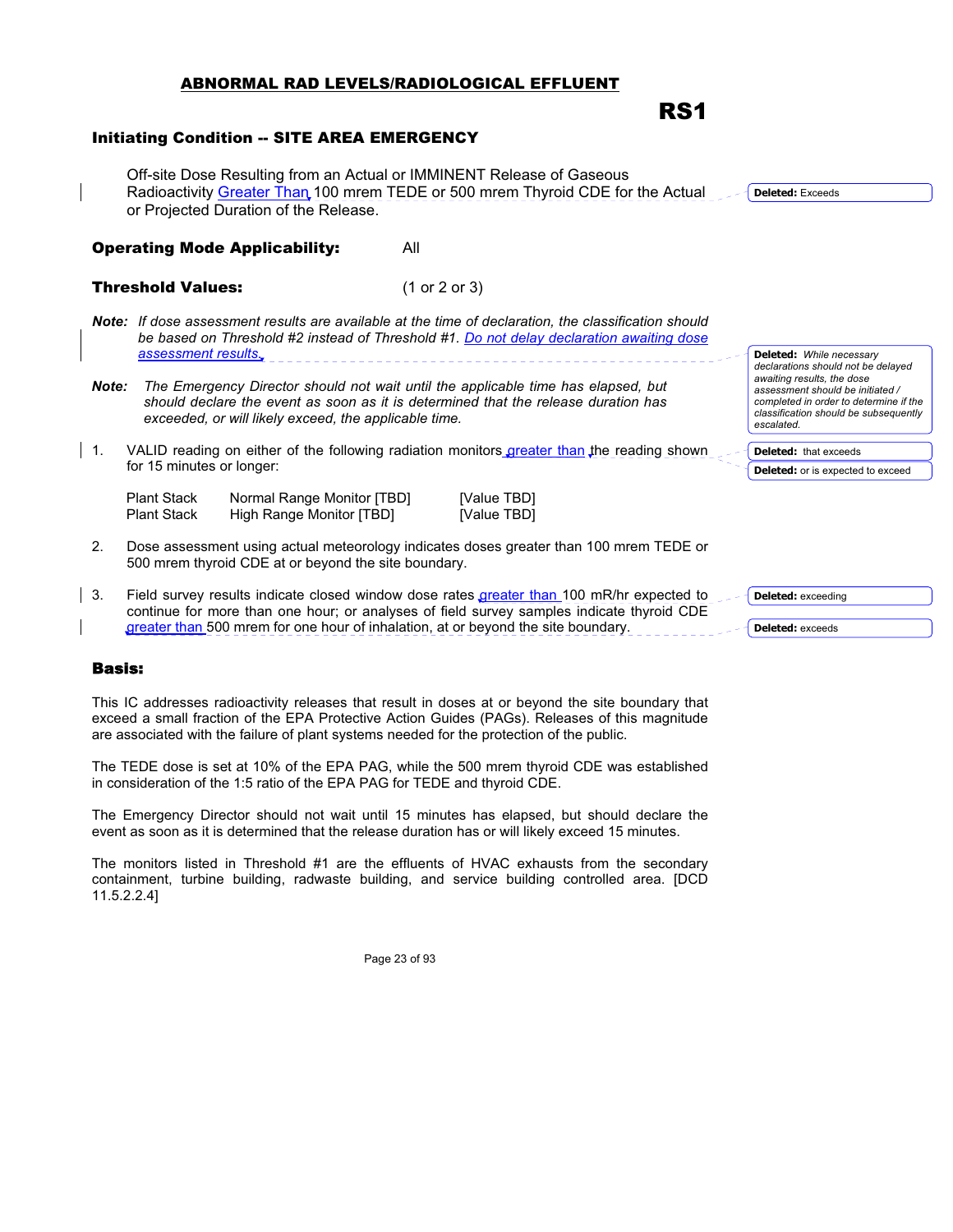## ABNORMAL RAD LEVELS/RADIOLOGICAL EFFLUENT

# RS1

### Initiating Condition -- SITE AREA EMERGENCY

Off-site Dose Resulting from an Actual or IMMINENT Release of Gaseous Radioactivity Greater Than 100 mrem TEDE or 500 mrem Thyroid CDE for the Actual or Projected Duration of the Release.

Deleted: Exceeds

**Operating Mode Applicability:** All

**Threshold Values:** (1 or 2 or 3)

***Note:*** *If dose assessment results are available at the time of declaration, the classification should be based on Threshold #2 instead of Threshold #1. Do not delay declaration awaiting dose assessment results.*

Deleted: *While necessary declarations should not be delayed awaiting results, the dose assessment should be initiated / completed in order to determine if the classification should be subsequently escalated.*

***Note:*** *The Emergency Director should not wait until the applicable time has elapsed, but should declare the event as soon as it is determined that the release duration has exceeded, or will likely exceed, the applicable time.*

1. VALID reading on either of the following radiation monitors greater than the reading shown for 15 minutes or longer:

Deleted: that exceeds

Deleted: or is expected to exceed

| | | |
|---|---|---|
| Plant Stack | Normal Range Monitor [TBD] | [Value TBD] |
| Plant Stack | High Range Monitor [TBD] | [Value TBD] |

2. Dose assessment using actual meteorology indicates doses greater than 100 mrem TEDE or 500 mrem thyroid CDE at or beyond the site boundary.

3. Field survey results indicate closed window dose rates greater than 100 mR/hr expected to continue for more than one hour; or analyses of field survey samples indicate thyroid CDE greater than 500 mrem for one hour of inhalation, at or beyond the site boundary.

Deleted: exceeding

Deleted: exceeds

### Basis:

This IC addresses radioactivity releases that result in doses at or beyond the site boundary that exceed a small fraction of the EPA Protective Action Guides (PAGs). Releases of this magnitude are associated with the failure of plant systems needed for the protection of the public.

The TEDE dose is set at 10% of the EPA PAG, while the 500 mrem thyroid CDE was established in consideration of the 1:5 ratio of the EPA PAG for TEDE and thyroid CDE.

The Emergency Director should not wait until 15 minutes has elapsed, but should declare the event as soon as it is determined that the release duration has or will likely exceed 15 minutes.

The monitors listed in Threshold #1 are the effluents of HVAC exhausts from the secondary containment, turbine building, radwaste building, and service building controlled area. [DCD 11.5.2.2.4]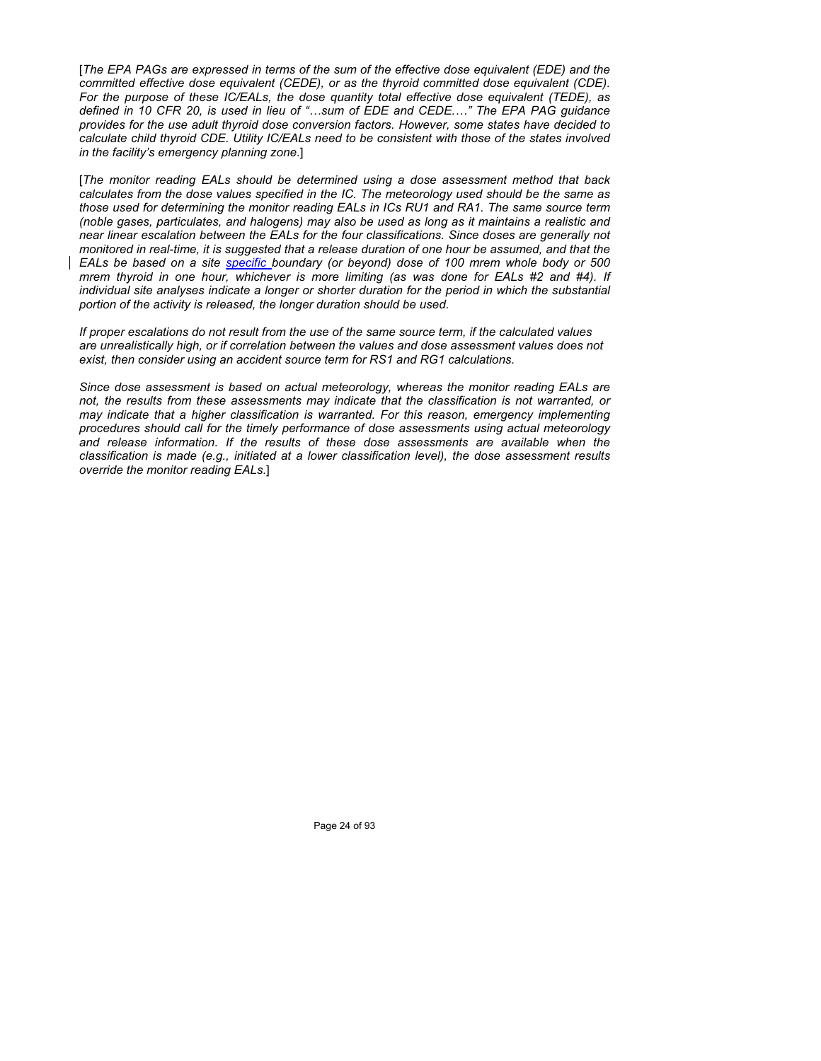[*The EPA PAGs are expressed in terms of the sum of the effective dose equivalent (EDE) and the committed effective dose equivalent (CEDE), or as the thyroid committed dose equivalent (CDE). For the purpose of these IC/EALs, the dose quantity total effective dose equivalent (TEDE), as defined in 10 CFR 20, is used in lieu of "…sum of EDE and CEDE.…" The EPA PAG guidance provides for the use adult thyroid dose conversion factors. However, some states have decided to calculate child thyroid CDE. Utility IC/EALs need to be consistent with those of the states involved in the facility's emergency planning zone.*]

[*The monitor reading EALs should be determined using a dose assessment method that back calculates from the dose values specified in the IC. The meteorology used should be the same as those used for determining the monitor reading EALs in ICs RU1 and RA1. The same source term (noble gases, particulates, and halogens) may also be used as long as it maintains a realistic and near linear escalation between the EALs for the four classifications. Since doses are generally not monitored in real-time, it is suggested that a release duration of one hour be assumed, and that the EALs be based on a site specific boundary (or beyond) dose of 100 mrem whole body or 500 mrem thyroid in one hour, whichever is more limiting (as was done for EALs #2 and #4). If individual site analyses indicate a longer or shorter duration for the period in which the substantial portion of the activity is released, the longer duration should be used.*

*If proper escalations do not result from the use of the same source term, if the calculated values are unrealistically high, or if correlation between the values and dose assessment values does not exist, then consider using an accident source term for RS1 and RG1 calculations.*

*Since dose assessment is based on actual meteorology, whereas the monitor reading EALs are not, the results from these assessments may indicate that the classification is not warranted, or may indicate that a higher classification is warranted. For this reason, emergency implementing procedures should call for the timely performance of dose assessments using actual meteorology and release information. If the results of these dose assessments are available when the classification is made (e.g., initiated at a lower classification level), the dose assessment results override the monitor reading EALs.*]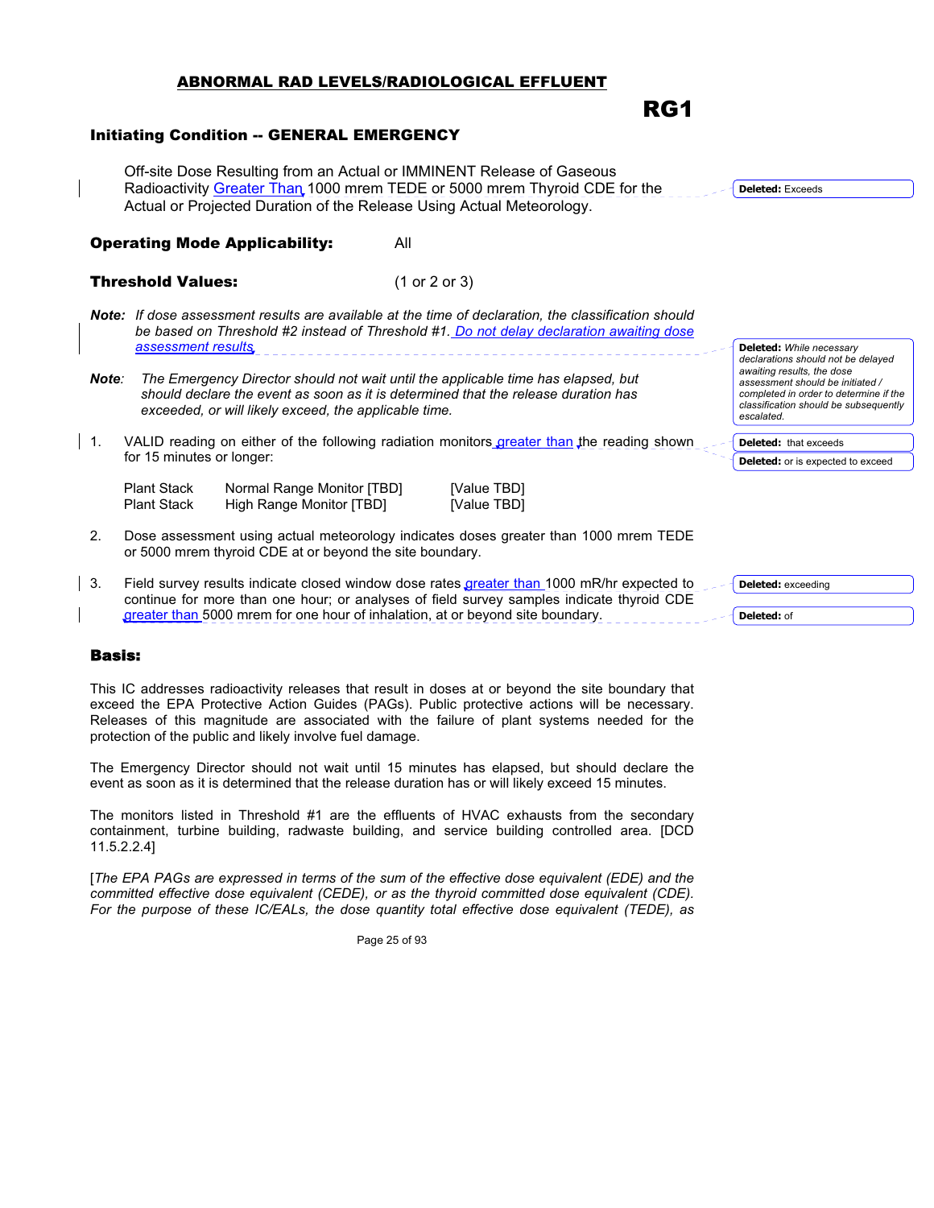## ABNORMAL RAD LEVELS/RADIOLOGICAL EFFLUENT

# RG1

### Initiating Condition -- GENERAL EMERGENCY

Off-site Dose Resulting from an Actual or IMMINENT Release of Gaseous Radioactivity Greater Than 1000 mrem TEDE or 5000 mrem Thyroid CDE for the Actual or Projected Duration of the Release Using Actual Meteorology.

**Deleted:** Exceeds

**Operating Mode Applicability:** All

**Threshold Values:** (1 or 2 or 3)

***Note:*** *If dose assessment results are available at the time of declaration, the classification should be based on Threshold #2 instead of Threshold #1. Do not delay declaration awaiting dose assessment results.*

**Deleted:** *While necessary declarations should not be delayed awaiting results, the dose assessment should be initiated / completed in order to determine if the classification should be subsequently escalated.*

***Note:*** *The Emergency Director should not wait until the applicable time has elapsed, but should declare the event as soon as it is determined that the release duration has exceeded, or will likely exceed, the applicable time.*

1. VALID reading on either of the following radiation monitors greater than the reading shown for 15 minutes or longer:

   | | | |
   |---|---|---|
   | Plant Stack | Normal Range Monitor [TBD] | [Value TBD] |
   | Plant Stack | High Range Monitor [TBD] | [Value TBD] |

**Deleted:** that exceeds

**Deleted:** or is expected to exceed

2. Dose assessment using actual meteorology indicates doses greater than 1000 mrem TEDE or 5000 mrem thyroid CDE at or beyond the site boundary.

3. Field survey results indicate closed window dose rates greater than 1000 mR/hr expected to continue for more than one hour; or analyses of field survey samples indicate thyroid CDE greater than 5000 mrem for one hour of inhalation, at or beyond site boundary.

**Deleted:** exceeding

**Deleted:** of

### Basis:

This IC addresses radioactivity releases that result in doses at or beyond the site boundary that exceed the EPA Protective Action Guides (PAGs). Public protective actions will be necessary. Releases of this magnitude are associated with the failure of plant systems needed for the protection of the public and likely involve fuel damage.

The Emergency Director should not wait until 15 minutes has elapsed, but should declare the event as soon as it is determined that the release duration has or will likely exceed 15 minutes.

The monitors listed in Threshold #1 are the effluents of HVAC exhausts from the secondary containment, turbine building, radwaste building, and service building controlled area. [DCD 11.5.2.2.4]

[*The EPA PAGs are expressed in terms of the sum of the effective dose equivalent (EDE) and the committed effective dose equivalent (CEDE), or as the thyroid committed dose equivalent (CDE). For the purpose of these IC/EALs, the dose quantity total effective dose equivalent (TEDE), as*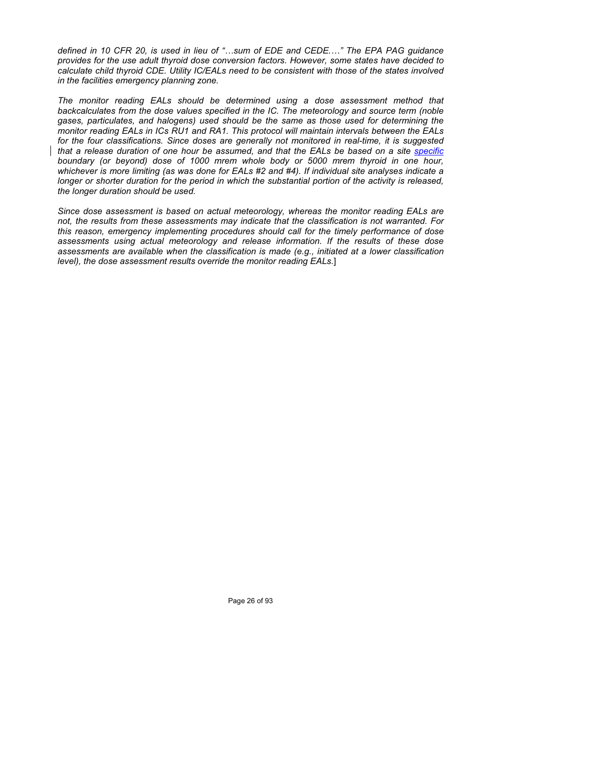*defined in 10 CFR 20, is used in lieu of "…sum of EDE and CEDE.…" The EPA PAG guidance provides for the use adult thyroid dose conversion factors. However, some states have decided to calculate child thyroid CDE. Utility IC/EALs need to be consistent with those of the states involved in the facilities emergency planning zone.*

*The monitor reading EALs should be determined using a dose assessment method that backcalculates from the dose values specified in the IC. The meteorology and source term (noble gases, particulates, and halogens) used should be the same as those used for determining the monitor reading EALs in ICs RU1 and RA1. This protocol will maintain intervals between the EALs for the four classifications. Since doses are generally not monitored in real-time, it is suggested that a release duration of one hour be assumed, and that the EALs be based on a site specific boundary (or beyond) dose of 1000 mrem whole body or 5000 mrem thyroid in one hour, whichever is more limiting (as was done for EALs #2 and #4). If individual site analyses indicate a longer or shorter duration for the period in which the substantial portion of the activity is released, the longer duration should be used.*

*Since dose assessment is based on actual meteorology, whereas the monitor reading EALs are not, the results from these assessments may indicate that the classification is not warranted. For this reason, emergency implementing procedures should call for the timely performance of dose assessments using actual meteorology and release information. If the results of these dose assessments are available when the classification is made (e.g., initiated at a lower classification level), the dose assessment results override the monitor reading EALs.*]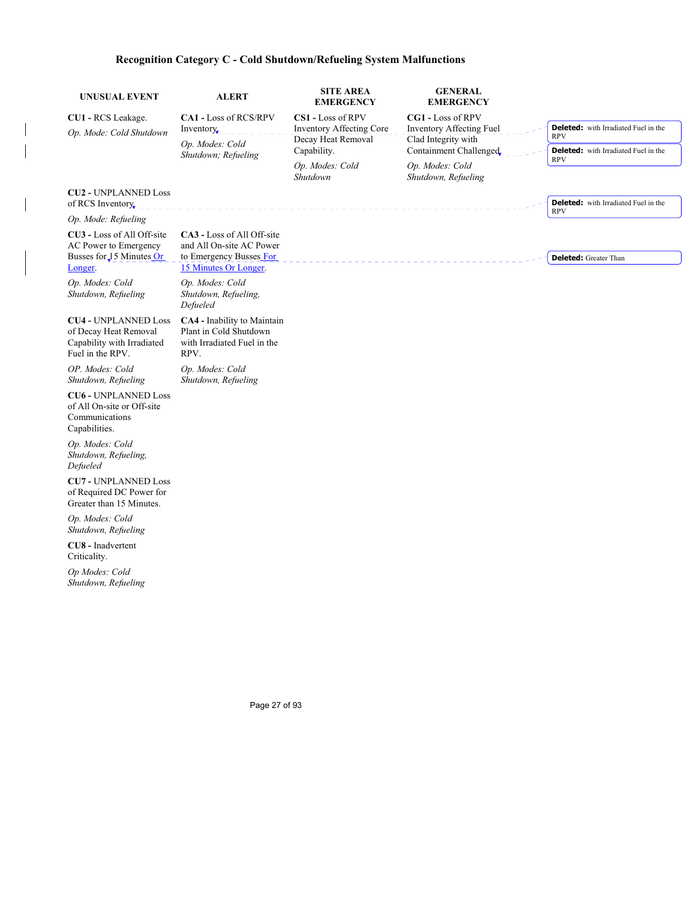# Recognition Category C - Cold Shutdown/Refueling System Malfunctions

| UNUSUAL EVENT | ALERT | SITE AREA EMERGENCY | GENERAL EMERGENCY |
|---|---|---|---|
| **CU1 -** RCS Leakage.<br>*Op. Mode: Cold Shutdown* | **CA1 -** Loss of RCS/RPV Inventory.<br>*Op. Modes: Cold Shutdown; Refueling* | **CS1 -** Loss of RPV Inventory Affecting Core Decay Heat Removal Capability.<br>*Op. Modes: Cold Shutdown* | **CG1 -** Loss of RPV Inventory Affecting Fuel Clad Integrity with Containment Challenged.<br>*Op. Modes: Cold Shutdown, Refueling* |
| **CU2 -** UNPLANNED Loss of RCS Inventory.<br>*Op. Mode: Refueling* | | | |
| **CU3 -** Loss of All Off-site AC Power to Emergency Busses for 15 Minutes Or Longer.<br>*Op. Modes: Cold Shutdown, Refueling* | **CA3 -** Loss of All Off-site and All On-site AC Power to Emergency Busses For 15 Minutes Or Longer.<br>*Op. Modes: Cold Shutdown, Refueling, Defueled* | | |
| **CU4 -** UNPLANNED Loss of Decay Heat Removal Capability with Irradiated Fuel in the RPV.<br>*OP. Modes: Cold Shutdown, Refueling* | **CA4 -** Inability to Maintain Plant in Cold Shutdown with Irradiated Fuel in the RPV.<br>*Op. Modes: Cold Shutdown, Refueling* | | |
| **CU6 -** UNPLANNED Loss of All On-site or Off-site Communications Capabilities.<br>*Op. Modes: Cold Shutdown, Refueling, Defueled* | | | |
| **CU7 -** UNPLANNED Loss of Required DC Power for Greater than 15 Minutes.<br>*Op. Modes: Cold Shutdown, Refueling* | | | |
| **CU8 -** Inadvertent Criticality.<br>*Op Modes: Cold Shutdown, Refueling* | | | |

**Deleted:** with Irradiated Fuel in the RPV

**Deleted:** with Irradiated Fuel in the RPV

**Deleted:** with Irradiated Fuel in the RPV

**Deleted:** Greater Than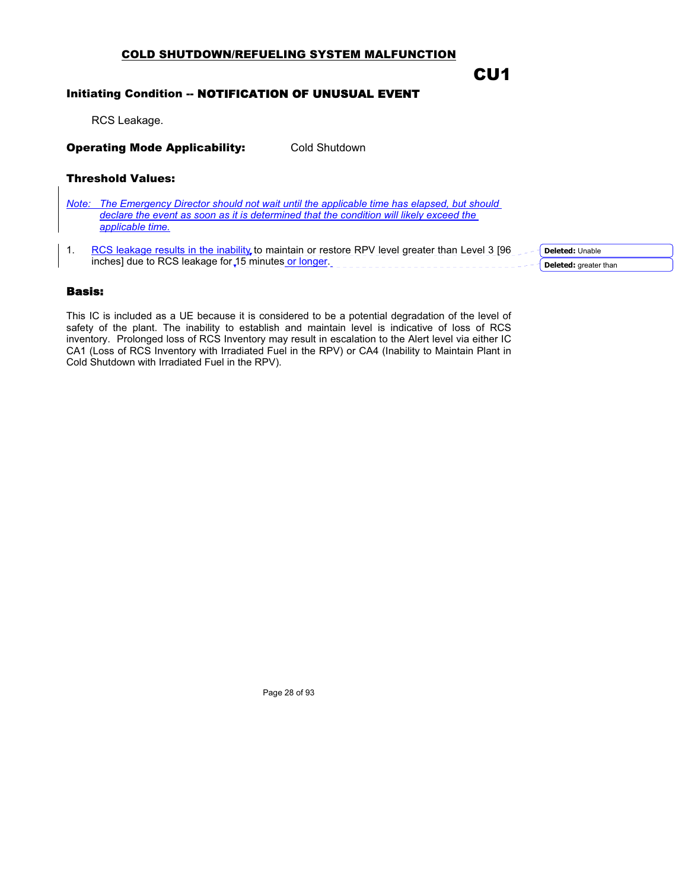## COLD SHUTDOWN/REFUELING SYSTEM MALFUNCTION

**CU1**

### Initiating Condition -- NOTIFICATION OF UNUSUAL EVENT

RCS Leakage.

**Operating Mode Applicability:** Cold Shutdown

### Threshold Values:

*Note: The Emergency Director should not wait until the applicable time has elapsed, but should declare the event as soon as it is determined that the condition will likely exceed the applicable time.*

1. RCS leakage results in the inability to maintain or restore RPV level greater than Level 3 [96 inches] due to RCS leakage for 15 minutes or longer.

Deleted: Unable

Deleted: greater than

### Basis:

This IC is included as a UE because it is considered to be a potential degradation of the level of safety of the plant. The inability to establish and maintain level is indicative of loss of RCS inventory. Prolonged loss of RCS Inventory may result in escalation to the Alert level via either IC CA1 (Loss of RCS Inventory with Irradiated Fuel in the RPV) or CA4 (Inability to Maintain Plant in Cold Shutdown with Irradiated Fuel in the RPV).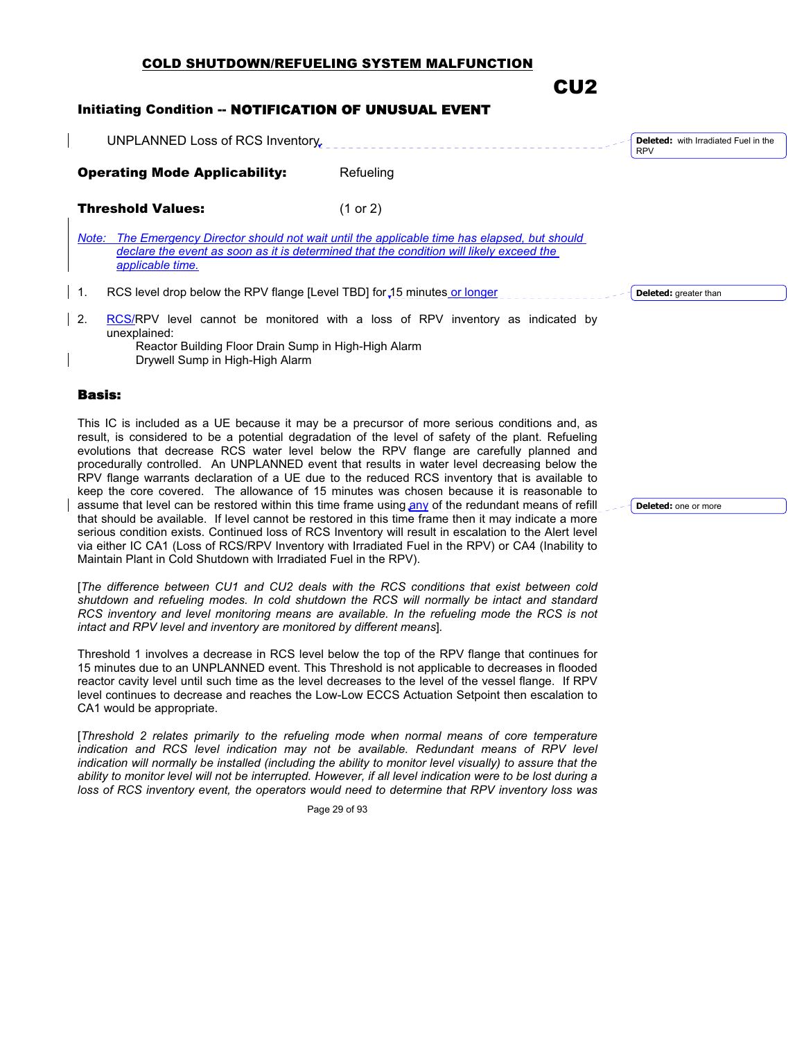## COLD SHUTDOWN/REFUELING SYSTEM MALFUNCTION

# CU2

### Initiating Condition -- NOTIFICATION OF UNUSUAL EVENT

UNPLANNED Loss of RCS Inventory

Deleted: with Irradiated Fuel in the RPV

**Operating Mode Applicability:** Refueling

**Threshold Values:** (1 or 2)

*Note: The Emergency Director should not wait until the applicable time has elapsed, but should declare the event as soon as it is determined that the condition will likely exceed the applicable time.*

1. RCS level drop below the RPV flange [Level TBD] for 15 minutes or longer

   Deleted: greater than

2. RCS/RPV level cannot be monitored with a loss of RPV inventory as indicated by unexplained:
   - Reactor Building Floor Drain Sump in High-High Alarm
   - Drywell Sump in High-High Alarm

### Basis:

This IC is included as a UE because it may be a precursor of more serious conditions and, as result, is considered to be a potential degradation of the level of safety of the plant. Refueling evolutions that decrease RCS water level below the RPV flange are carefully planned and procedurally controlled. An UNPLANNED event that results in water level decreasing below the RPV flange warrants declaration of a UE due to the reduced RCS inventory that is available to keep the core covered. The allowance of 15 minutes was chosen because it is reasonable to assume that level can be restored within this time frame using any of the redundant means of refill that should be available. If level cannot be restored in this time frame then it may indicate a more serious condition exists. Continued loss of RCS Inventory will result in escalation to the Alert level via either IC CA1 (Loss of RCS/RPV Inventory with Irradiated Fuel in the RPV) or CA4 (Inability to Maintain Plant in Cold Shutdown with Irradiated Fuel in the RPV).

Deleted: one or more

[*The difference between CU1 and CU2 deals with the RCS conditions that exist between cold shutdown and refueling modes. In cold shutdown the RCS will normally be intact and standard RCS inventory and level monitoring means are available. In the refueling mode the RCS is not intact and RPV level and inventory are monitored by different means*].

Threshold 1 involves a decrease in RCS level below the top of the RPV flange that continues for 15 minutes due to an UNPLANNED event. This Threshold is not applicable to decreases in flooded reactor cavity level until such time as the level decreases to the level of the vessel flange. If RPV level continues to decrease and reaches the Low-Low ECCS Actuation Setpoint then escalation to CA1 would be appropriate.

[*Threshold 2 relates primarily to the refueling mode when normal means of core temperature indication and RCS level indication may not be available. Redundant means of RPV level indication will normally be installed (including the ability to monitor level visually) to assure that the ability to monitor level will not be interrupted. However, if all level indication were to be lost during a loss of RCS inventory event, the operators would need to determine that RPV inventory loss was*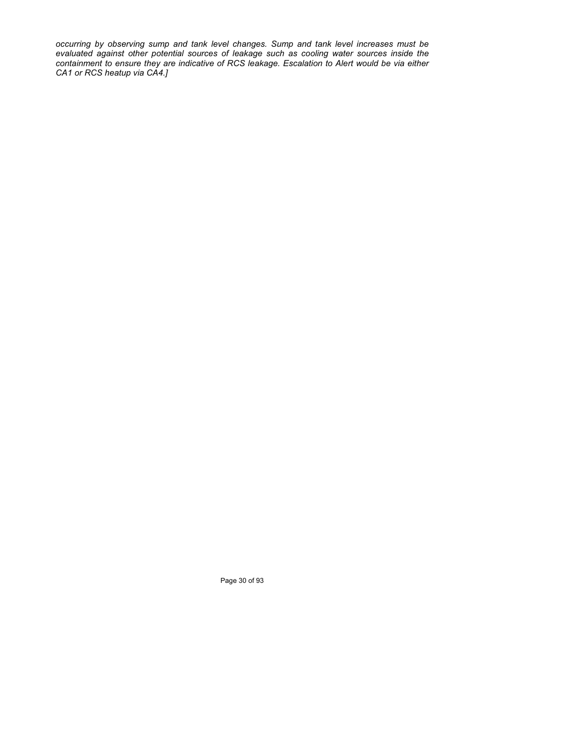*occurring by observing sump and tank level changes. Sump and tank level increases must be evaluated against other potential sources of leakage such as cooling water sources inside the containment to ensure they are indicative of RCS leakage. Escalation to Alert would be via either CA1 or RCS heatup via CA4.]*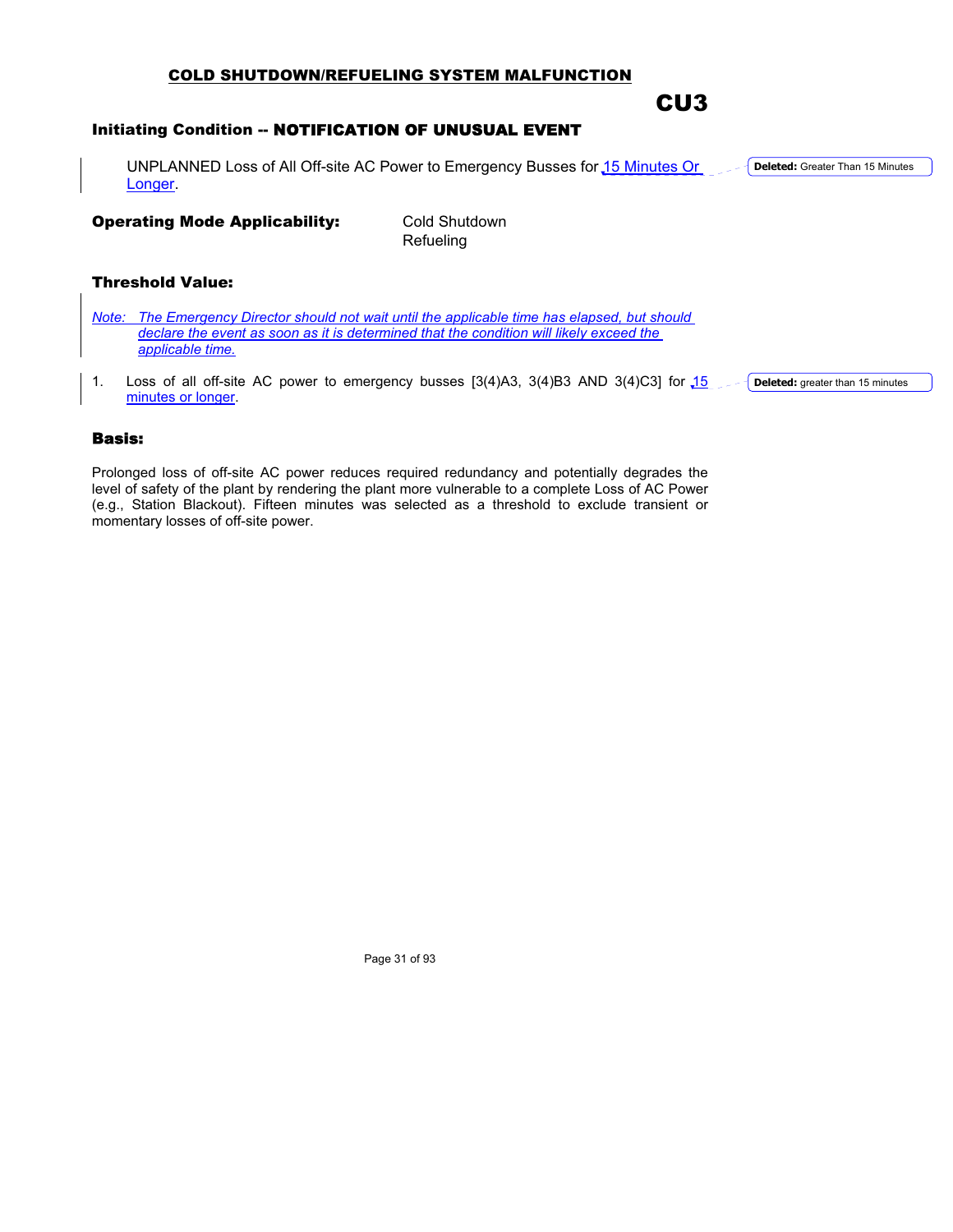## COLD SHUTDOWN/REFUELING SYSTEM MALFUNCTION

# CU3

### Initiating Condition -- NOTIFICATION OF UNUSUAL EVENT

UNPLANNED Loss of All Off-site AC Power to Emergency Busses for 15 Minutes Or Longer.

**Deleted:** Greater Than 15 Minutes

**Operating Mode Applicability:** Cold Shutdown
Refueling

### Threshold Value:

*Note: The Emergency Director should not wait until the applicable time has elapsed, but should declare the event as soon as it is determined that the condition will likely exceed the applicable time.*

1. Loss of all off-site AC power to emergency busses [3(4)A3, 3(4)B3 AND 3(4)C3] for 15 minutes or longer.

**Deleted:** greater than 15 minutes

### Basis:

Prolonged loss of off-site AC power reduces required redundancy and potentially degrades the level of safety of the plant by rendering the plant more vulnerable to a complete Loss of AC Power (e.g., Station Blackout). Fifteen minutes was selected as a threshold to exclude transient or momentary losses of off-site power.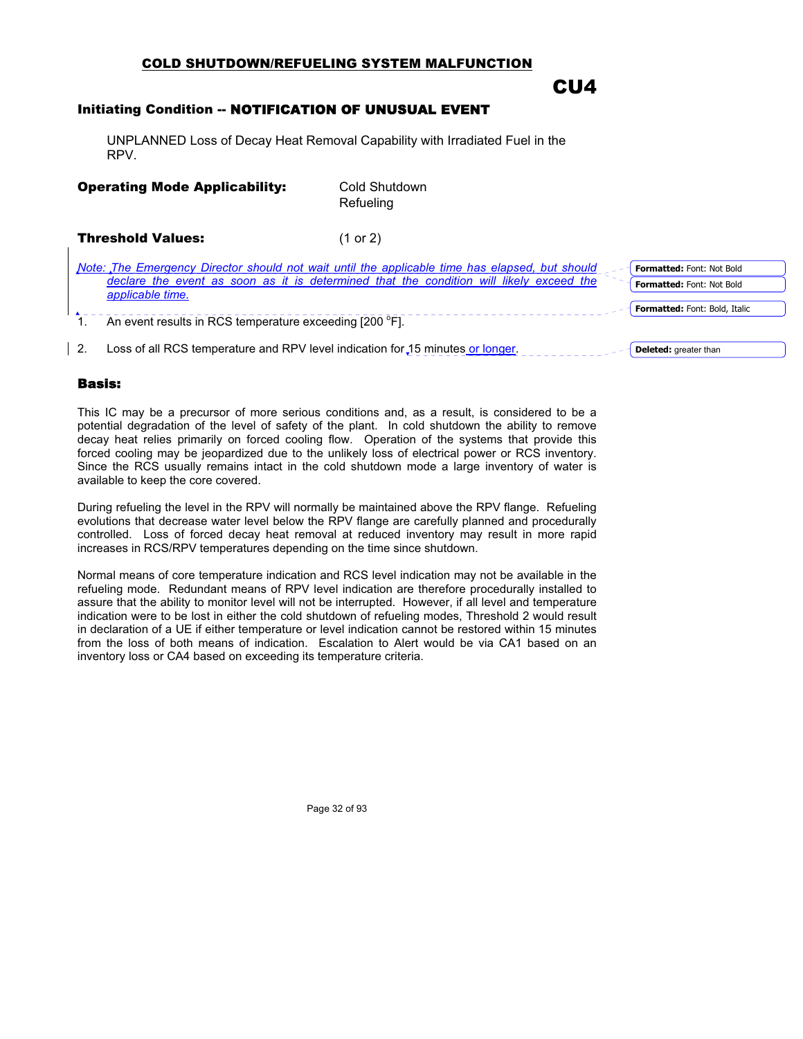## COLD SHUTDOWN/REFUELING SYSTEM MALFUNCTION

# CU4

### Initiating Condition -- NOTIFICATION OF UNUSUAL EVENT

UNPLANNED Loss of Decay Heat Removal Capability with Irradiated Fuel in the RPV.

**Operating Mode Applicability:** Cold Shutdown
Refueling

**Threshold Values:** (1 or 2)

*Note: The Emergency Director should not wait until the applicable time has elapsed, but should declare the event as soon as it is determined that the condition will likely exceed the applicable time.*

1. An event results in RCS temperature exceeding [200 °F].
2. Loss of all RCS temperature and RPV level indication for 15 minutes or longer.

### Basis:

This IC may be a precursor of more serious conditions and, as a result, is considered to be a potential degradation of the level of safety of the plant. In cold shutdown the ability to remove decay heat relies primarily on forced cooling flow. Operation of the systems that provide this forced cooling may be jeopardized due to the unlikely loss of electrical power or RCS inventory. Since the RCS usually remains intact in the cold shutdown mode a large inventory of water is available to keep the core covered.

During refueling the level in the RPV will normally be maintained above the RPV flange. Refueling evolutions that decrease water level below the RPV flange are carefully planned and procedurally controlled. Loss of forced decay heat removal at reduced inventory may result in more rapid increases in RCS/RPV temperatures depending on the time since shutdown.

Normal means of core temperature indication and RCS level indication may not be available in the refueling mode. Redundant means of RPV level indication are therefore procedurally installed to assure that the ability to monitor level will not be interrupted. However, if all level and temperature indication were to be lost in either the cold shutdown of refueling modes, Threshold 2 would result in declaration of a UE if either temperature or level indication cannot be restored within 15 minutes from the loss of both means of indication. Escalation to Alert would be via CA1 based on an inventory loss or CA4 based on exceeding its temperature criteria.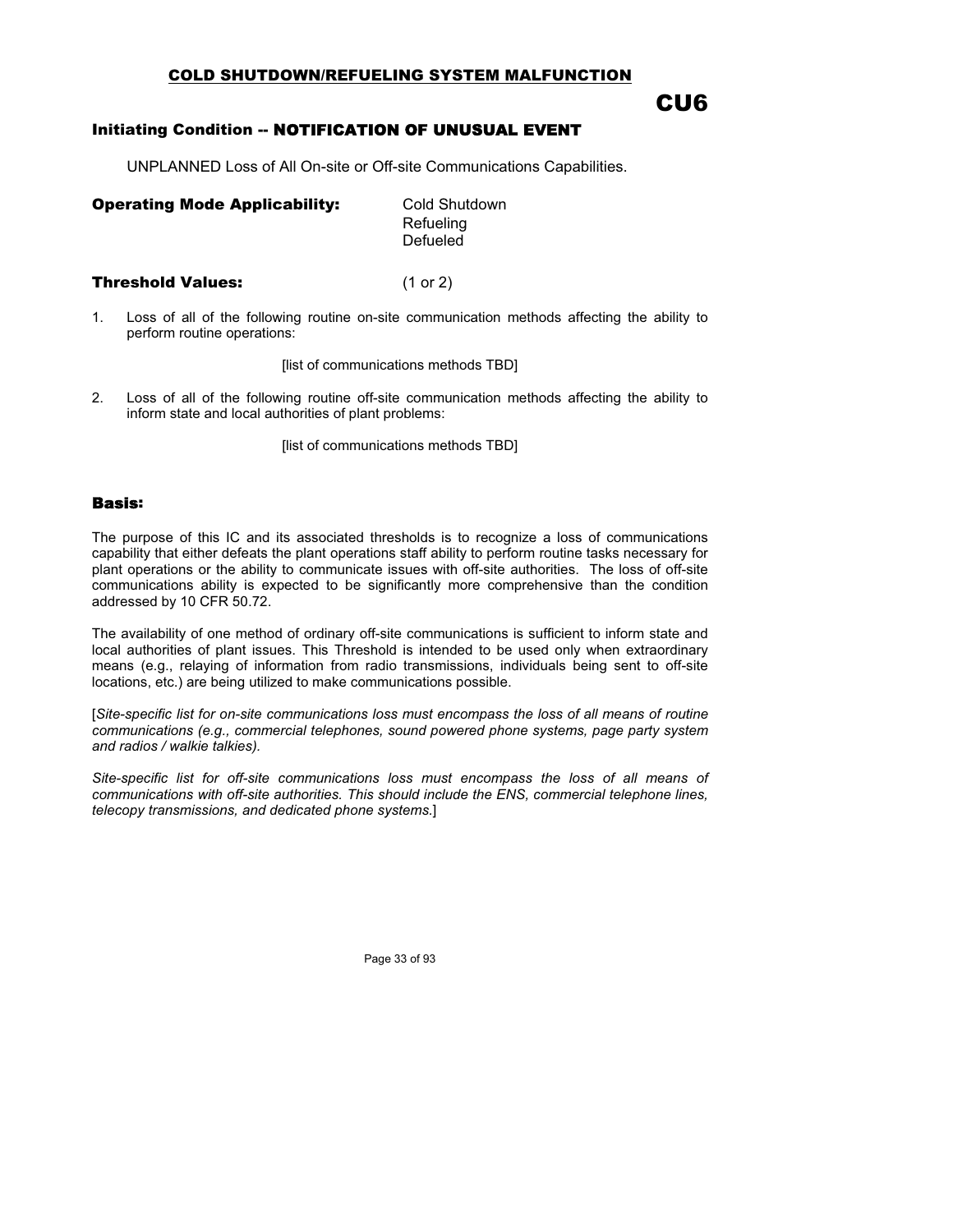## COLD SHUTDOWN/REFUELING SYSTEM MALFUNCTION

# CU6

### Initiating Condition -- NOTIFICATION OF UNUSUAL EVENT

UNPLANNED Loss of All On-site or Off-site Communications Capabilities.

**Operating Mode Applicability:** Cold Shutdown
Refueling
Defueled

**Threshold Values:** (1 or 2)

1. Loss of all of the following routine on-site communication methods affecting the ability to perform routine operations:

   [list of communications methods TBD]

2. Loss of all of the following routine off-site communication methods affecting the ability to inform state and local authorities of plant problems:

   [list of communications methods TBD]

### Basis:

The purpose of this IC and its associated thresholds is to recognize a loss of communications capability that either defeats the plant operations staff ability to perform routine tasks necessary for plant operations or the ability to communicate issues with off-site authorities. The loss of off-site communications ability is expected to be significantly more comprehensive than the condition addressed by 10 CFR 50.72.

The availability of one method of ordinary off-site communications is sufficient to inform state and local authorities of plant issues. This Threshold is intended to be used only when extraordinary means (e.g., relaying of information from radio transmissions, individuals being sent to off-site locations, etc.) are being utilized to make communications possible.

[*Site-specific list for on-site communications loss must encompass the loss of all means of routine communications (e.g., commercial telephones, sound powered phone systems, page party system and radios / walkie talkies).*

*Site-specific list for off-site communications loss must encompass the loss of all means of communications with off-site authorities. This should include the ENS, commercial telephone lines, telecopy transmissions, and dedicated phone systems.*]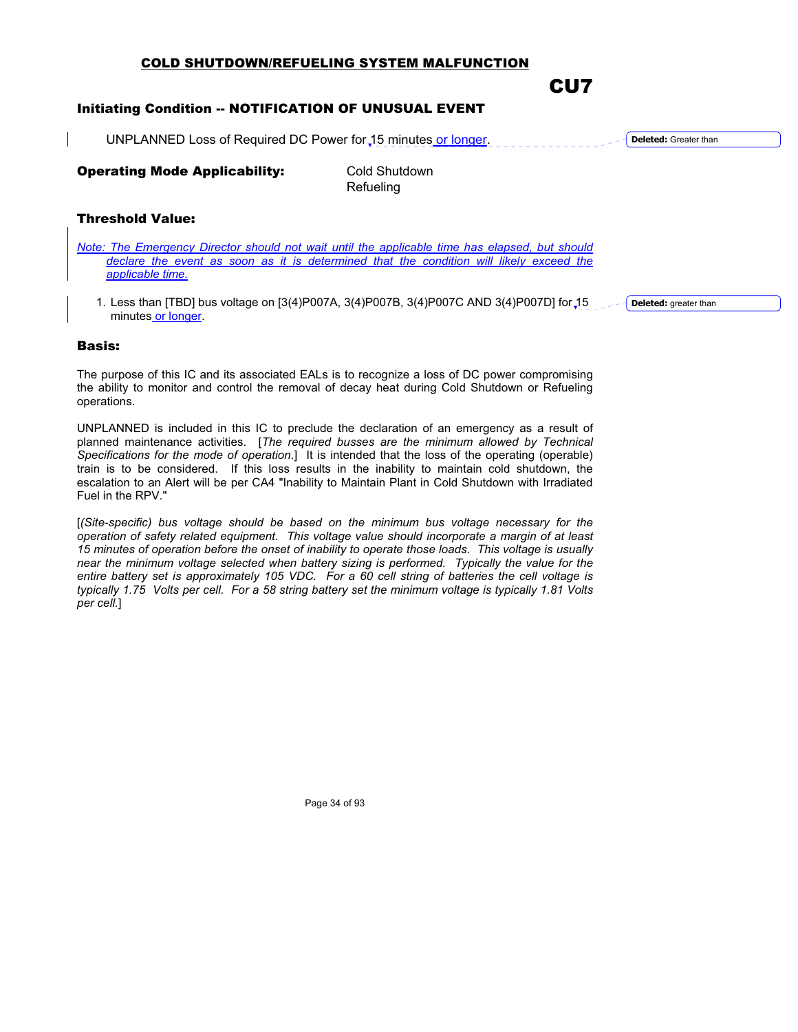## COLD SHUTDOWN/REFUELING SYSTEM MALFUNCTION

# CU7

### Initiating Condition -- NOTIFICATION OF UNUSUAL EVENT

UNPLANNED Loss of Required DC Power for 15 minutes or longer.

Deleted: Greater than

**Operating Mode Applicability:** Cold Shutdown
Refueling

### Threshold Value:

*Note: The Emergency Director should not wait until the applicable time has elapsed, but should declare the event as soon as it is determined that the condition will likely exceed the applicable time.*

1. Less than [TBD] bus voltage on [3(4)P007A, 3(4)P007B, 3(4)P007C AND 3(4)P007D] for 15 minutes or longer.

Deleted: greater than

### Basis:

The purpose of this IC and its associated EALs is to recognize a loss of DC power compromising the ability to monitor and control the removal of decay heat during Cold Shutdown or Refueling operations.

UNPLANNED is included in this IC to preclude the declaration of an emergency as a result of planned maintenance activities. [*The required busses are the minimum allowed by Technical Specifications for the mode of operation*.] It is intended that the loss of the operating (operable) train is to be considered. If this loss results in the inability to maintain cold shutdown, the escalation to an Alert will be per CA4 "Inability to Maintain Plant in Cold Shutdown with Irradiated Fuel in the RPV."

[*(Site-specific) bus voltage should be based on the minimum bus voltage necessary for the operation of safety related equipment. This voltage value should incorporate a margin of at least 15 minutes of operation before the onset of inability to operate those loads. This voltage is usually near the minimum voltage selected when battery sizing is performed. Typically the value for the entire battery set is approximately 105 VDC. For a 60 cell string of batteries the cell voltage is typically 1.75 Volts per cell. For a 58 string battery set the minimum voltage is typically 1.81 Volts per cell.*]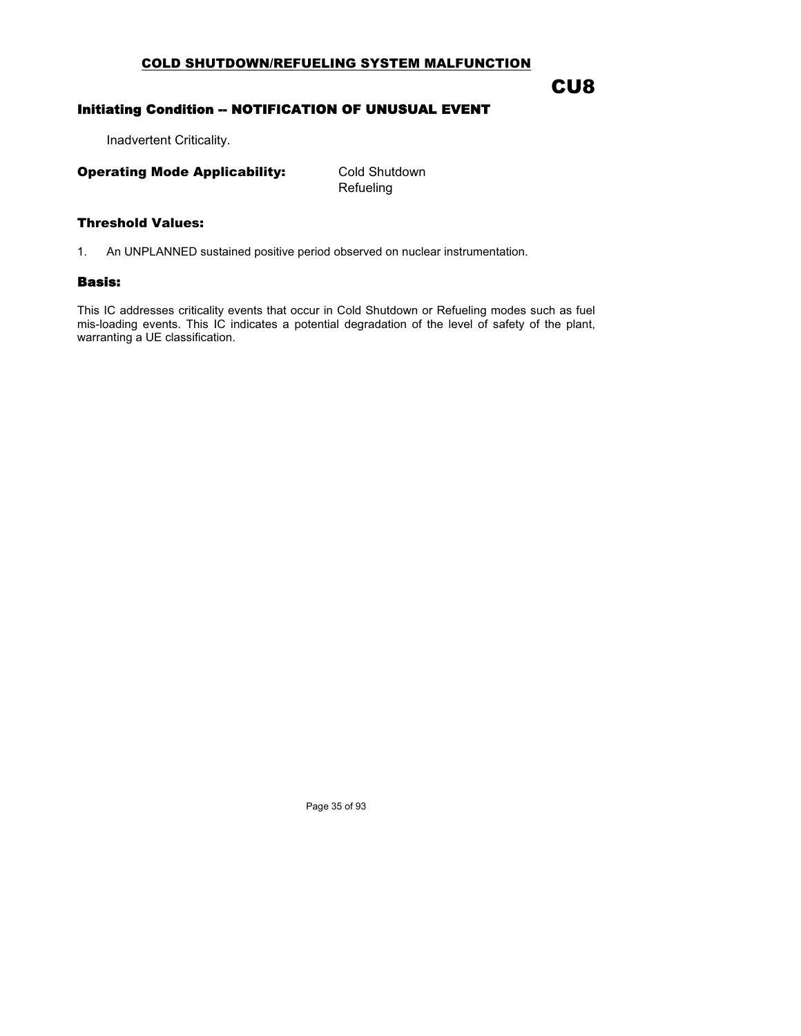## COLD SHUTDOWN/REFUELING SYSTEM MALFUNCTION

# CU8

### Initiating Condition -- NOTIFICATION OF UNUSUAL EVENT

Inadvertent Criticality.

**Operating Mode Applicability:** Cold Shutdown
Refueling

### Threshold Values:

1. An UNPLANNED sustained positive period observed on nuclear instrumentation.

### Basis:

This IC addresses criticality events that occur in Cold Shutdown or Refueling modes such as fuel mis-loading events. This IC indicates a potential degradation of the level of safety of the plant, warranting a UE classification.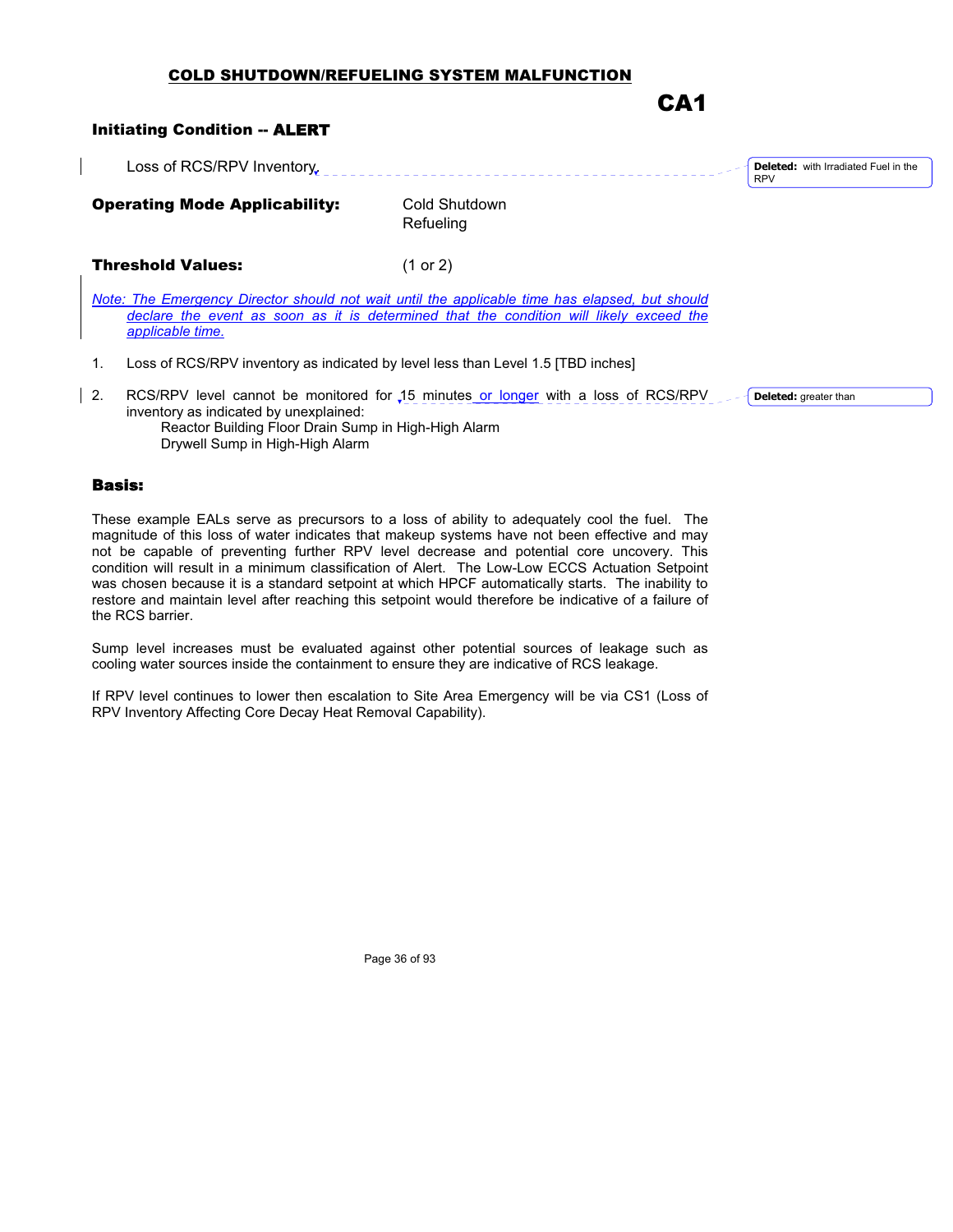# COLD SHUTDOWN/REFUELING SYSTEM MALFUNCTION

## CA1

**Initiating Condition -- ALERT**

Loss of RCS/RPV Inventory.

**Deleted:** with Irradiated Fuel in the RPV

**Operating Mode Applicability:** Cold Shutdown
Refueling

**Threshold Values:** (1 or 2)

*Note: The Emergency Director should not wait until the applicable time has elapsed, but should declare the event as soon as it is determined that the condition will likely exceed the applicable time.*

1. Loss of RCS/RPV inventory as indicated by level less than Level 1.5 [TBD inches]

2. RCS/RPV level cannot be monitored for 15 minutes or longer with a loss of RCS/RPV inventory as indicated by unexplained:
   - Reactor Building Floor Drain Sump in High-High Alarm
   - Drywell Sump in High-High Alarm

**Deleted:** greater than

### Basis:

These example EALs serve as precursors to a loss of ability to adequately cool the fuel. The magnitude of this loss of water indicates that makeup systems have not been effective and may not be capable of preventing further RPV level decrease and potential core uncovery. This condition will result in a minimum classification of Alert. The Low-Low ECCS Actuation Setpoint was chosen because it is a standard setpoint at which HPCF automatically starts. The inability to restore and maintain level after reaching this setpoint would therefore be indicative of a failure of the RCS barrier.

Sump level increases must be evaluated against other potential sources of leakage such as cooling water sources inside the containment to ensure they are indicative of RCS leakage.

If RPV level continues to lower then escalation to Site Area Emergency will be via CS1 (Loss of RPV Inventory Affecting Core Decay Heat Removal Capability).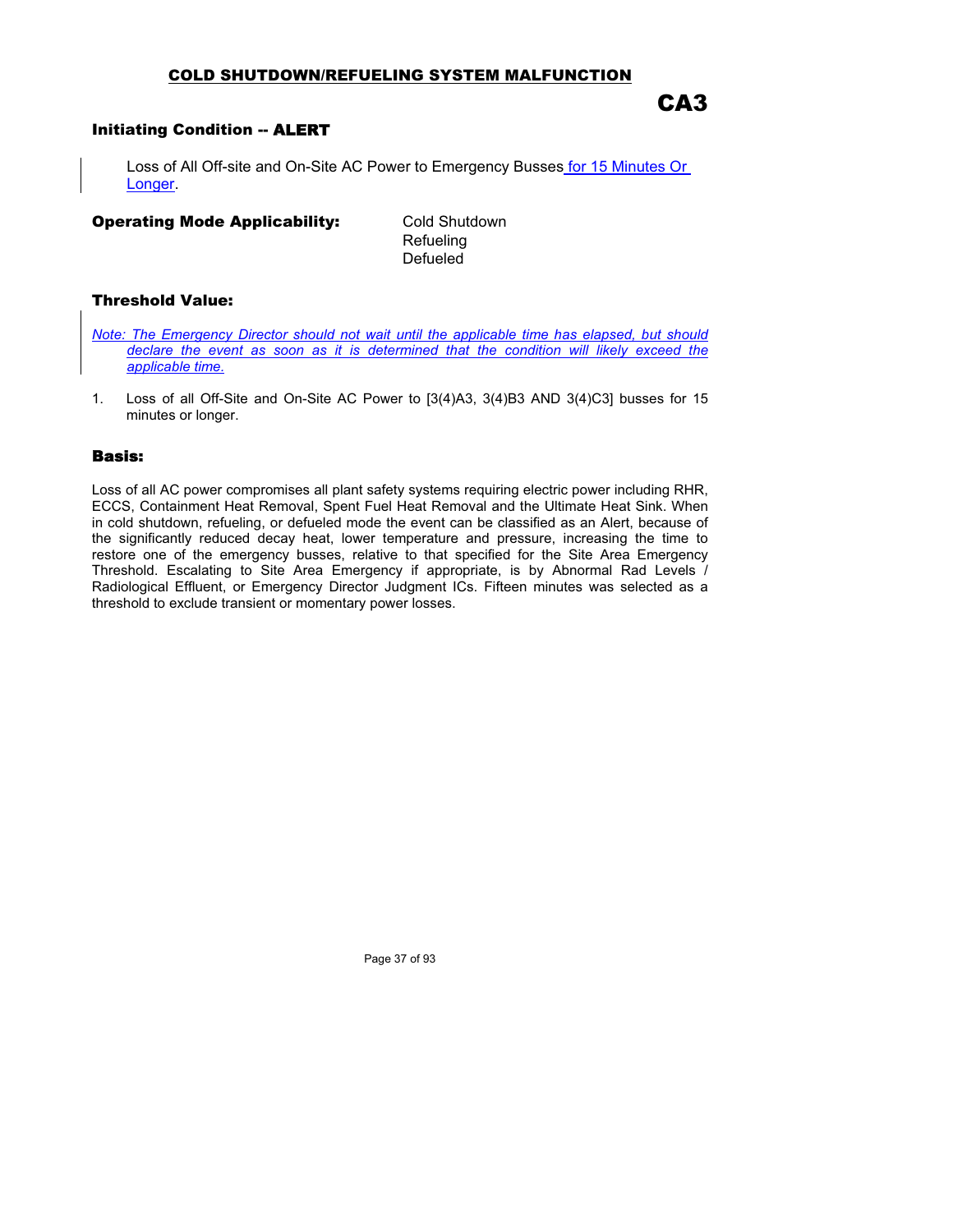## COLD SHUTDOWN/REFUELING SYSTEM MALFUNCTION

# CA3

### Initiating Condition -- ALERT

Loss of All Off-site and On-Site AC Power to Emergency Busses for 15 Minutes Or Longer.

**Operating Mode Applicability:** Cold Shutdown
Refueling
Defueled

### Threshold Value:

*Note: The Emergency Director should not wait until the applicable time has elapsed, but should declare the event as soon as it is determined that the condition will likely exceed the applicable time.*

1. Loss of all Off-Site and On-Site AC Power to [3(4)A3, 3(4)B3 AND 3(4)C3] busses for 15 minutes or longer.

### Basis:

Loss of all AC power compromises all plant safety systems requiring electric power including RHR, ECCS, Containment Heat Removal, Spent Fuel Heat Removal and the Ultimate Heat Sink. When in cold shutdown, refueling, or defueled mode the event can be classified as an Alert, because of the significantly reduced decay heat, lower temperature and pressure, increasing the time to restore one of the emergency busses, relative to that specified for the Site Area Emergency Threshold. Escalating to Site Area Emergency if appropriate, is by Abnormal Rad Levels / Radiological Effluent, or Emergency Director Judgment ICs. Fifteen minutes was selected as a threshold to exclude transient or momentary power losses.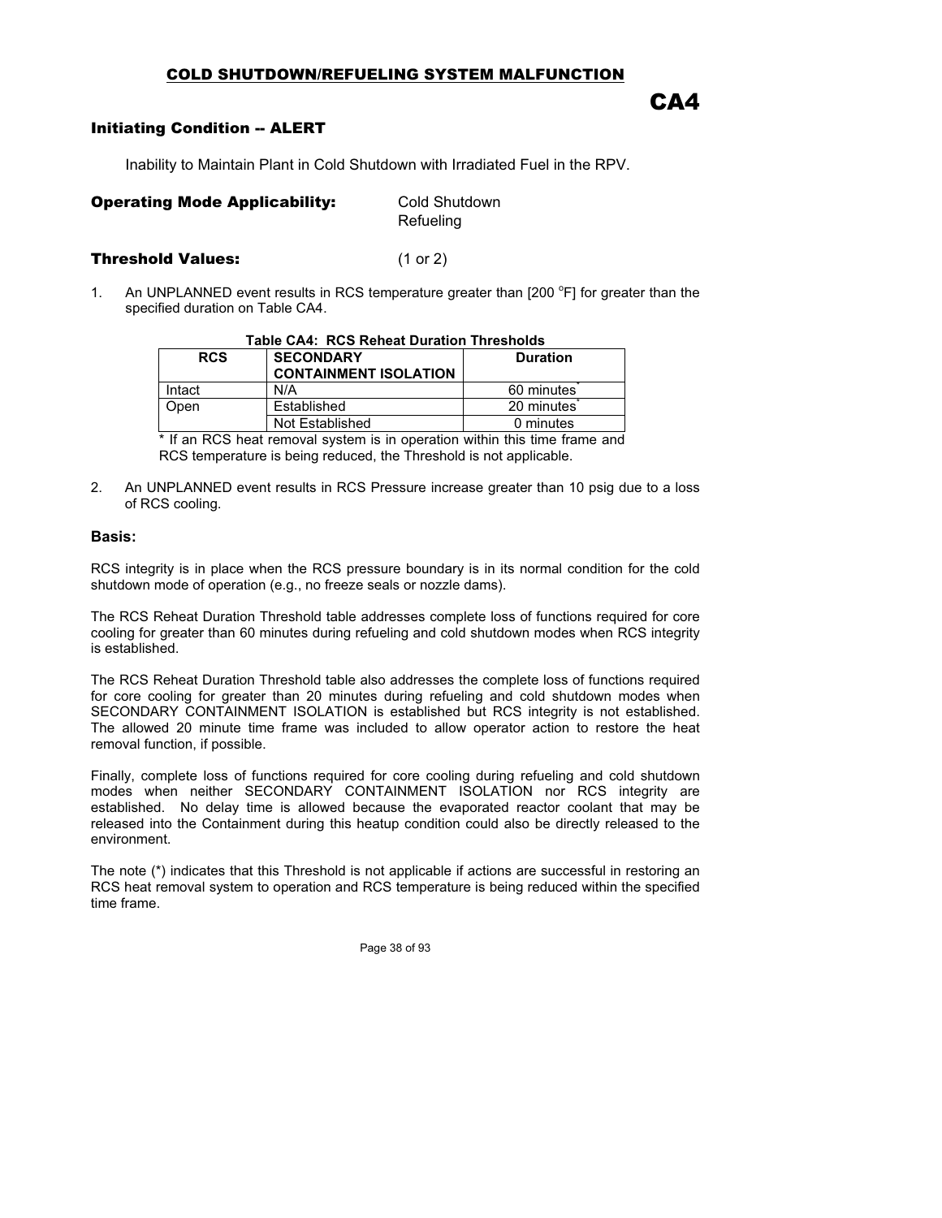## COLD SHUTDOWN/REFUELING SYSTEM MALFUNCTION

# CA4

### Initiating Condition -- ALERT

Inability to Maintain Plant in Cold Shutdown with Irradiated Fuel in the RPV.

**Operating Mode Applicability:** Cold Shutdown
Refueling

**Threshold Values:** (1 or 2)

1. An UNPLANNED event results in RCS temperature greater than [200 °F] for greater than the specified duration on Table CA4.

**Table CA4: RCS Reheat Duration Thresholds**

| RCS | SECONDARY CONTAINMENT ISOLATION | Duration |
|---|---|---|
| Intact | N/A | 60 minutes* |
| Open | Established | 20 minutes* |
| | Not Established | 0 minutes |

\* If an RCS heat removal system is in operation within this time frame and RCS temperature is being reduced, the Threshold is not applicable.

2. An UNPLANNED event results in RCS Pressure increase greater than 10 psig due to a loss of RCS cooling.

### Basis:

RCS integrity is in place when the RCS pressure boundary is in its normal condition for the cold shutdown mode of operation (e.g., no freeze seals or nozzle dams).

The RCS Reheat Duration Threshold table addresses complete loss of functions required for core cooling for greater than 60 minutes during refueling and cold shutdown modes when RCS integrity is established.

The RCS Reheat Duration Threshold table also addresses the complete loss of functions required for core cooling for greater than 20 minutes during refueling and cold shutdown modes when SECONDARY CONTAINMENT ISOLATION is established but RCS integrity is not established. The allowed 20 minute time frame was included to allow operator action to restore the heat removal function, if possible.

Finally, complete loss of functions required for core cooling during refueling and cold shutdown modes when neither SECONDARY CONTAINMENT ISOLATION nor RCS integrity are established. No delay time is allowed because the evaporated reactor coolant that may be released into the Containment during this heatup condition could also be directly released to the environment.

The note (*) indicates that this Threshold is not applicable if actions are successful in restoring an RCS heat removal system to operation and RCS temperature is being reduced within the specified time frame.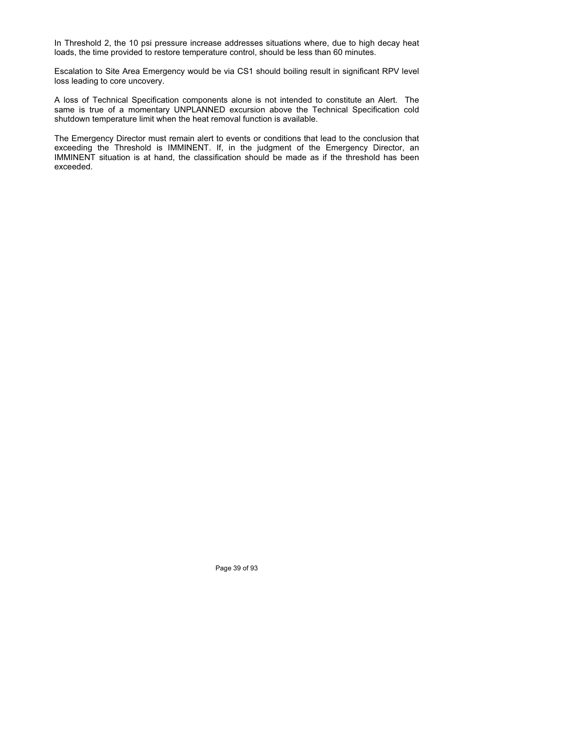In Threshold 2, the 10 psi pressure increase addresses situations where, due to high decay heat loads, the time provided to restore temperature control, should be less than 60 minutes.

Escalation to Site Area Emergency would be via CS1 should boiling result in significant RPV level loss leading to core uncovery.

A loss of Technical Specification components alone is not intended to constitute an Alert. The same is true of a momentary UNPLANNED excursion above the Technical Specification cold shutdown temperature limit when the heat removal function is available.

The Emergency Director must remain alert to events or conditions that lead to the conclusion that exceeding the Threshold is IMMINENT. If, in the judgment of the Emergency Director, an IMMINENT situation is at hand, the classification should be made as if the threshold has been exceeded.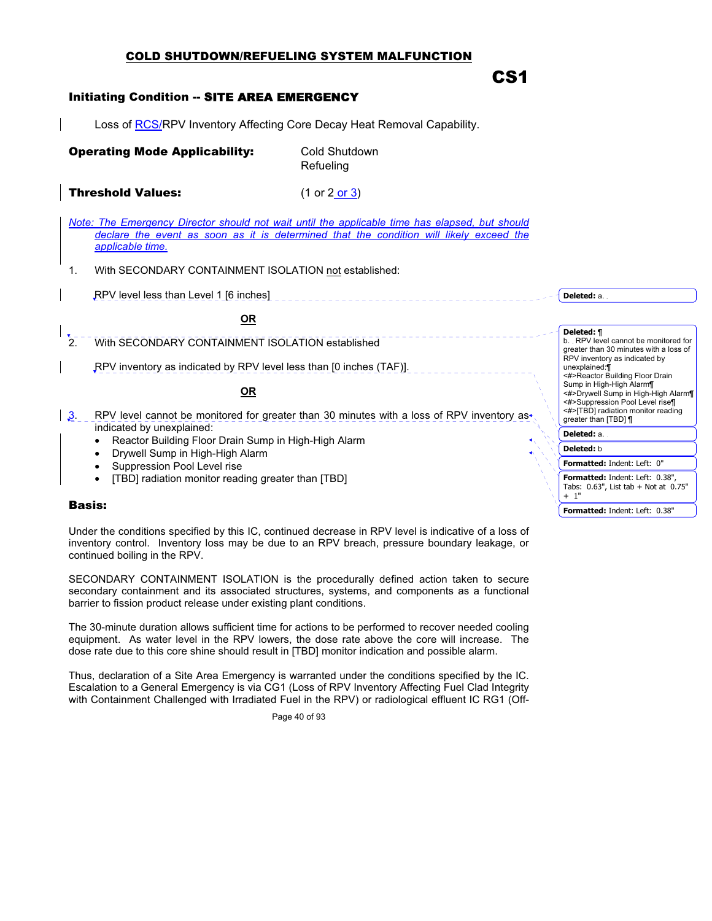## COLD SHUTDOWN/REFUELING SYSTEM MALFUNCTION

# CS1

**Initiating Condition -- SITE AREA EMERGENCY**

Loss of RCS/RPV Inventory Affecting Core Decay Heat Removal Capability.

**Operating Mode Applicability:** Cold Shutdown
Refueling

**Threshold Values:** (1 or 2 or 3)

*Note: The Emergency Director should not wait until the applicable time has elapsed, but should declare the event as soon as it is determined that the condition will likely exceed the applicable time.*

1. With SECONDARY CONTAINMENT ISOLATION not established:

   RPV level less than Level 1 [6 inches]

**OR**

2. With SECONDARY CONTAINMENT ISOLATION established

   RPV inventory as indicated by RPV level less than [0 inches (TAF)].

**OR**

3. RPV level cannot be monitored for greater than 30 minutes with a loss of RPV inventory as indicated by unexplained:
   - Reactor Building Floor Drain Sump in High-High Alarm
   - Drywell Sump in High-High Alarm
   - Suppression Pool Level rise
   - [TBD] radiation monitor reading greater than [TBD]

**Basis:**

Under the conditions specified by this IC, continued decrease in RPV level is indicative of a loss of inventory control. Inventory loss may be due to an RPV breach, pressure boundary leakage, or continued boiling in the RPV.

SECONDARY CONTAINMENT ISOLATION is the procedurally defined action taken to secure secondary containment and its associated structures, systems, and components as a functional barrier to fission product release under existing plant conditions.

The 30-minute duration allows sufficient time for actions to be performed to recover needed cooling equipment. As water level in the RPV lowers, the dose rate above the core will increase. The dose rate due to this core shine should result in [TBD] monitor indication and possible alarm.

Thus, declaration of a Site Area Emergency is warranted under the conditions specified by the IC. Escalation to a General Emergency is via CG1 (Loss of RPV Inventory Affecting Fuel Clad Integrity with Containment Challenged with Irradiated Fuel in the RPV) or radiological effluent IC RG1 (Off-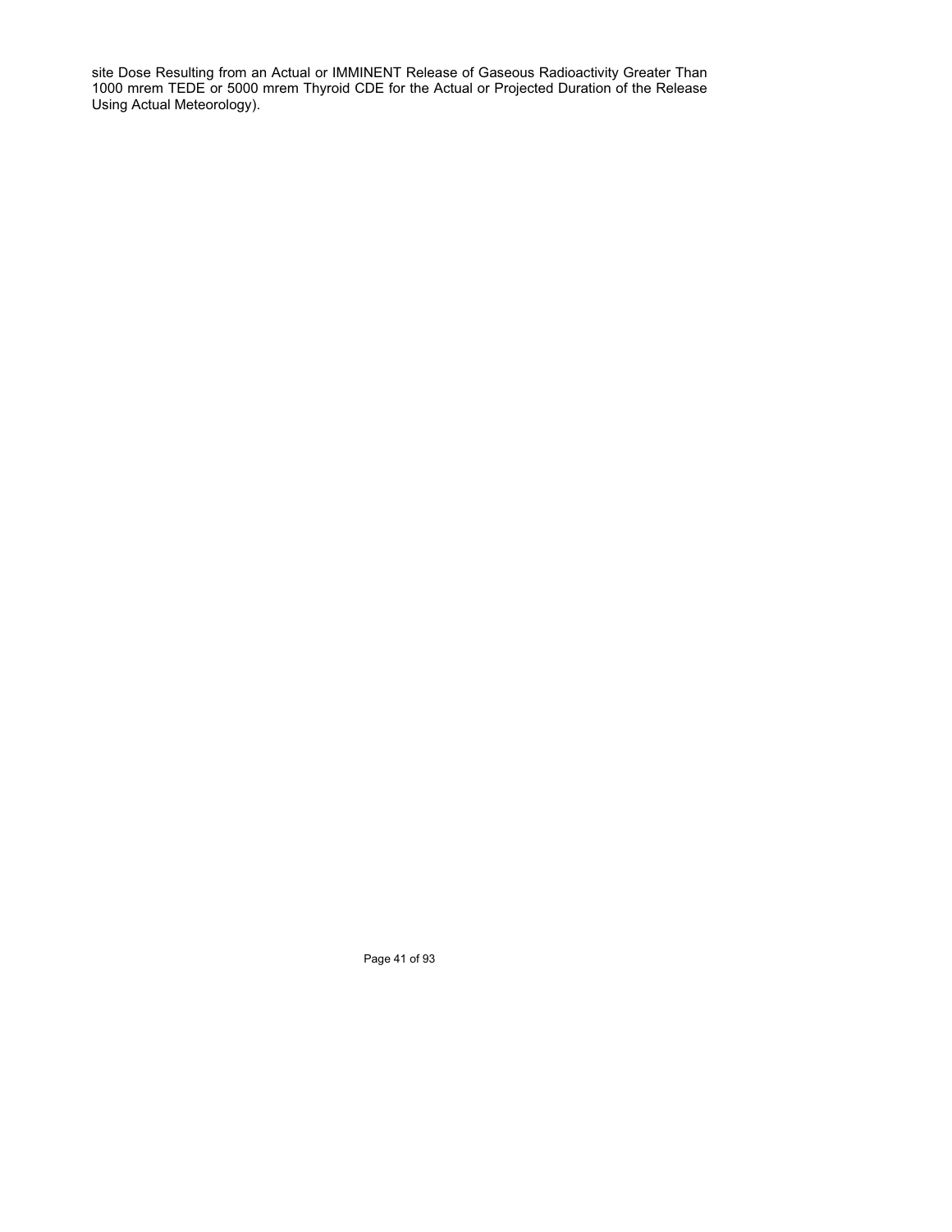site Dose Resulting from an Actual or IMMINENT Release of Gaseous Radioactivity Greater Than 1000 mrem TEDE or 5000 mrem Thyroid CDE for the Actual or Projected Duration of the Release Using Actual Meteorology).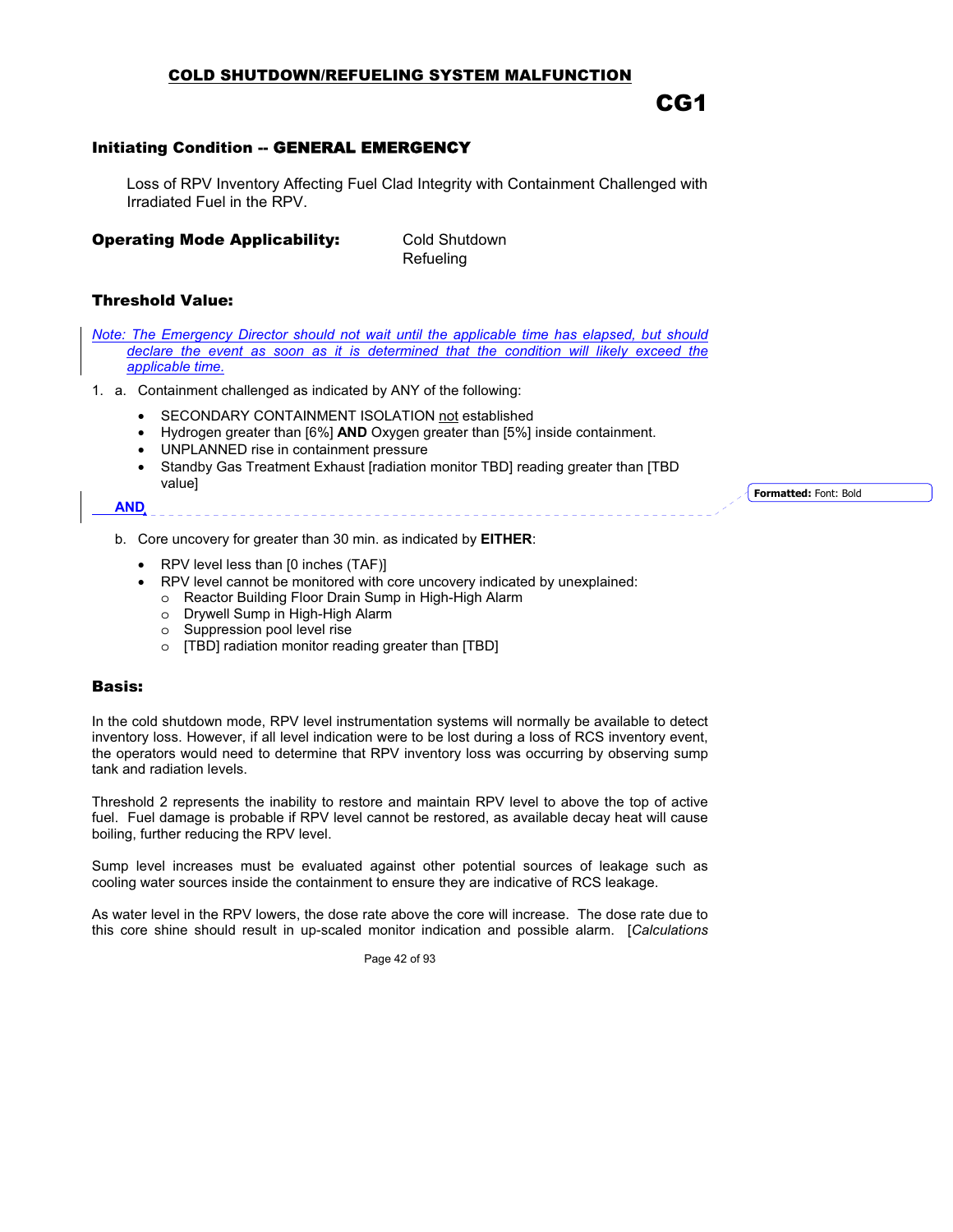## COLD SHUTDOWN/REFUELING SYSTEM MALFUNCTION

# CG1

### Initiating Condition -- GENERAL EMERGENCY

Loss of RPV Inventory Affecting Fuel Clad Integrity with Containment Challenged with Irradiated Fuel in the RPV.

**Operating Mode Applicability:** Cold Shutdown
Refueling

### Threshold Value:

*Note: The Emergency Director should not wait until the applicable time has elapsed, but should declare the event as soon as it is determined that the condition will likely exceed the applicable time.*

1. a. Containment challenged as indicated by ANY of the following:

   - SECONDARY CONTAINMENT ISOLATION not established
   - Hydrogen greater than [6%] **AND** Oxygen greater than [5%] inside containment.
   - UNPLANNED rise in containment pressure
   - Standby Gas Treatment Exhaust [radiation monitor TBD] reading greater than [TBD value]

   **AND**

   b. Core uncovery for greater than 30 min. as indicated by **EITHER**:

   - RPV level less than [0 inches (TAF)]
   - RPV level cannot be monitored with core uncovery indicated by unexplained:
     - Reactor Building Floor Drain Sump in High-High Alarm
     - Drywell Sump in High-High Alarm
     - Suppression pool level rise
     - [TBD] radiation monitor reading greater than [TBD]

### Basis:

In the cold shutdown mode, RPV level instrumentation systems will normally be available to detect inventory loss. However, if all level indication were to be lost during a loss of RCS inventory event, the operators would need to determine that RPV inventory loss was occurring by observing sump tank and radiation levels.

Threshold 2 represents the inability to restore and maintain RPV level to above the top of active fuel. Fuel damage is probable if RPV level cannot be restored, as available decay heat will cause boiling, further reducing the RPV level.

Sump level increases must be evaluated against other potential sources of leakage such as cooling water sources inside the containment to ensure they are indicative of RCS leakage.

As water level in the RPV lowers, the dose rate above the core will increase. The dose rate due to this core shine should result in up-scaled monitor indication and possible alarm. [*Calculations*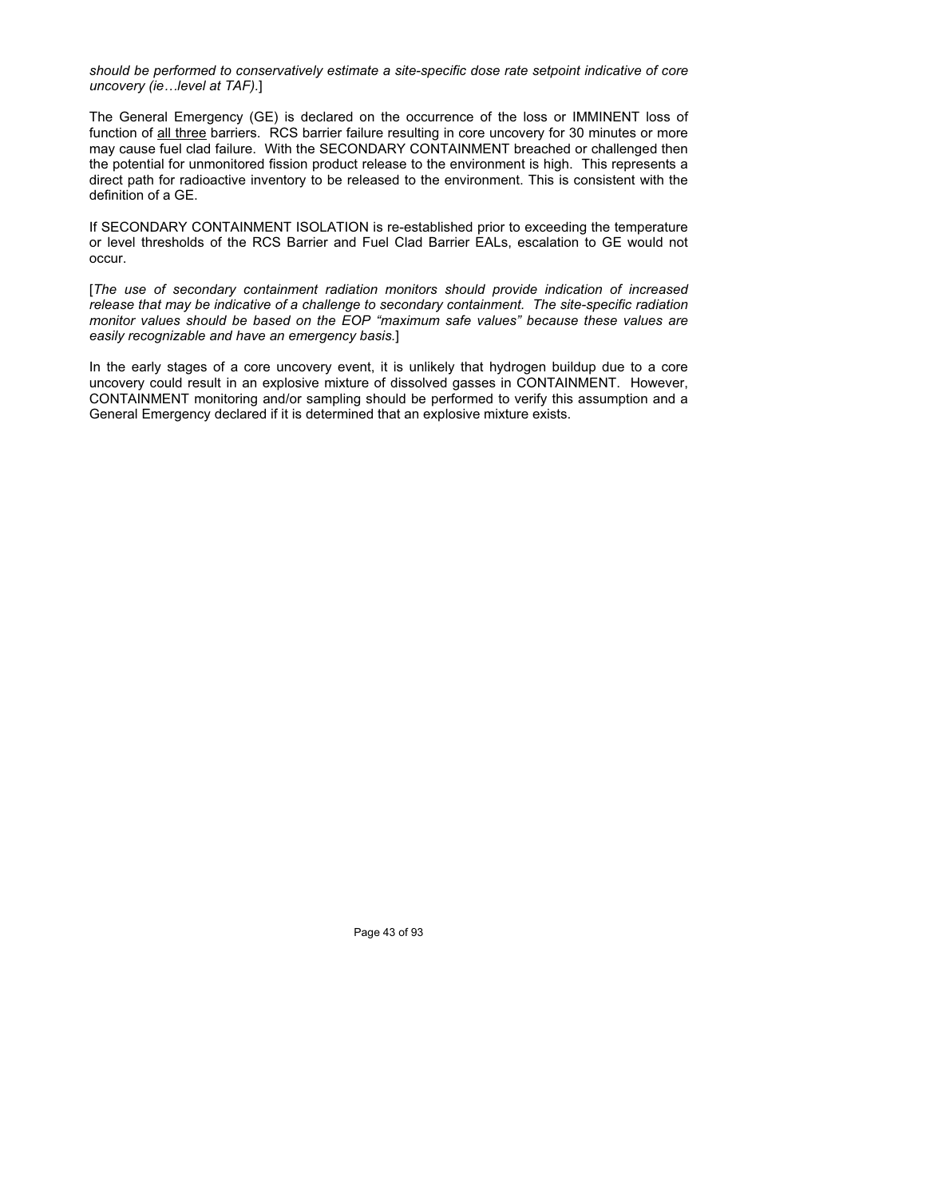*should be performed to conservatively estimate a site-specific dose rate setpoint indicative of core uncovery (ie…level at TAF).*]

The General Emergency (GE) is declared on the occurrence of the loss or IMMINENT loss of function of <u>all three</u> barriers. RCS barrier failure resulting in core uncovery for 30 minutes or more may cause fuel clad failure. With the SECONDARY CONTAINMENT breached or challenged then the potential for unmonitored fission product release to the environment is high. This represents a direct path for radioactive inventory to be released to the environment. This is consistent with the definition of a GE.

If SECONDARY CONTAINMENT ISOLATION is re-established prior to exceeding the temperature or level thresholds of the RCS Barrier and Fuel Clad Barrier EALs, escalation to GE would not occur.

[*The use of secondary containment radiation monitors should provide indication of increased release that may be indicative of a challenge to secondary containment. The site-specific radiation monitor values should be based on the EOP "maximum safe values" because these values are easily recognizable and have an emergency basis.*]

In the early stages of a core uncovery event, it is unlikely that hydrogen buildup due to a core uncovery could result in an explosive mixture of dissolved gasses in CONTAINMENT. However, CONTAINMENT monitoring and/or sampling should be performed to verify this assumption and a General Emergency declared if it is determined that an explosive mixture exists.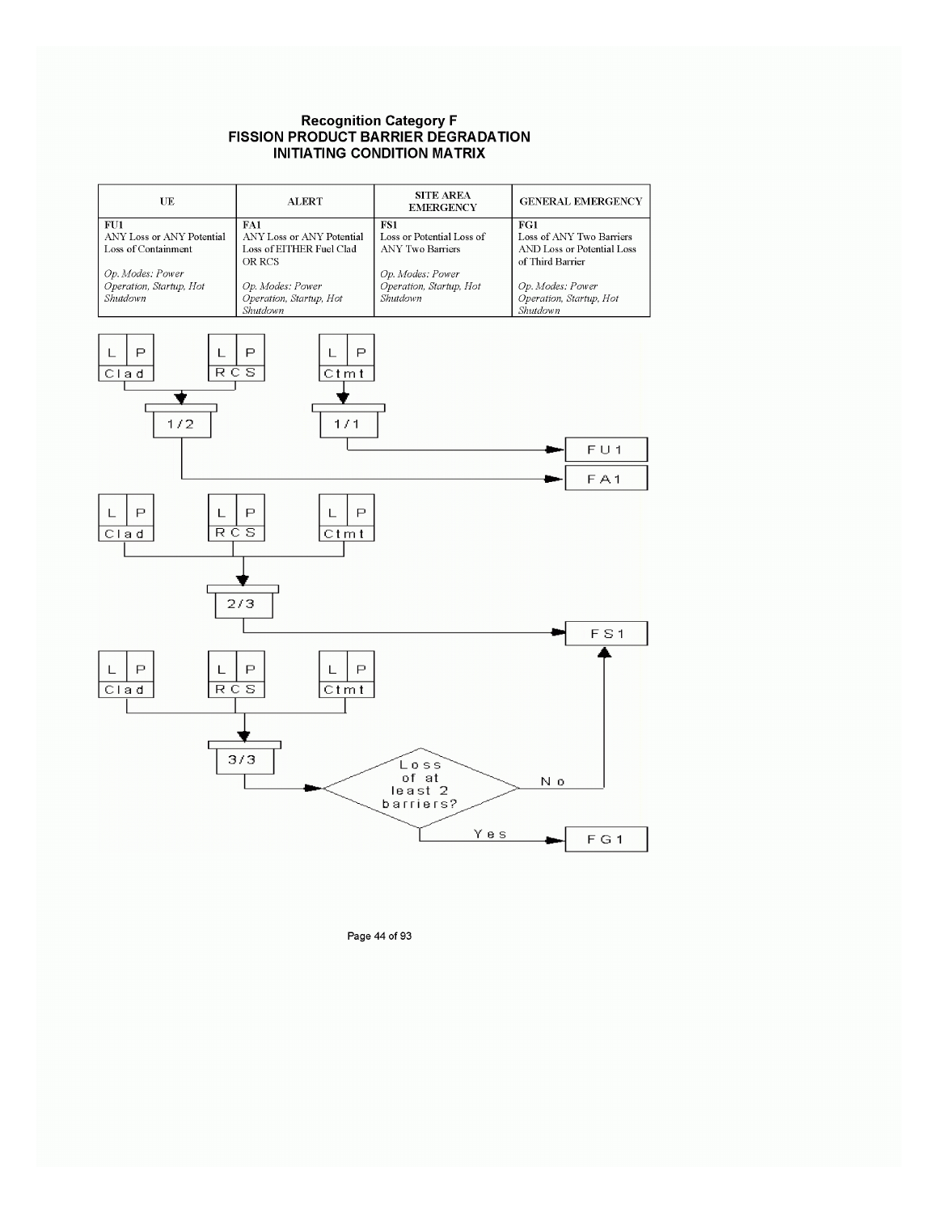# Recognition Category F
# FISSION PRODUCT BARRIER DEGRADATION
# INITIATING CONDITION MATRIX

| UE | ALERT | SITE AREA EMERGENCY | GENERAL EMERGENCY |
|---|---|---|---|
| **FU1**<br>ANY Loss or ANY Potential Loss of Containment<br><br>*Op. Modes: Power Operation, Startup, Hot Shutdown* | **FA1**<br>ANY Loss or ANY Potential Loss of EITHER Fuel Clad OR RCS<br><br>*Op. Modes: Power Operation, Startup, Hot Shutdown* | **FS1**<br>Loss or Potential Loss of ANY Two Barriers<br><br>*Op. Modes: Power Operation, Startup, Hot Shutdown* | **FG1**<br>Loss of ANY Two Barriers AND Loss or Potential Loss of Third Barrier<br><br>*Op. Modes: Power Operation, Startup, Hot Shutdown* |

L | P Clad, L | P RCS → 1/2 → FA1

L | P Ctmt → 1/1 → FU1

L | P Clad, L | P RCS, L | P Ctmt → 2/3 → FS1

L | P Clad, L | P RCS, L | P Ctmt → 3/3 → Loss of at least 2 barriers?
- No → FS1
- Yes → FG1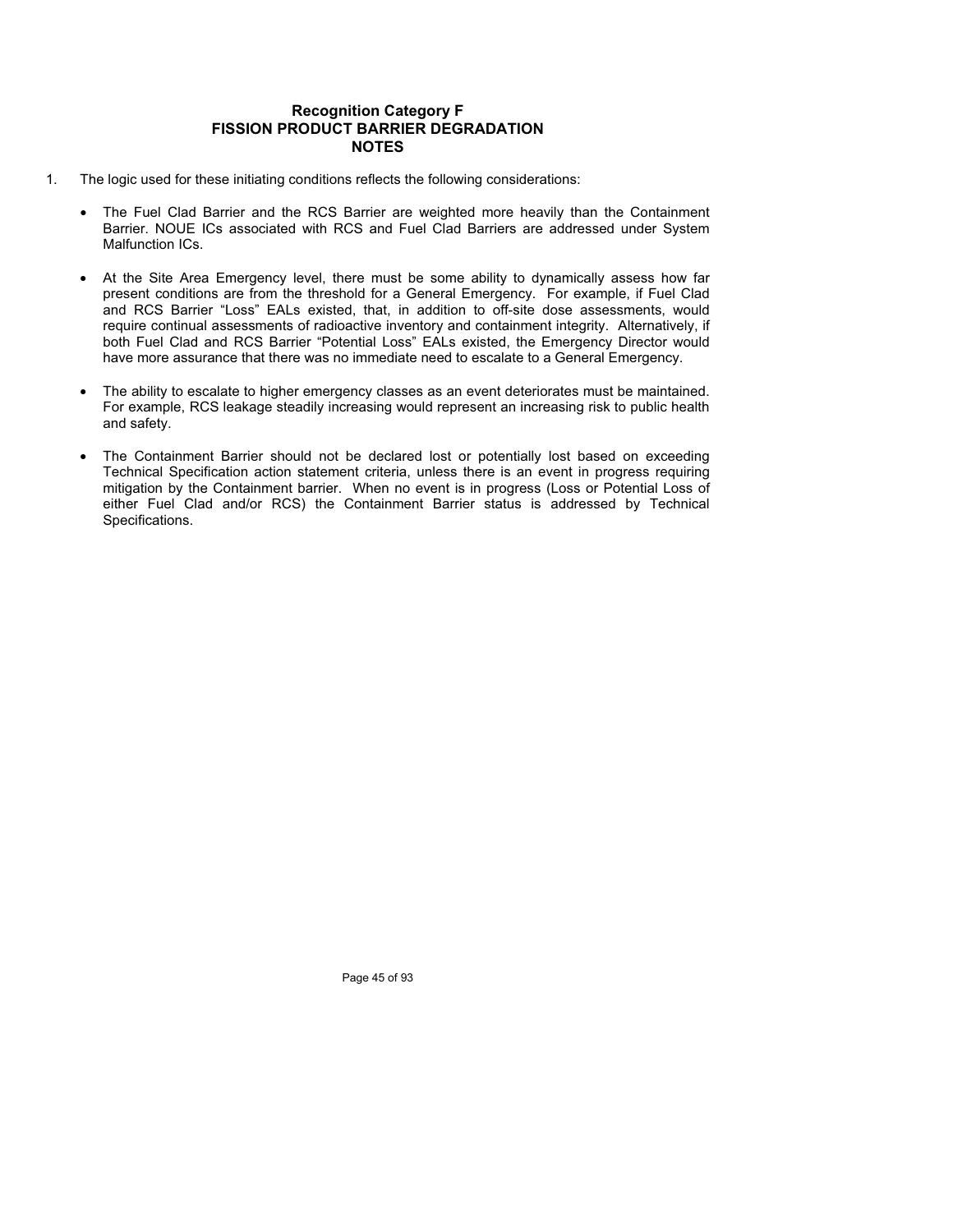## Recognition Category F
## FISSION PRODUCT BARRIER DEGRADATION
## NOTES

1. The logic used for these initiating conditions reflects the following considerations:

   - The Fuel Clad Barrier and the RCS Barrier are weighted more heavily than the Containment Barrier. NOUE ICs associated with RCS and Fuel Clad Barriers are addressed under System Malfunction ICs.

   - At the Site Area Emergency level, there must be some ability to dynamically assess how far present conditions are from the threshold for a General Emergency. For example, if Fuel Clad and RCS Barrier "Loss" EALs existed, that, in addition to off-site dose assessments, would require continual assessments of radioactive inventory and containment integrity. Alternatively, if both Fuel Clad and RCS Barrier "Potential Loss" EALs existed, the Emergency Director would have more assurance that there was no immediate need to escalate to a General Emergency.

   - The ability to escalate to higher emergency classes as an event deteriorates must be maintained. For example, RCS leakage steadily increasing would represent an increasing risk to public health and safety.

   - The Containment Barrier should not be declared lost or potentially lost based on exceeding Technical Specification action statement criteria, unless there is an event in progress requiring mitigation by the Containment barrier. When no event is in progress (Loss or Potential Loss of either Fuel Clad and/or RCS) the Containment Barrier status is addressed by Technical Specifications.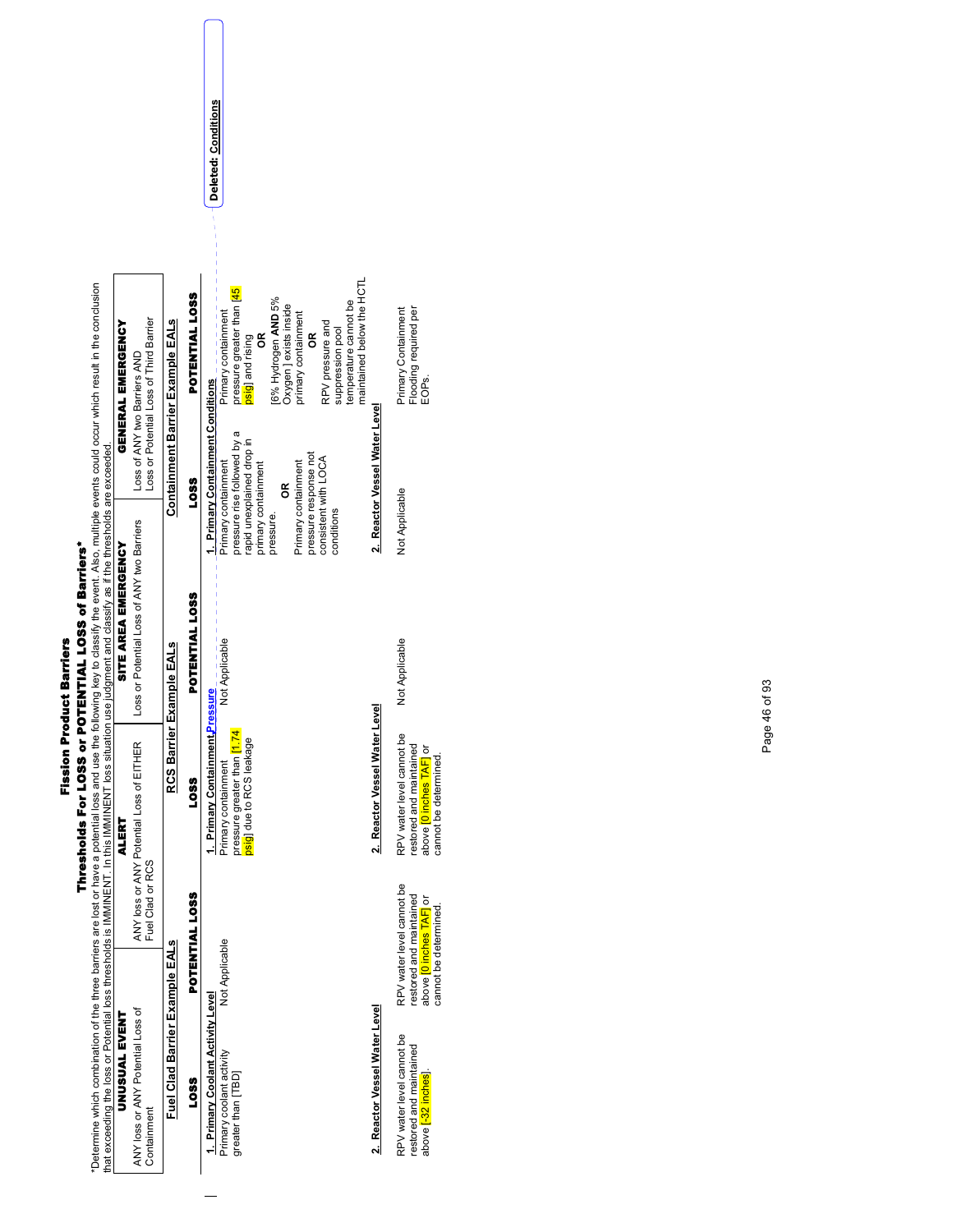# Fission Product Barriers

## Thresholds For LOSS or POTENTIAL LOSS of Barriers*

*Determine which combination of the three barriers are lost or have a potential loss and use the following key to classify the event. Also, multiple events could occur which result in the conclusion that exceeding the loss or Potential loss thresholds is IMMINENT. In this IMMINENT loss situation use judgment and classify as if the thresholds are exceeded.

| UNUSUAL EVENT | ALERT | SITE AREA EMERGENCY | GENERAL EMERGENCY |
|---|---|---|---|
| ANY loss or ANY Potential Loss of Containment | ANY loss or ANY Potential Loss of EITHER Fuel Clad or RCS | Loss or Potential Loss of ANY two Barriers | Loss of ANY two Barriers AND Loss or Potential Loss of Third Barrier |

| Fuel Clad Barrier Example EALs | | RCS Barrier Example EALs | | Containment Barrier Example EALs | |
|---|---|---|---|---|---|
| **LOSS** | **POTENTIAL LOSS** | **LOSS** | **POTENTIAL LOSS** | **LOSS** | **POTENTIAL LOSS** |
| **1. Primary Coolant Activity Level** | | **1. Primary Containment Pressure** | | **1. Primary Containment Conditions** | |
| Primary coolant activity greater than [TBD] | Not Applicable | Primary containment pressure greater than [1.74 psig] due to RCS leakage | Not Applicable | Primary containment pressure rise followed by a rapid unexplained drop in primary containment pressure. **OR** Primary containment pressure response not consistent with LOCA conditions | Primary containment pressure greater than [45 psig] and rising **OR** [6% Hydrogen **AND** 5% Oxygen ] exists inside primary containment **OR** RPV pressure and suppression pool temperature cannot be maintained below the HCTL |
| **2. Reactor Vessel Water Level** | | **2. Reactor Vessel Water Level** | | **2. Reactor Vessel Water Level** | |
| RPV water level cannot be restored and maintained above [-32 inches]. | RPV water level cannot be restored and maintained above [0 inches TAF] or cannot be determined. | RPV water level cannot be restored and maintained above [0 inches TAF] or cannot be determined. | Not Applicable | Not Applicable | Primary Containment Flooding required per EOPs. |

Deleted: Conditions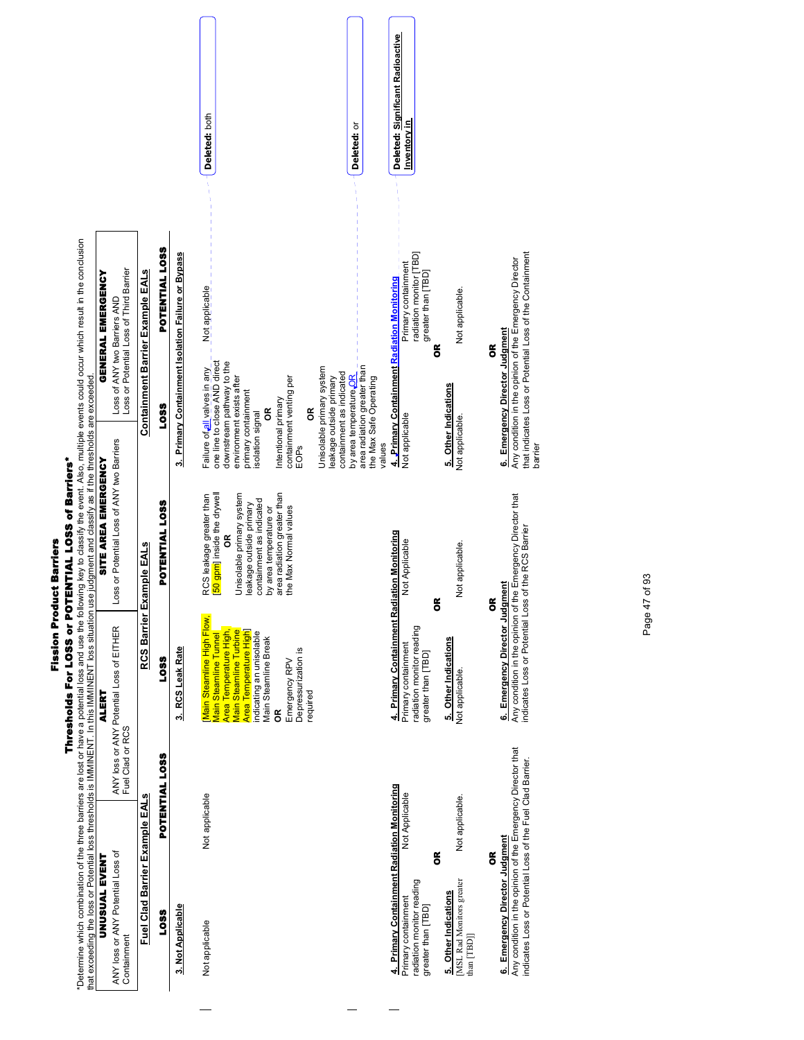# Fission Product Barriers

## Thresholds For LOSS or POTENTIAL LOSS of Barriers*

*Determine which combination of the three barriers are lost or have a potential loss and use the following key to classify the event. Also, multiple events could occur which result in the conclusion that exceeding the loss or Potential loss thresholds is IMMINENT. In this IMMINENT loss situation use judgment and classify as if the thresholds are exceeded.

| UNUSUAL EVENT | ALERT | SITE AREA EMERGENCY | GENERAL EMERGENCY |
|---|---|---|---|
| ANY loss or ANY Potential Loss of Containment | ANY loss or ANY Potential Loss of EITHER Fuel Clad or RCS | Loss or Potential Loss of ANY two Barriers | Loss of ANY two Barriers AND Loss or Potential Loss of Third Barrier |

| Fuel Clad Barrier Example EALs | | RCS Barrier Example EALs | | Containment Barrier Example EALs | |
|---|---|---|---|---|---|
| **LOSS** | **POTENTIAL LOSS** | **LOSS** | **POTENTIAL LOSS** | **LOSS** | **POTENTIAL LOSS** |
| **3. Not Applicable** | | **3. RCS Leak Rate** | | **3. Primary Containment Isolation Failure or Bypass** | |
| Not applicable | Not applicable | [Main Steamline High Flow, Main Steamline Tunnel Area Temperature High, Main Steamline Turbine Area Temperature High] indicating an unisolable Main Steamline Break<br>**OR**<br>Emergency RPV Depressurization is required | RCS leakage greater than [50 gpm] inside the drywell<br>**OR**<br>Unisolable primary system leakage outside primary containment as indicated by area temperature or area radiation greater than the Max Normal values | Failure of all valves in any one line to close AND direct downstream pathway to the environment exists after primary containment isolation signal<br>**OR**<br>Intentional primary containment venting per EOPs<br>**OR**<br>Unisolable primary system leakage outside primary containment as indicated by area temperature OR area radiation greater than the Max Safe Operating values | Not applicable |
| **4. Primary Containment Radiation Monitoring** | | **4. Primary Containment Radiation Monitoring** | | **4. Primary Containment Radiation Monitoring** | |
| Primary containment radiation monitor reading greater than [TBD] | Not Applicable | Primary containment radiation monitor reading greater than [TBD] | Not Applicable | Not applicable | Primary containment radiation monitor [TBD] greater than [TBD] |
| **OR** | | **OR** | | **OR** | |
| **5. Other Indications** | | **5. Other Indications** | | **5. Other Indications** | |
| [MSL Rad Monitors greater than [TBD]] | Not applicable. | Not applicable. | Not applicable. | Not applicable. | Not applicable. |
| **OR** | | **OR** | | **OR** | |
| **6. Emergency Director Judgment** | | **6. Emergency Director Judgment** | | **6. Emergency Director Judgment** | |
| Any condition in the opinion of the Emergency Director that indicates Loss or Potential Loss of the Fuel Clad Barrier. | | Any condition in the opinion of the Emergency Director that indicates Loss or Potential Loss of the RCS Barrier | | Any condition in the opinion of the Emergency Director that indicates Loss or Potential Loss of the Containment barrier | |

Deleted: both

Deleted: or

Deleted: Significant Radioactive Inventory in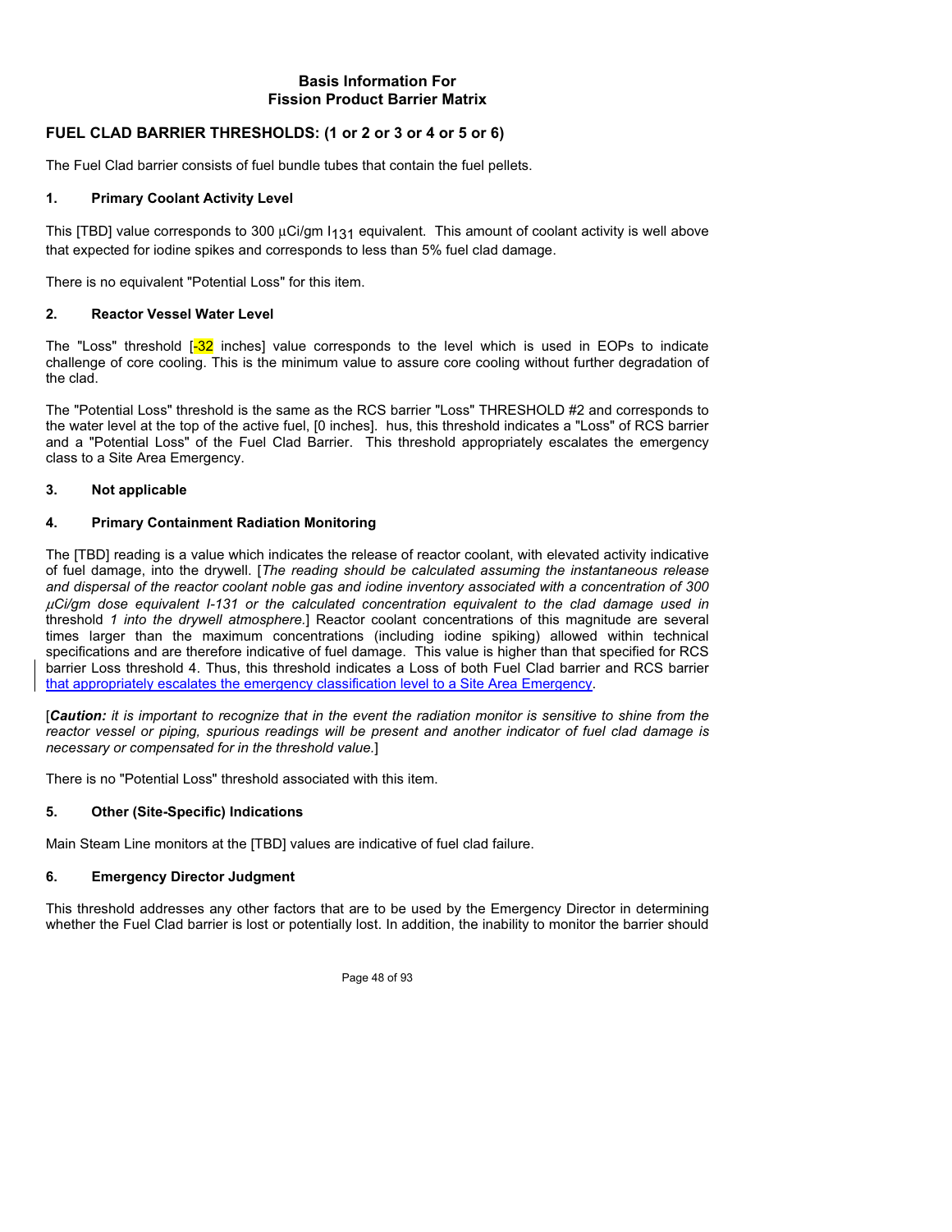## Basis Information For Fission Product Barrier Matrix

### FUEL CLAD BARRIER THRESHOLDS: (1 or 2 or 3 or 4 or 5 or 6)

The Fuel Clad barrier consists of fuel bundle tubes that contain the fuel pellets.

#### 1. Primary Coolant Activity Level

This [TBD] value corresponds to 300 µCi/gm $I_{131}$ equivalent. This amount of coolant activity is well above that expected for iodine spikes and corresponds to less than 5% fuel clad damage.

There is no equivalent "Potential Loss" for this item.

#### 2. Reactor Vessel Water Level

The "Loss" threshold [-32 inches] value corresponds to the level which is used in EOPs to indicate challenge of core cooling. This is the minimum value to assure core cooling without further degradation of the clad.

The "Potential Loss" threshold is the same as the RCS barrier "Loss" THRESHOLD #2 and corresponds to the water level at the top of the active fuel, [0 inches]. hus, this threshold indicates a "Loss" of RCS barrier and a "Potential Loss" of the Fuel Clad Barrier. This threshold appropriately escalates the emergency class to a Site Area Emergency.

#### 3. Not applicable

#### 4. Primary Containment Radiation Monitoring

The [TBD] reading is a value which indicates the release of reactor coolant, with elevated activity indicative of fuel damage, into the drywell. [*The reading should be calculated assuming the instantaneous release and dispersal of the reactor coolant noble gas and iodine inventory associated with a concentration of 300 µCi/gm dose equivalent I-131 or the calculated concentration equivalent to the clad damage used in* threshold *1 into the drywell atmosphere.*] Reactor coolant concentrations of this magnitude are several times larger than the maximum concentrations (including iodine spiking) allowed within technical specifications and are therefore indicative of fuel damage. This value is higher than that specified for RCS barrier Loss threshold 4. Thus, this threshold indicates a Loss of both Fuel Clad barrier and RCS barrier that appropriately escalates the emergency classification level to a Site Area Emergency.

[***Caution:*** *it is important to recognize that in the event the radiation monitor is sensitive to shine from the reactor vessel or piping, spurious readings will be present and another indicator of fuel clad damage is necessary or compensated for in the threshold value.*]

There is no "Potential Loss" threshold associated with this item.

#### 5. Other (Site-Specific) Indications

Main Steam Line monitors at the [TBD] values are indicative of fuel clad failure.

#### 6. Emergency Director Judgment

This threshold addresses any other factors that are to be used by the Emergency Director in determining whether the Fuel Clad barrier is lost or potentially lost. In addition, the inability to monitor the barrier should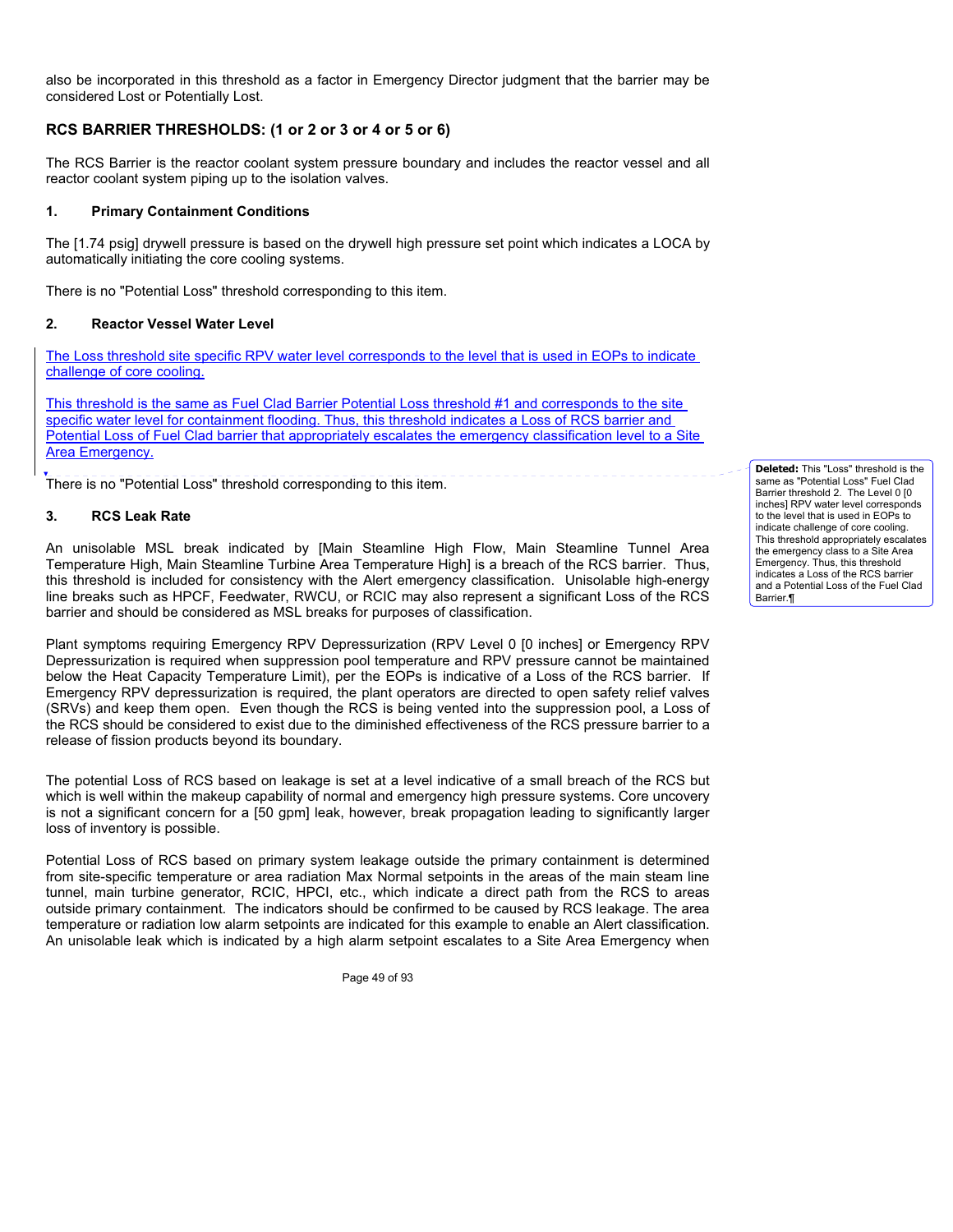also be incorporated in this threshold as a factor in Emergency Director judgment that the barrier may be considered Lost or Potentially Lost.

## RCS BARRIER THRESHOLDS: (1 or 2 or 3 or 4 or 5 or 6)

The RCS Barrier is the reactor coolant system pressure boundary and includes the reactor vessel and all reactor coolant system piping up to the isolation valves.

### 1. Primary Containment Conditions

The [1.74 psig] drywell pressure is based on the drywell high pressure set point which indicates a LOCA by automatically initiating the core cooling systems.

There is no "Potential Loss" threshold corresponding to this item.

### 2. Reactor Vessel Water Level

The Loss threshold site specific RPV water level corresponds to the level that is used in EOPs to indicate challenge of core cooling.

This threshold is the same as Fuel Clad Barrier Potential Loss threshold #1 and corresponds to the site specific water level for containment flooding. Thus, this threshold indicates a Loss of RCS barrier and Potential Loss of Fuel Clad barrier that appropriately escalates the emergency classification level to a Site Area Emergency.

There is no "Potential Loss" threshold corresponding to this item.

**Deleted:** This "Loss" threshold is the same as "Potential Loss" Fuel Clad Barrier threshold 2. The Level 0 [0 inches] RPV water level corresponds to the level that is used in EOPs to indicate challenge of core cooling. This threshold appropriately escalates the emergency class to a Site Area Emergency. Thus, this threshold indicates a Loss of the RCS barrier and a Potential Loss of the Fuel Clad Barrier.¶

### 3. RCS Leak Rate

An unisolable MSL break indicated by [Main Steamline High Flow, Main Steamline Tunnel Area Temperature High, Main Steamline Turbine Area Temperature High] is a breach of the RCS barrier. Thus, this threshold is included for consistency with the Alert emergency classification. Unisolable high-energy line breaks such as HPCF, Feedwater, RWCU, or RCIC may also represent a significant Loss of the RCS barrier and should be considered as MSL breaks for purposes of classification.

Plant symptoms requiring Emergency RPV Depressurization (RPV Level 0 [0 inches] or Emergency RPV Depressurization is required when suppression pool temperature and RPV pressure cannot be maintained below the Heat Capacity Temperature Limit), per the EOPs is indicative of a Loss of the RCS barrier. If Emergency RPV depressurization is required, the plant operators are directed to open safety relief valves (SRVs) and keep them open. Even though the RCS is being vented into the suppression pool, a Loss of the RCS should be considered to exist due to the diminished effectiveness of the RCS pressure barrier to a release of fission products beyond its boundary.

The potential Loss of RCS based on leakage is set at a level indicative of a small breach of the RCS but which is well within the makeup capability of normal and emergency high pressure systems. Core uncovery is not a significant concern for a [50 gpm] leak, however, break propagation leading to significantly larger loss of inventory is possible.

Potential Loss of RCS based on primary system leakage outside the primary containment is determined from site-specific temperature or area radiation Max Normal setpoints in the areas of the main steam line tunnel, main turbine generator, RCIC, HPCI, etc., which indicate a direct path from the RCS to areas outside primary containment. The indicators should be confirmed to be caused by RCS leakage. The area temperature or radiation low alarm setpoints are indicated for this example to enable an Alert classification. An unisolable leak which is indicated by a high alarm setpoint escalates to a Site Area Emergency when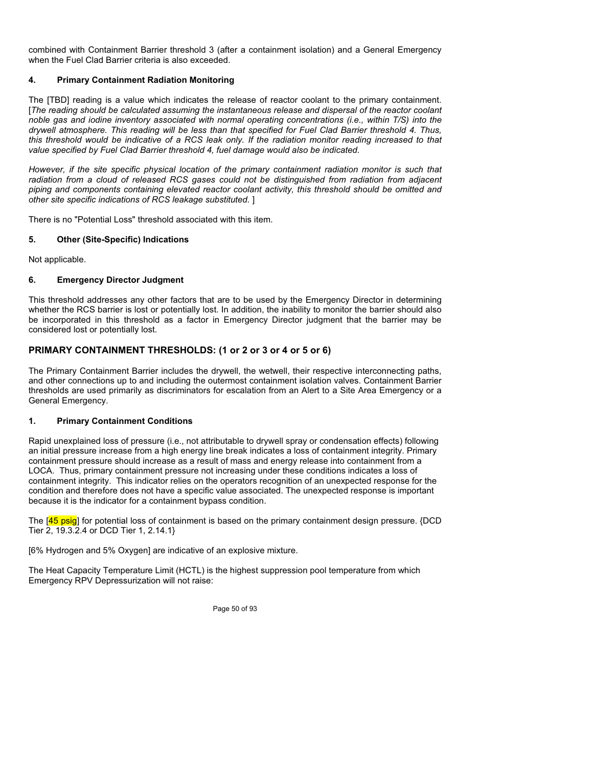combined with Containment Barrier threshold 3 (after a containment isolation) and a General Emergency when the Fuel Clad Barrier criteria is also exceeded.

#### 4. Primary Containment Radiation Monitoring

The [TBD] reading is a value which indicates the release of reactor coolant to the primary containment. [*The reading should be calculated assuming the instantaneous release and dispersal of the reactor coolant noble gas and iodine inventory associated with normal operating concentrations (i.e., within T/S) into the drywell atmosphere. This reading will be less than that specified for Fuel Clad Barrier threshold 4. Thus, this threshold would be indicative of a RCS leak only. If the radiation monitor reading increased to that value specified by Fuel Clad Barrier threshold 4, fuel damage would also be indicated.*

*However, if the site specific physical location of the primary containment radiation monitor is such that radiation from a cloud of released RCS gases could not be distinguished from radiation from adjacent piping and components containing elevated reactor coolant activity, this threshold should be omitted and other site specific indications of RCS leakage substituted.* ]

There is no "Potential Loss" threshold associated with this item.

#### 5. Other (Site-Specific) Indications

Not applicable.

#### 6. Emergency Director Judgment

This threshold addresses any other factors that are to be used by the Emergency Director in determining whether the RCS barrier is lost or potentially lost. In addition, the inability to monitor the barrier should also be incorporated in this threshold as a factor in Emergency Director judgment that the barrier may be considered lost or potentially lost.

### PRIMARY CONTAINMENT THRESHOLDS: (1 or 2 or 3 or 4 or 5 or 6)

The Primary Containment Barrier includes the drywell, the wetwell, their respective interconnecting paths, and other connections up to and including the outermost containment isolation valves. Containment Barrier thresholds are used primarily as discriminators for escalation from an Alert to a Site Area Emergency or a General Emergency.

#### 1. Primary Containment Conditions

Rapid unexplained loss of pressure (i.e., not attributable to drywell spray or condensation effects) following an initial pressure increase from a high energy line break indicates a loss of containment integrity. Primary containment pressure should increase as a result of mass and energy release into containment from a LOCA. Thus, primary containment pressure not increasing under these conditions indicates a loss of containment integrity. This indicator relies on the operators recognition of an unexpected response for the condition and therefore does not have a specific value associated. The unexpected response is important because it is the indicator for a containment bypass condition.

The [45 psig] for potential loss of containment is based on the primary containment design pressure. {DCD Tier 2, 19.3.2.4 or DCD Tier 1, 2.14.1}

[6% Hydrogen and 5% Oxygen] are indicative of an explosive mixture.

The Heat Capacity Temperature Limit (HCTL) is the highest suppression pool temperature from which Emergency RPV Depressurization will not raise: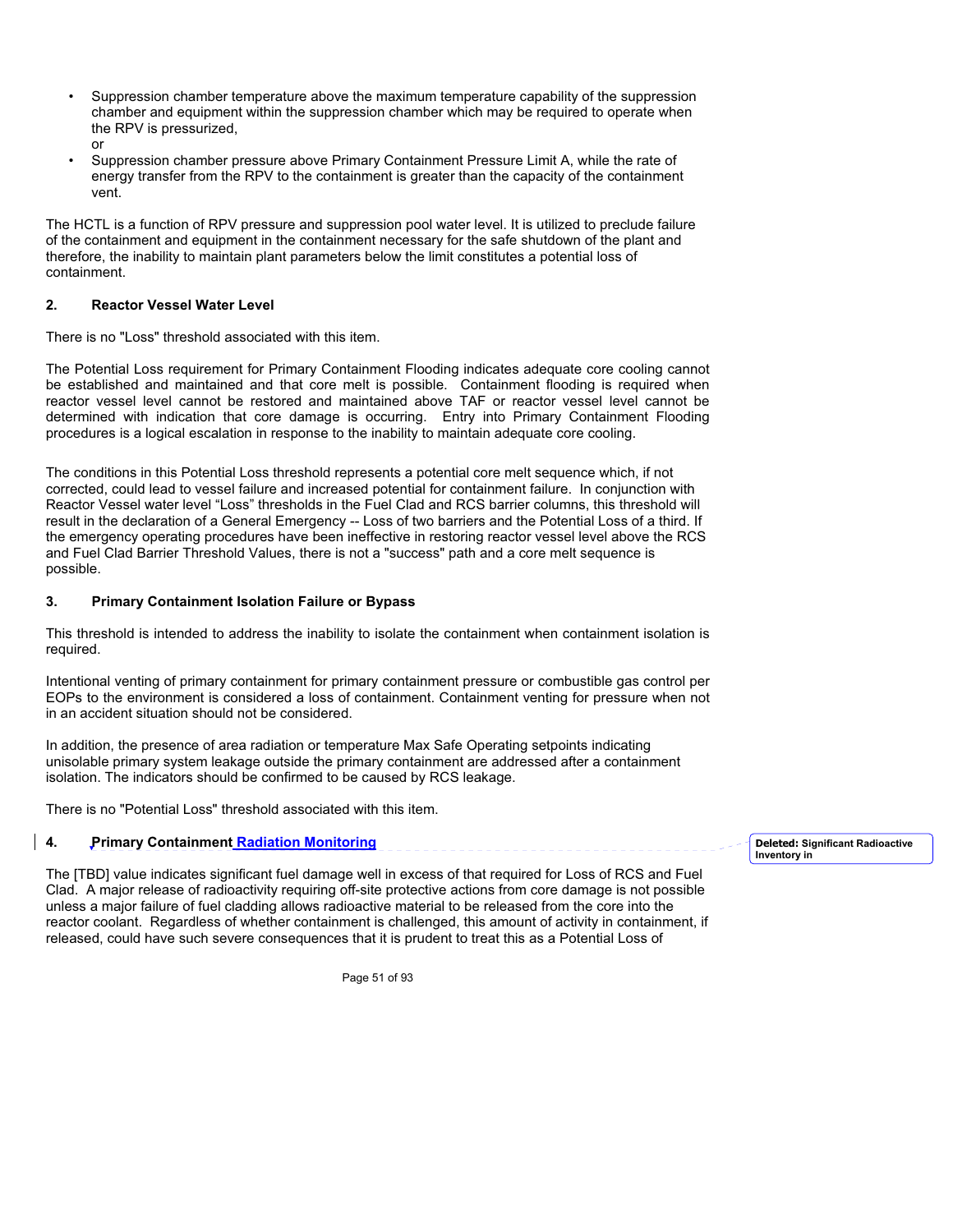- Suppression chamber temperature above the maximum temperature capability of the suppression chamber and equipment within the suppression chamber which may be required to operate when the RPV is pressurized,
  or
- Suppression chamber pressure above Primary Containment Pressure Limit A, while the rate of energy transfer from the RPV to the containment is greater than the capacity of the containment vent.

The HCTL is a function of RPV pressure and suppression pool water level. It is utilized to preclude failure of the containment and equipment in the containment necessary for the safe shutdown of the plant and therefore, the inability to maintain plant parameters below the limit constitutes a potential loss of containment.

**2. Reactor Vessel Water Level**

There is no "Loss" threshold associated with this item.

The Potential Loss requirement for Primary Containment Flooding indicates adequate core cooling cannot be established and maintained and that core melt is possible. Containment flooding is required when reactor vessel level cannot be restored and maintained above TAF or reactor vessel level cannot be determined with indication that core damage is occurring. Entry into Primary Containment Flooding procedures is a logical escalation in response to the inability to maintain adequate core cooling.

The conditions in this Potential Loss threshold represents a potential core melt sequence which, if not corrected, could lead to vessel failure and increased potential for containment failure. In conjunction with Reactor Vessel water level "Loss" thresholds in the Fuel Clad and RCS barrier columns, this threshold will result in the declaration of a General Emergency -- Loss of two barriers and the Potential Loss of a third. If the emergency operating procedures have been ineffective in restoring reactor vessel level above the RCS and Fuel Clad Barrier Threshold Values, there is not a "success" path and a core melt sequence is possible.

**3. Primary Containment Isolation Failure or Bypass**

This threshold is intended to address the inability to isolate the containment when containment isolation is required.

Intentional venting of primary containment for primary containment pressure or combustible gas control per EOPs to the environment is considered a loss of containment. Containment venting for pressure when not in an accident situation should not be considered.

In addition, the presence of area radiation or temperature Max Safe Operating setpoints indicating unisolable primary system leakage outside the primary containment are addressed after a containment isolation. The indicators should be confirmed to be caused by RCS leakage.

There is no "Potential Loss" threshold associated with this item.

**4. Primary Containment Radiation Monitoring**

Deleted: Significant Radioactive Inventory in

The [TBD] value indicates significant fuel damage well in excess of that required for Loss of RCS and Fuel Clad. A major release of radioactivity requiring off-site protective actions from core damage is not possible unless a major failure of fuel cladding allows radioactive material to be released from the core into the reactor coolant. Regardless of whether containment is challenged, this amount of activity in containment, if released, could have such severe consequences that it is prudent to treat this as a Potential Loss of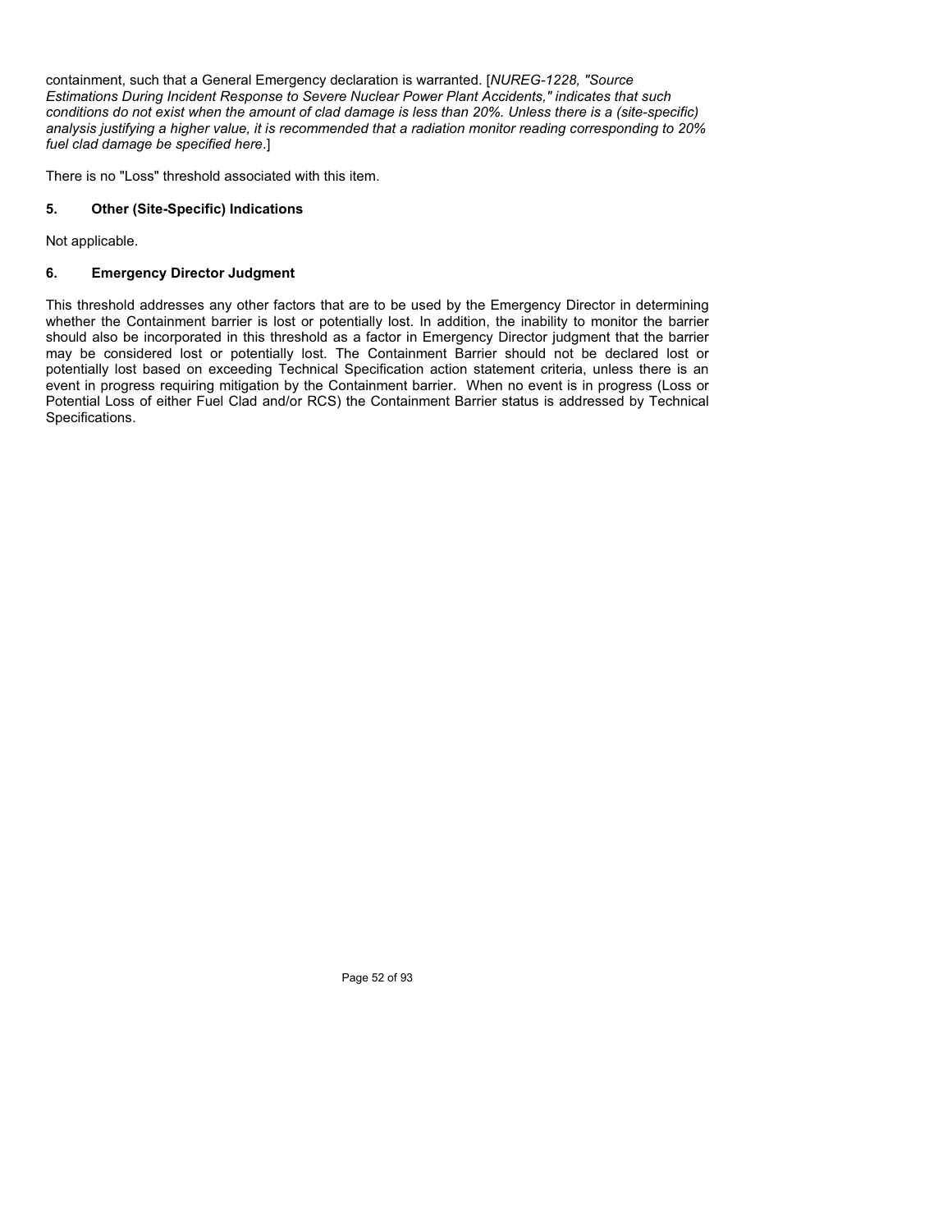containment, such that a General Emergency declaration is warranted. [*NUREG-1228, "Source Estimations During Incident Response to Severe Nuclear Power Plant Accidents," indicates that such conditions do not exist when the amount of clad damage is less than 20%. Unless there is a (site-specific) analysis justifying a higher value, it is recommended that a radiation monitor reading corresponding to 20% fuel clad damage be specified here*.]

There is no "Loss" threshold associated with this item.

### 5. Other (Site-Specific) Indications

Not applicable.

### 6. Emergency Director Judgment

This threshold addresses any other factors that are to be used by the Emergency Director in determining whether the Containment barrier is lost or potentially lost. In addition, the inability to monitor the barrier should also be incorporated in this threshold as a factor in Emergency Director judgment that the barrier may be considered lost or potentially lost. The Containment Barrier should not be declared lost or potentially lost based on exceeding Technical Specification action statement criteria, unless there is an event in progress requiring mitigation by the Containment barrier. When no event is in progress (Loss or Potential Loss of either Fuel Clad and/or RCS) the Containment Barrier status is addressed by Technical Specifications.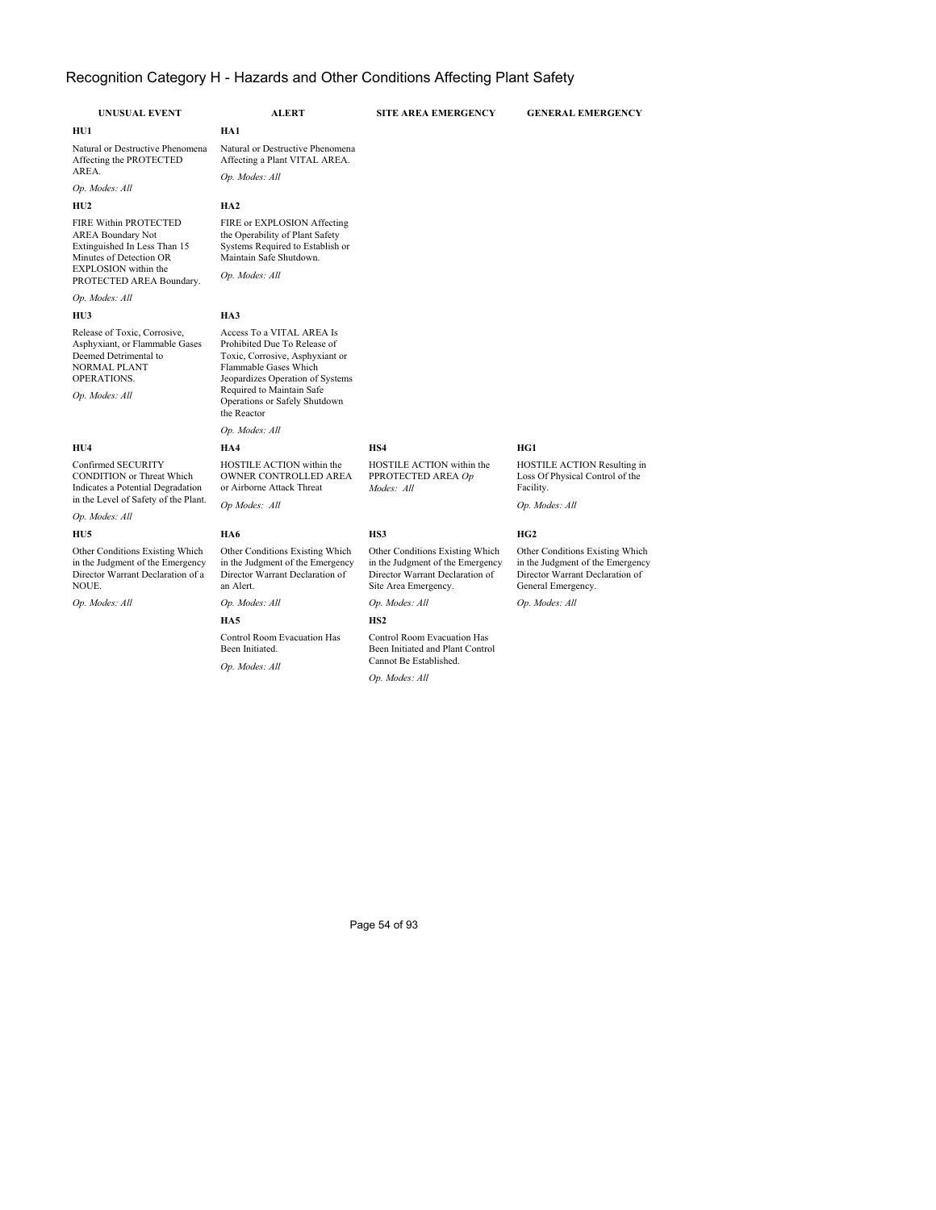# Recognition Category H - Hazards and Other Conditions Affecting Plant Safety

| UNUSUAL EVENT | ALERT | SITE AREA EMERGENCY | GENERAL EMERGENCY |
|---|---|---|---|
| **HU1**<br>Natural or Destructive Phenomena Affecting the PROTECTED AREA.<br>*Op. Modes: All* | **HA1**<br>Natural or Destructive Phenomena Affecting a Plant VITAL AREA.<br>*Op. Modes: All* | | |
| **HU2**<br>FIRE Within PROTECTED AREA Boundary Not Extinguished In Less Than 15 Minutes of Detection OR EXPLOSION within the PROTECTED AREA Boundary.<br>*Op. Modes: All* | **HA2**<br>FIRE or EXPLOSION Affecting the Operability of Plant Safety Systems Required to Establish or Maintain Safe Shutdown.<br>*Op. Modes: All* | | |
| **HU3**<br>Release of Toxic, Corrosive, Asphyxiant, or Flammable Gases Deemed Detrimental to NORMAL PLANT OPERATIONS.<br>*Op. Modes: All* | **HA3**<br>Access To a VITAL AREA Is Prohibited Due To Release of Toxic, Corrosive, Asphyxiant or Flammable Gases Which Jeopardizes Operation of Systems Required to Maintain Safe Operations or Safely Shutdown the Reactor<br>*Op. Modes: All* | | |
| **HU4**<br>Confirmed SECURITY CONDITION or Threat Which Indicates a Potential Degradation in the Level of Safety of the Plant.<br>*Op. Modes: All* | **HA4**<br>HOSTILE ACTION within the OWNER CONTROLLED AREA or Airborne Attack Threat<br>*Op Modes: All* | **HS4**<br>HOSTILE ACTION within the PPROTECTED AREA *Op Modes: All* | **HG1**<br>HOSTILE ACTION Resulting in Loss Of Physical Control of the Facility.<br>*Op. Modes: All* |
| **HU5**<br>Other Conditions Existing Which in the Judgment of the Emergency Director Warrant Declaration of a NOUE.<br>*Op. Modes: All* | **HA6**<br>Other Conditions Existing Which in the Judgment of the Emergency Director Warrant Declaration of an Alert.<br>*Op. Modes: All* | **HS3**<br>Other Conditions Existing Which in the Judgment of the Emergency Director Warrant Declaration of Site Area Emergency.<br>*Op. Modes: All* | **HG2**<br>Other Conditions Existing Which in the Judgment of the Emergency Director Warrant Declaration of General Emergency.<br>*Op. Modes: All* |
| | **HA5**<br>Control Room Evacuation Has Been Initiated.<br>*Op. Modes: All* | **HS2**<br>Control Room Evacuation Has Been Initiated and Plant Control Cannot Be Established.<br>*Op. Modes: All* | |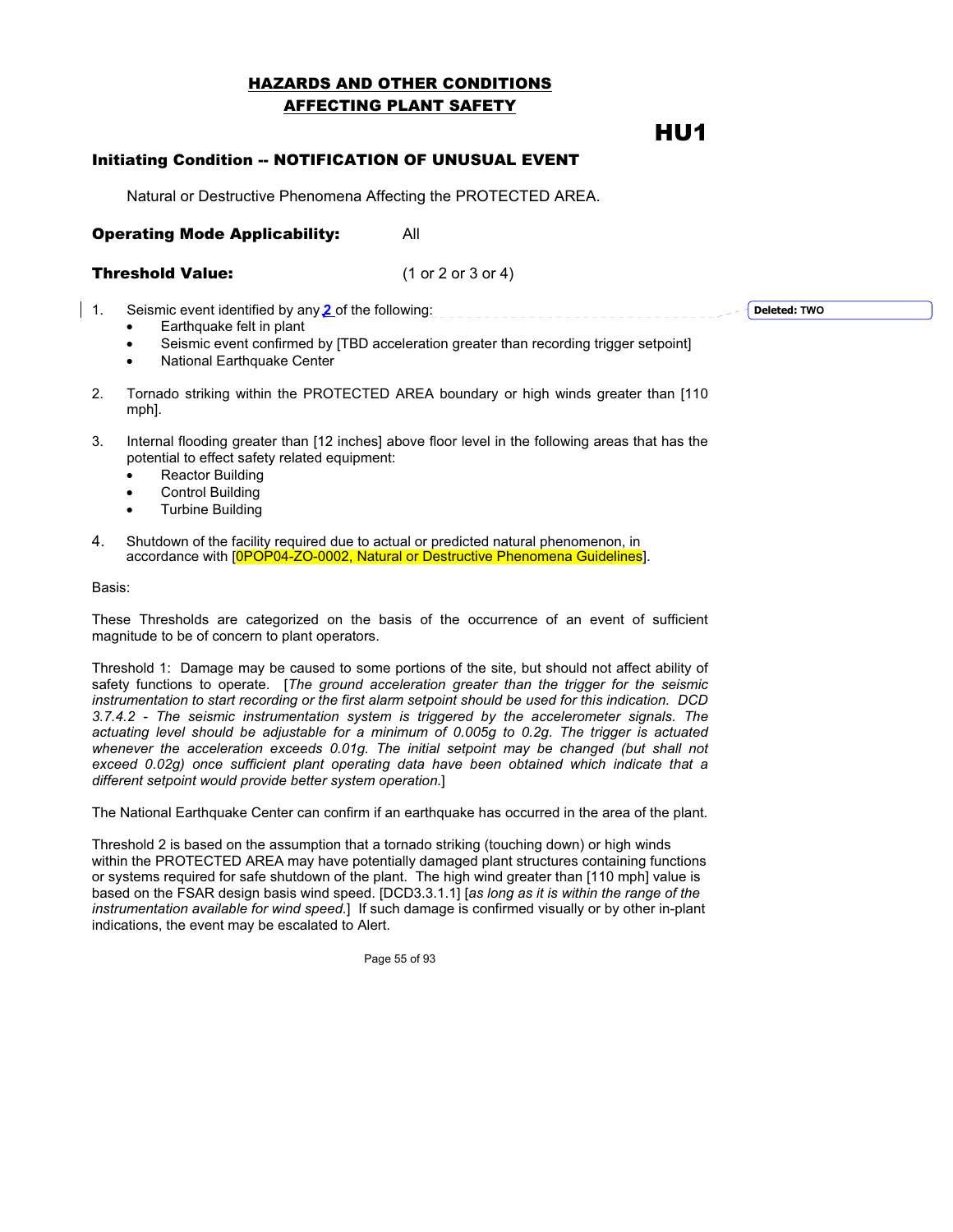# HAZARDS AND OTHER CONDITIONS AFFECTING PLANT SAFETY

# HU1

## Initiating Condition -- NOTIFICATION OF UNUSUAL EVENT

Natural or Destructive Phenomena Affecting the PROTECTED AREA.

**Operating Mode Applicability:** All

**Threshold Value:** (1 or 2 or 3 or 4)

1. Seismic event identified by any 2 of the following:
   - Earthquake felt in plant
   - Seismic event confirmed by [TBD acceleration greater than recording trigger setpoint]
   - National Earthquake Center

2. Tornado striking within the PROTECTED AREA boundary or high winds greater than [110 mph].

3. Internal flooding greater than [12 inches] above floor level in the following areas that has the potential to effect safety related equipment:
   - Reactor Building
   - Control Building
   - Turbine Building

4. Shutdown of the facility required due to actual or predicted natural phenomenon, in accordance with [0POP04-ZO-0002, Natural or Destructive Phenomena Guidelines].

Deleted: TWO

Basis:

These Thresholds are categorized on the basis of the occurrence of an event of sufficient magnitude to be of concern to plant operators.

Threshold 1: Damage may be caused to some portions of the site, but should not affect ability of safety functions to operate. [*The ground acceleration greater than the trigger for the seismic instrumentation to start recording or the first alarm setpoint should be used for this indication. DCD 3.7.4.2 - The seismic instrumentation system is triggered by the accelerometer signals. The actuating level should be adjustable for a minimum of 0.005g to 0.2g. The trigger is actuated whenever the acceleration exceeds 0.01g. The initial setpoint may be changed (but shall not exceed 0.02g) once sufficient plant operating data have been obtained which indicate that a different setpoint would provide better system operation.*]

The National Earthquake Center can confirm if an earthquake has occurred in the area of the plant.

Threshold 2 is based on the assumption that a tornado striking (touching down) or high winds within the PROTECTED AREA may have potentially damaged plant structures containing functions or systems required for safe shutdown of the plant. The high wind greater than [110 mph] value is based on the FSAR design basis wind speed. [DCD3.3.1.1] [*as long as it is within the range of the instrumentation available for wind speed.*] If such damage is confirmed visually or by other in-plant indications, the event may be escalated to Alert.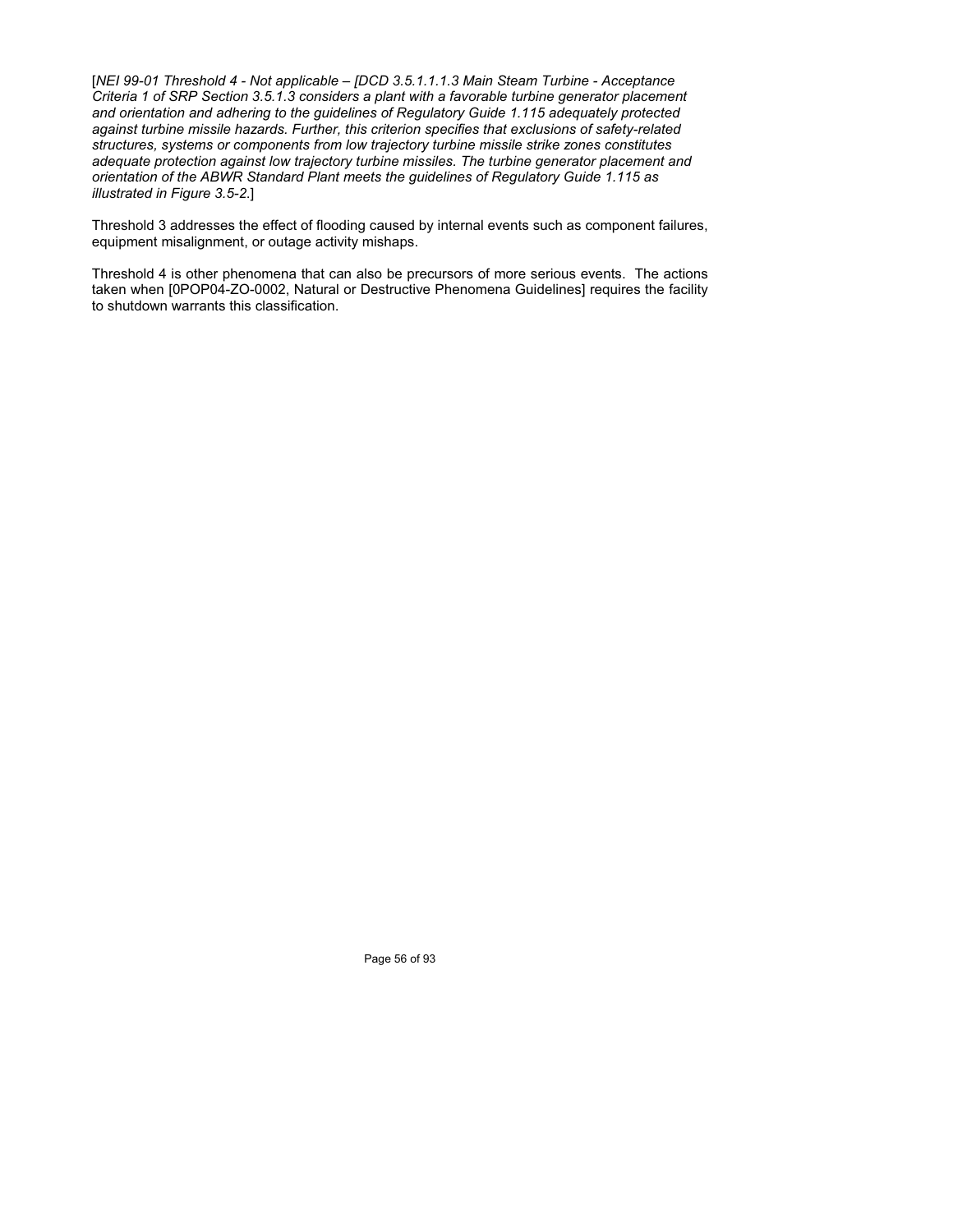[*NEI 99-01 Threshold 4 - Not applicable – [DCD 3.5.1.1.1.3 Main Steam Turbine - Acceptance Criteria 1 of SRP Section 3.5.1.3 considers a plant with a favorable turbine generator placement and orientation and adhering to the guidelines of Regulatory Guide 1.115 adequately protected against turbine missile hazards. Further, this criterion specifies that exclusions of safety-related structures, systems or components from low trajectory turbine missile strike zones constitutes adequate protection against low trajectory turbine missiles. The turbine generator placement and orientation of the ABWR Standard Plant meets the guidelines of Regulatory Guide 1.115 as illustrated in Figure 3.5-2.*]

Threshold 3 addresses the effect of flooding caused by internal events such as component failures, equipment misalignment, or outage activity mishaps.

Threshold 4 is other phenomena that can also be precursors of more serious events. The actions taken when [0POP04-ZO-0002, Natural or Destructive Phenomena Guidelines] requires the facility to shutdown warrants this classification.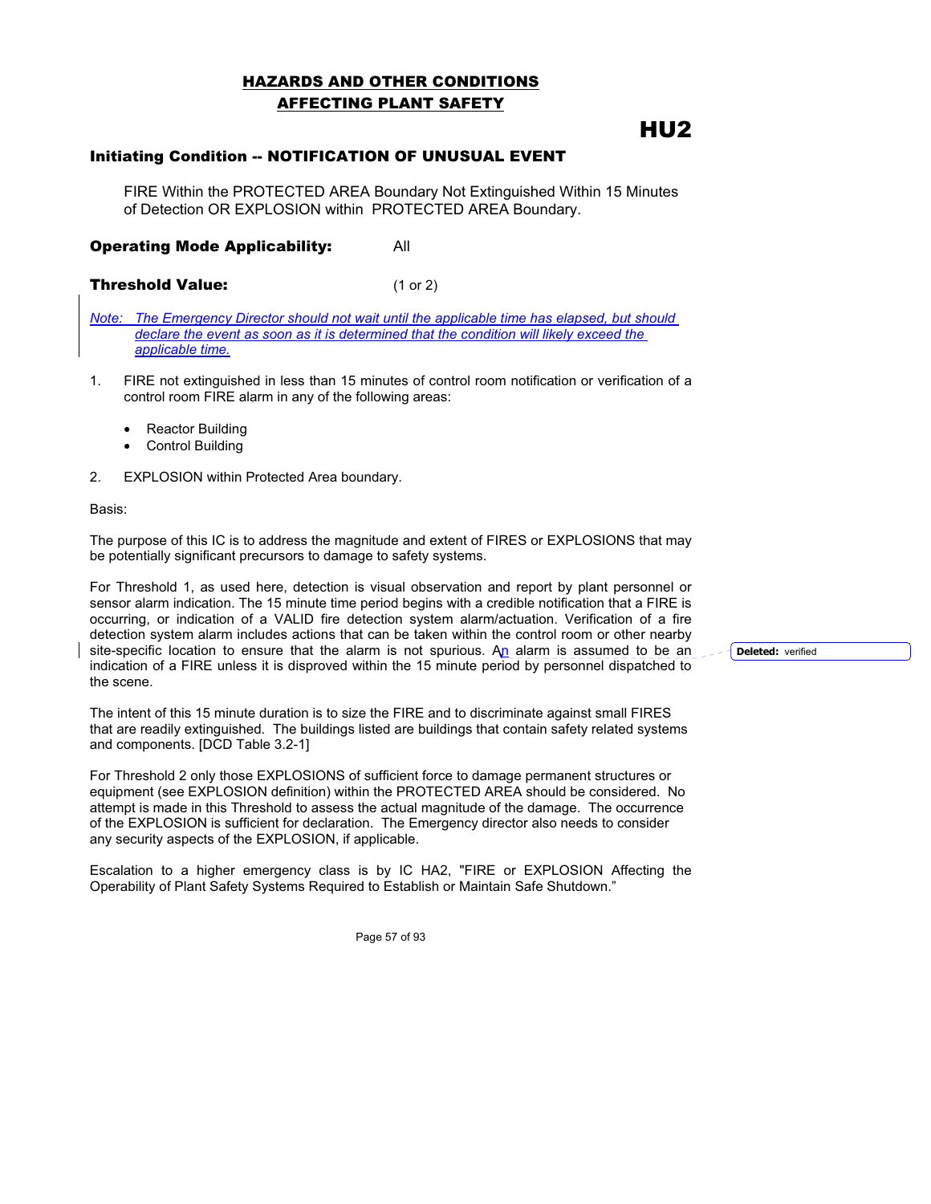## HAZARDS AND OTHER CONDITIONS AFFECTING PLANT SAFETY

# HU2

### Initiating Condition -- NOTIFICATION OF UNUSUAL EVENT

FIRE Within the PROTECTED AREA Boundary Not Extinguished Within 15 Minutes of Detection OR EXPLOSION within PROTECTED AREA Boundary.

**Operating Mode Applicability:** All

**Threshold Value:** (1 or 2)

*Note: The Emergency Director should not wait until the applicable time has elapsed, but should declare the event as soon as it is determined that the condition will likely exceed the applicable time.*

1. FIRE not extinguished in less than 15 minutes of control room notification or verification of a control room FIRE alarm in any of the following areas:

   - Reactor Building
   - Control Building

2. EXPLOSION within Protected Area boundary.

Basis:

The purpose of this IC is to address the magnitude and extent of FIRES or EXPLOSIONS that may be potentially significant precursors to damage to safety systems.

For Threshold 1, as used here, detection is visual observation and report by plant personnel or sensor alarm indication. The 15 minute time period begins with a credible notification that a FIRE is occurring, or indication of a VALID fire detection system alarm/actuation. Verification of a fire detection system alarm includes actions that can be taken within the control room or other nearby site-specific location to ensure that the alarm is not spurious. An alarm is assumed to be an indication of a FIRE unless it is disproved within the 15 minute period by personnel dispatched to the scene.

Deleted: verified

The intent of this 15 minute duration is to size the FIRE and to discriminate against small FIRES that are readily extinguished. The buildings listed are buildings that contain safety related systems and components. [DCD Table 3.2-1]

For Threshold 2 only those EXPLOSIONS of sufficient force to damage permanent structures or equipment (see EXPLOSION definition) within the PROTECTED AREA should be considered. No attempt is made in this Threshold to assess the actual magnitude of the damage. The occurrence of the EXPLOSION is sufficient for declaration. The Emergency director also needs to consider any security aspects of the EXPLOSION, if applicable.

Escalation to a higher emergency class is by IC HA2, "FIRE or EXPLOSION Affecting the Operability of Plant Safety Systems Required to Establish or Maintain Safe Shutdown."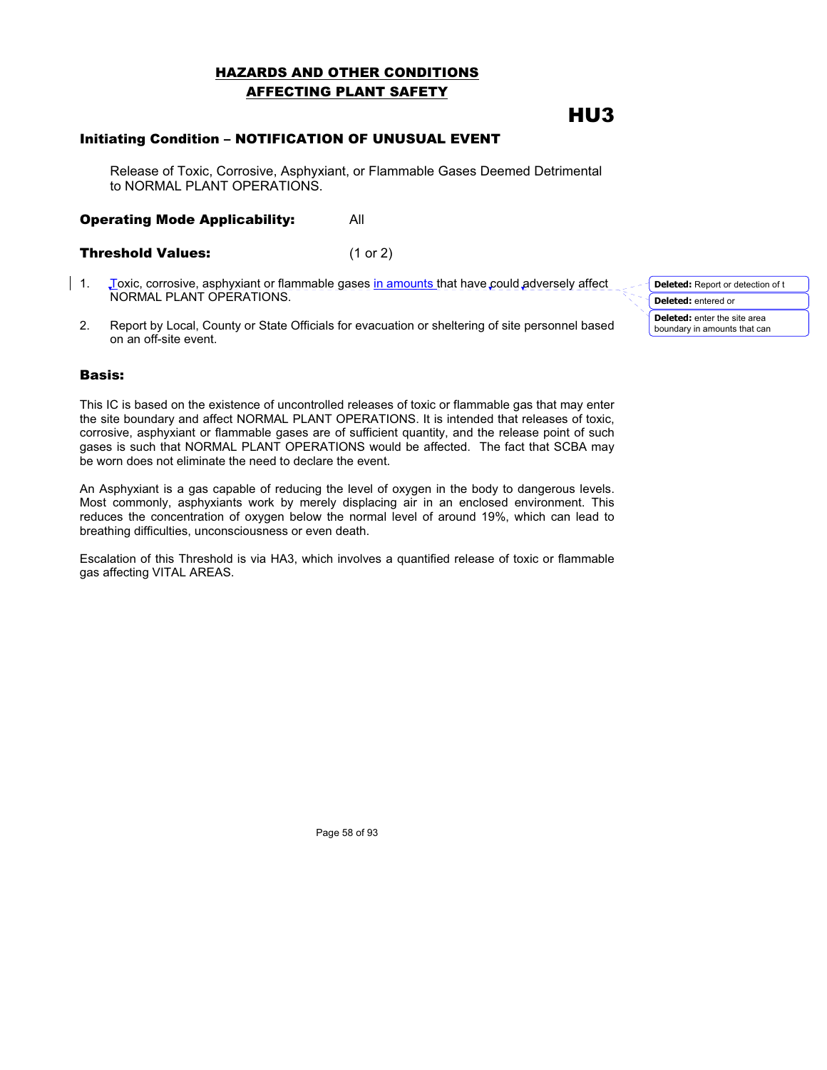## HAZARDS AND OTHER CONDITIONS AFFECTING PLANT SAFETY

# HU3

### Initiating Condition – NOTIFICATION OF UNUSUAL EVENT

Release of Toxic, Corrosive, Asphyxiant, or Flammable Gases Deemed Detrimental to NORMAL PLANT OPERATIONS.

**Operating Mode Applicability:** All

**Threshold Values:** (1 or 2)

1. Toxic, corrosive, asphyxiant or flammable gases in amounts that have could adversely affect NORMAL PLANT OPERATIONS.
2. Report by Local, County or State Officials for evacuation or sheltering of site personnel based on an off-site event.

**Deleted:** Report or detection of t

**Deleted:** entered or

**Deleted:** enter the site area boundary in amounts that can

### Basis:

This IC is based on the existence of uncontrolled releases of toxic or flammable gas that may enter the site boundary and affect NORMAL PLANT OPERATIONS. It is intended that releases of toxic, corrosive, asphyxiant or flammable gases are of sufficient quantity, and the release point of such gases is such that NORMAL PLANT OPERATIONS would be affected. The fact that SCBA may be worn does not eliminate the need to declare the event.

An Asphyxiant is a gas capable of reducing the level of oxygen in the body to dangerous levels. Most commonly, asphyxiants work by merely displacing air in an enclosed environment. This reduces the concentration of oxygen below the normal level of around 19%, which can lead to breathing difficulties, unconsciousness or even death.

Escalation of this Threshold is via HA3, which involves a quantified release of toxic or flammable gas affecting VITAL AREAS.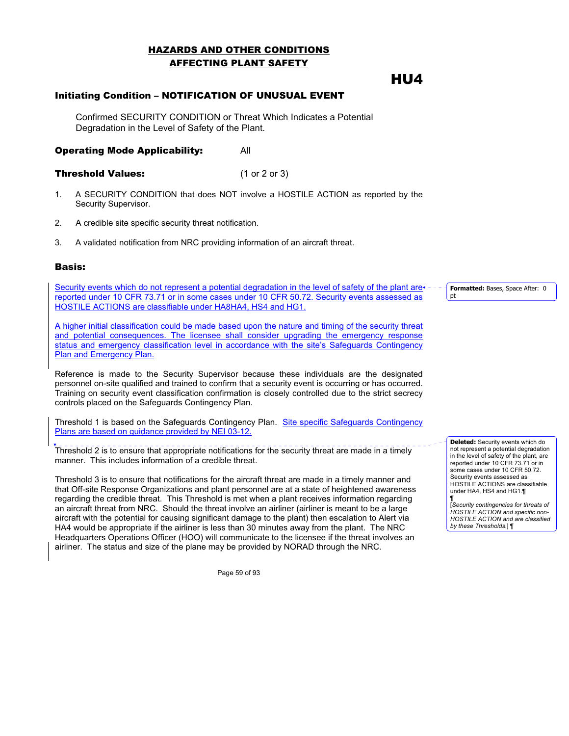## HAZARDS AND OTHER CONDITIONS AFFECTING PLANT SAFETY

# HU4

### Initiating Condition – NOTIFICATION OF UNUSUAL EVENT

Confirmed SECURITY CONDITION or Threat Which Indicates a Potential Degradation in the Level of Safety of the Plant.

**Operating Mode Applicability:** All

**Threshold Values:** (1 or 2 or 3)

1. A SECURITY CONDITION that does NOT involve a HOSTILE ACTION as reported by the Security Supervisor.
2. A credible site specific security threat notification.
3. A validated notification from NRC providing information of an aircraft threat.

### Basis:

Security events which do not represent a potential degradation in the level of safety of the plant are reported under 10 CFR 73.71 or in some cases under 10 CFR 50.72. Security events assessed as HOSTILE ACTIONS are classifiable under HA8HA4, HS4 and HG1.

A higher initial classification could be made based upon the nature and timing of the security threat and potential consequences. The licensee shall consider upgrading the emergency response status and emergency classification level in accordance with the site's Safeguards Contingency Plan and Emergency Plan.

Reference is made to the Security Supervisor because these individuals are the designated personnel on-site qualified and trained to confirm that a security event is occurring or has occurred. Training on security event classification confirmation is closely controlled due to the strict secrecy controls placed on the Safeguards Contingency Plan.

Threshold 1 is based on the Safeguards Contingency Plan. Site specific Safeguards Contingency Plans are based on guidance provided by NEI 03-12.

Threshold 2 is to ensure that appropriate notifications for the security threat are made in a timely manner. This includes information of a credible threat.

Threshold 3 is to ensure that notifications for the aircraft threat are made in a timely manner and that Off-site Response Organizations and plant personnel are at a state of heightened awareness regarding the credible threat. This Threshold is met when a plant receives information regarding an aircraft threat from NRC. Should the threat involve an airliner (airliner is meant to be a large aircraft with the potential for causing significant damage to the plant) then escalation to Alert via HA4 would be appropriate if the airliner is less than 30 minutes away from the plant. The NRC Headquarters Operations Officer (HOO) will communicate to the licensee if the threat involves an airliner. The status and size of the plane may be provided by NORAD through the NRC.

**Formatted:** Bases, Space After: 0 pt

**Deleted:** Security events which do not represent a potential degradation in the level of safety of the plant, are reported under 10 CFR 73.71 or in some cases under 10 CFR 50.72. Security events assessed as HOSTILE ACTIONS are classifiable under HA4, HS4 and HG1.¶
¶
[*Security contingencies for threats of HOSTILE ACTION and specific non-HOSTILE ACTION and are classified by these Thresholds.*]¶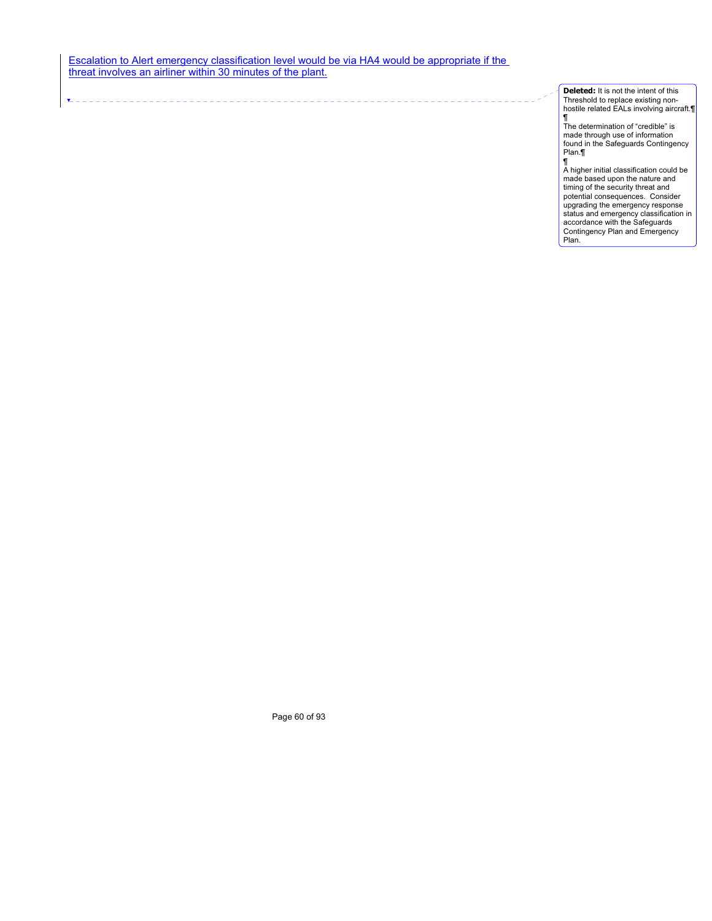Escalation to Alert emergency classification level would be via HA4 would be appropriate if the threat involves an airliner within 30 minutes of the plant.

**Deleted:** It is not the intent of this Threshold to replace existing non-hostile related EALs involving aircraft.

The determination of "credible" is made through use of information found in the Safeguards Contingency Plan.

A higher initial classification could be made based upon the nature and timing of the security threat and potential consequences. Consider upgrading the emergency response status and emergency classification in accordance with the Safeguards Contingency Plan and Emergency Plan.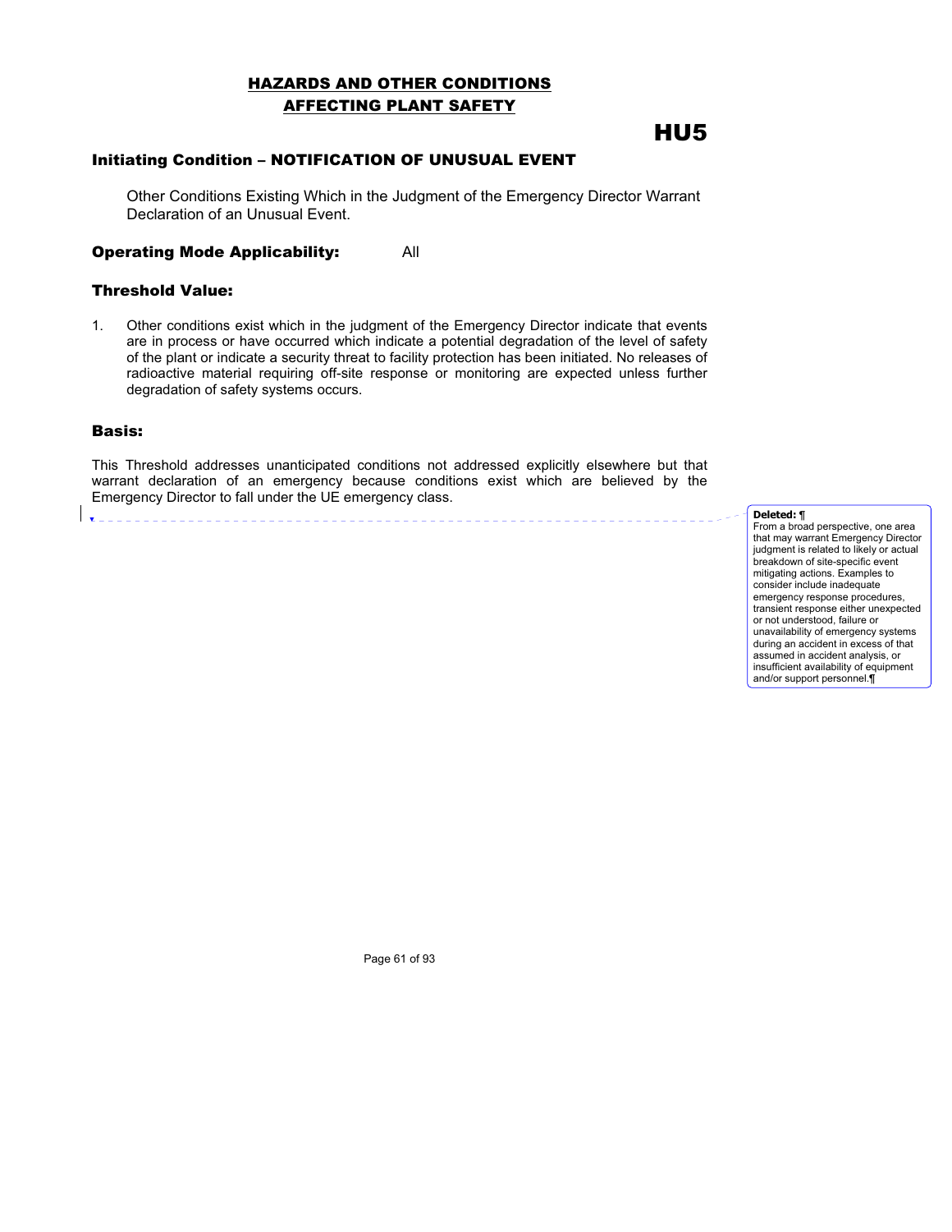## HAZARDS AND OTHER CONDITIONS AFFECTING PLANT SAFETY

# HU5

### Initiating Condition – NOTIFICATION OF UNUSUAL EVENT

Other Conditions Existing Which in the Judgment of the Emergency Director Warrant Declaration of an Unusual Event.

**Operating Mode Applicability:** All

### Threshold Value:

1. Other conditions exist which in the judgment of the Emergency Director indicate that events are in process or have occurred which indicate a potential degradation of the level of safety of the plant or indicate a security threat to facility protection has been initiated. No releases of radioactive material requiring off-site response or monitoring are expected unless further degradation of safety systems occurs.

### Basis:

This Threshold addresses unanticipated conditions not addressed explicitly elsewhere but that warrant declaration of an emergency because conditions exist which are believed by the Emergency Director to fall under the UE emergency class.

**Deleted:** ¶
From a broad perspective, one area that may warrant Emergency Director judgment is related to likely or actual breakdown of site-specific event mitigating actions. Examples to consider include inadequate emergency response procedures, transient response either unexpected or not understood, failure or unavailability of emergency systems during an accident in excess of that assumed in accident analysis, or insufficient availability of equipment and/or support personnel.¶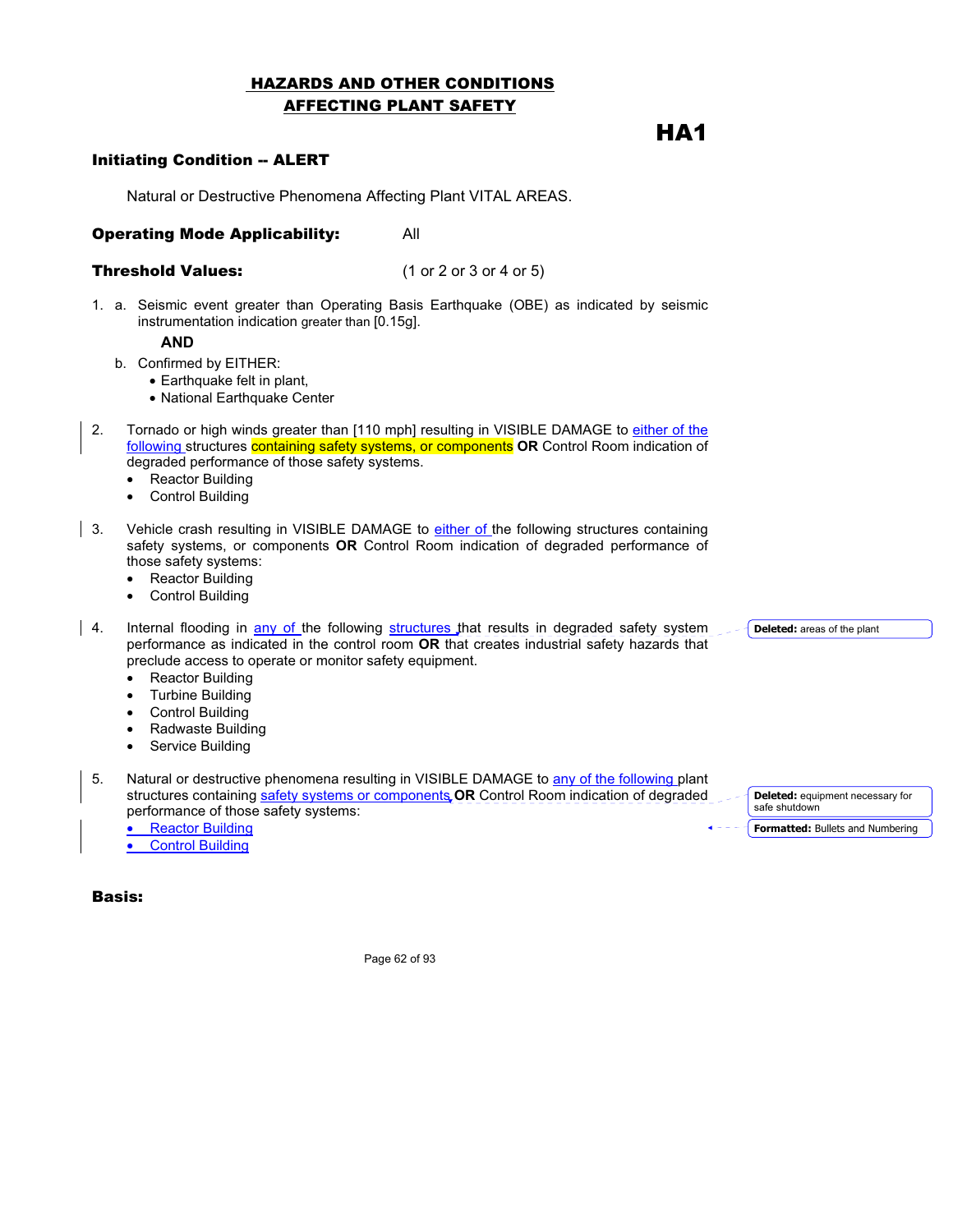## HAZARDS AND OTHER CONDITIONS AFFECTING PLANT SAFETY

# HA1

### Initiating Condition -- ALERT

Natural or Destructive Phenomena Affecting Plant VITAL AREAS.

**Operating Mode Applicability:** All

**Threshold Values:** (1 or 2 or 3 or 4 or 5)

1. a. Seismic event greater than Operating Basis Earthquake (OBE) as indicated by seismic instrumentation indication greater than [0.15g].

   **AND**

   b. Confirmed by EITHER:
   - Earthquake felt in plant,
   - National Earthquake Center

2. Tornado or high winds greater than [110 mph] resulting in VISIBLE DAMAGE to either of the following structures containing safety systems, or components **OR** Control Room indication of degraded performance of those safety systems.
   - Reactor Building
   - Control Building

3. Vehicle crash resulting in VISIBLE DAMAGE to either of the following structures containing safety systems, or components **OR** Control Room indication of degraded performance of those safety systems:
   - Reactor Building
   - Control Building

4. Internal flooding in any of the following structures that results in degraded safety system performance as indicated in the control room **OR** that creates industrial safety hazards that preclude access to operate or monitor safety equipment.
   - Reactor Building
   - Turbine Building
   - Control Building
   - Radwaste Building
   - Service Building

5. Natural or destructive phenomena resulting in VISIBLE DAMAGE to any of the following plant structures containing safety systems or components **OR** Control Room indication of degraded performance of those safety systems:
   - Reactor Building
   - Control Building

**Deleted:** areas of the plant

**Deleted:** equipment necessary for safe shutdown

**Formatted:** Bullets and Numbering

### Basis: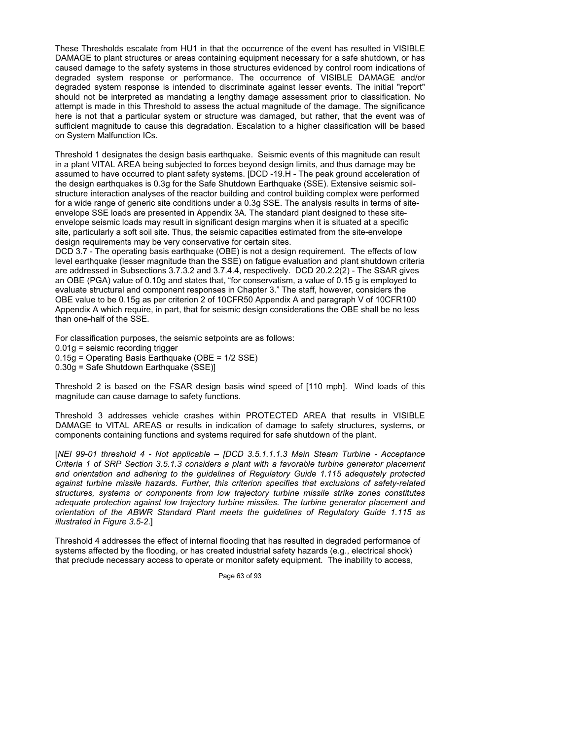These Thresholds escalate from HU1 in that the occurrence of the event has resulted in VISIBLE DAMAGE to plant structures or areas containing equipment necessary for a safe shutdown, or has caused damage to the safety systems in those structures evidenced by control room indications of degraded system response or performance. The occurrence of VISIBLE DAMAGE and/or degraded system response is intended to discriminate against lesser events. The initial "report" should not be interpreted as mandating a lengthy damage assessment prior to classification. No attempt is made in this Threshold to assess the actual magnitude of the damage. The significance here is not that a particular system or structure was damaged, but rather, that the event was of sufficient magnitude to cause this degradation. Escalation to a higher classification will be based on System Malfunction ICs.

Threshold 1 designates the design basis earthquake. Seismic events of this magnitude can result in a plant VITAL AREA being subjected to forces beyond design limits, and thus damage may be assumed to have occurred to plant safety systems. [DCD -19.H - The peak ground acceleration of the design earthquakes is 0.3g for the Safe Shutdown Earthquake (SSE). Extensive seismic soil-structure interaction analyses of the reactor building and control building complex were performed for a wide range of generic site conditions under a 0.3g SSE. The analysis results in terms of site-envelope SSE loads are presented in Appendix 3A. The standard plant designed to these site-envelope seismic loads may result in significant design margins when it is situated at a specific site, particularly a soft soil site. Thus, the seismic capacities estimated from the site-envelope design requirements may be very conservative for certain sites.
DCD 3.7 - The operating basis earthquake (OBE) is not a design requirement. The effects of low level earthquake (lesser magnitude than the SSE) on fatigue evaluation and plant shutdown criteria are addressed in Subsections 3.7.3.2 and 3.7.4.4, respectively. DCD 20.2.2(2) - The SSAR gives an OBE (PGA) value of 0.10g and states that, "for conservatism, a value of 0.15 g is employed to evaluate structural and component responses in Chapter 3." The staff, however, considers the OBE value to be 0.15g as per criterion 2 of 10CFR50 Appendix A and paragraph V of 10CFR100 Appendix A which require, in part, that for seismic design considerations the OBE shall be no less than one-half of the SSE.

For classification purposes, the seismic setpoints are as follows:
0.01g = seismic recording trigger
0.15g = Operating Basis Earthquake (OBE = 1/2 SSE)
0.30g = Safe Shutdown Earthquake (SSE)]

Threshold 2 is based on the FSAR design basis wind speed of [110 mph]. Wind loads of this magnitude can cause damage to safety functions.

Threshold 3 addresses vehicle crashes within PROTECTED AREA that results in VISIBLE DAMAGE to VITAL AREAS or results in indication of damage to safety structures, systems, or components containing functions and systems required for safe shutdown of the plant.

[*NEI 99-01 threshold 4 - Not applicable – [DCD 3.5.1.1.1.3 Main Steam Turbine - Acceptance Criteria 1 of SRP Section 3.5.1.3 considers a plant with a favorable turbine generator placement and orientation and adhering to the guidelines of Regulatory Guide 1.115 adequately protected against turbine missile hazards. Further, this criterion specifies that exclusions of safety-related structures, systems or components from low trajectory turbine missile strike zones constitutes adequate protection against low trajectory turbine missiles. The turbine generator placement and orientation of the ABWR Standard Plant meets the guidelines of Regulatory Guide 1.115 as illustrated in Figure 3.5-2*.]

Threshold 4 addresses the effect of internal flooding that has resulted in degraded performance of systems affected by the flooding, or has created industrial safety hazards (e.g., electrical shock) that preclude necessary access to operate or monitor safety equipment. The inability to access,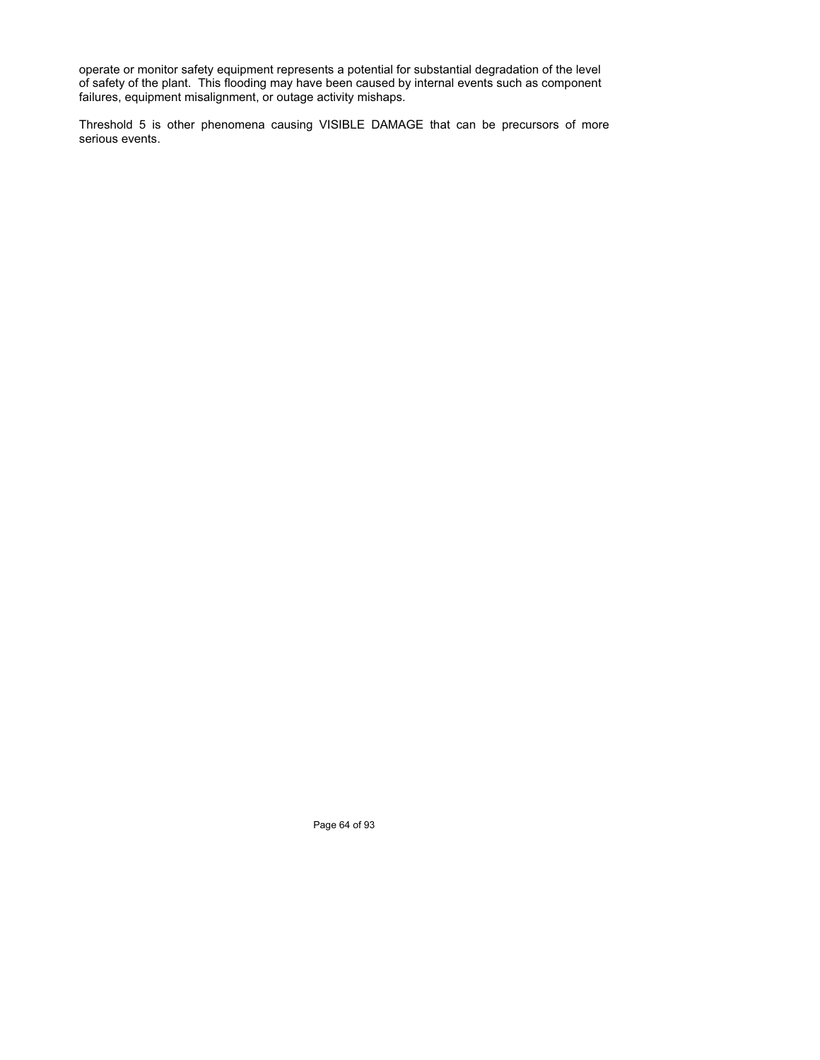operate or monitor safety equipment represents a potential for substantial degradation of the level of safety of the plant. This flooding may have been caused by internal events such as component failures, equipment misalignment, or outage activity mishaps.

Threshold 5 is other phenomena causing VISIBLE DAMAGE that can be precursors of more serious events.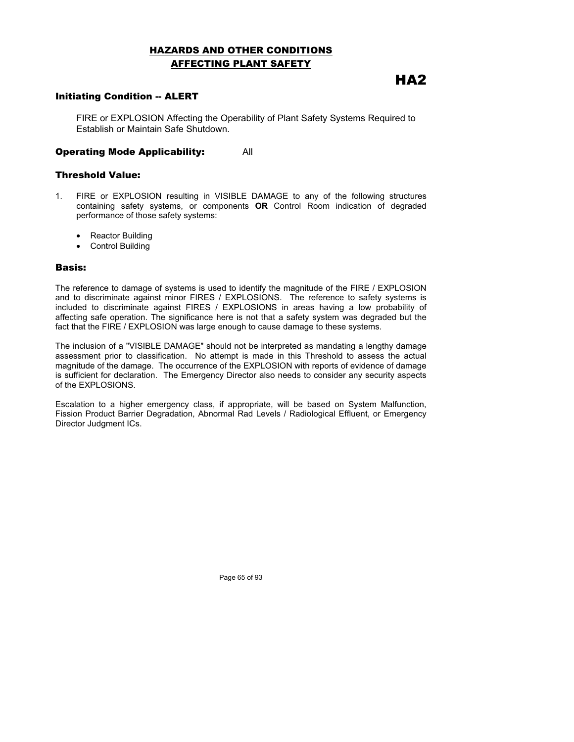# HAZARDS AND OTHER CONDITIONS AFFECTING PLANT SAFETY

## HA2

### Initiating Condition -- ALERT

FIRE or EXPLOSION Affecting the Operability of Plant Safety Systems Required to Establish or Maintain Safe Shutdown.

### Operating Mode Applicability: All

### Threshold Value:

1. FIRE or EXPLOSION resulting in VISIBLE DAMAGE to any of the following structures containing safety systems, or components **OR** Control Room indication of degraded performance of those safety systems:

   - Reactor Building
   - Control Building

### Basis:

The reference to damage of systems is used to identify the magnitude of the FIRE / EXPLOSION and to discriminate against minor FIRES / EXPLOSIONS. The reference to safety systems is included to discriminate against FIRES / EXPLOSIONS in areas having a low probability of affecting safe operation. The significance here is not that a safety system was degraded but the fact that the FIRE / EXPLOSION was large enough to cause damage to these systems.

The inclusion of a "VISIBLE DAMAGE" should not be interpreted as mandating a lengthy damage assessment prior to classification. No attempt is made in this Threshold to assess the actual magnitude of the damage. The occurrence of the EXPLOSION with reports of evidence of damage is sufficient for declaration. The Emergency Director also needs to consider any security aspects of the EXPLOSIONS.

Escalation to a higher emergency class, if appropriate, will be based on System Malfunction, Fission Product Barrier Degradation, Abnormal Rad Levels / Radiological Effluent, or Emergency Director Judgment ICs.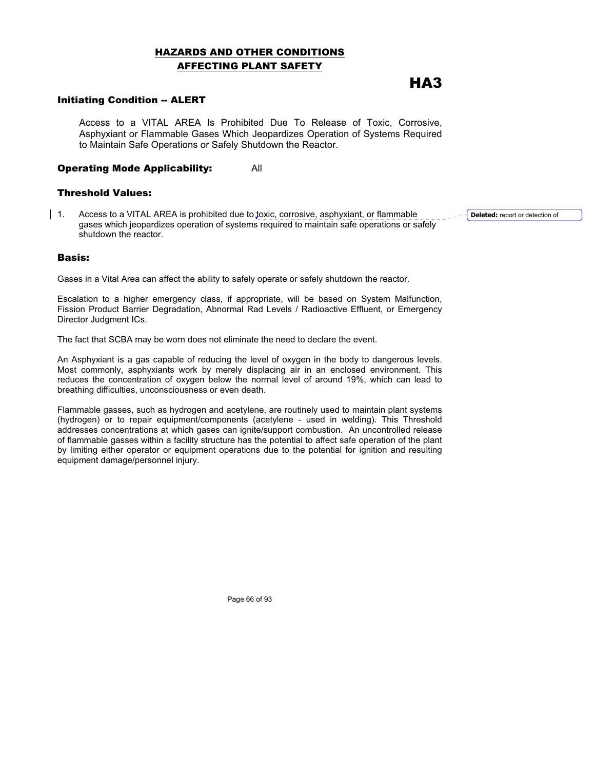## HAZARDS AND OTHER CONDITIONS AFFECTING PLANT SAFETY

# HA3

### Initiating Condition -- ALERT

Access to a VITAL AREA Is Prohibited Due To Release of Toxic, Corrosive, Asphyxiant or Flammable Gases Which Jeopardizes Operation of Systems Required to Maintain Safe Operations or Safely Shutdown the Reactor.

### Operating Mode Applicability: All

### Threshold Values:

1. Access to a VITAL AREA is prohibited due to toxic, corrosive, asphyxiant, or flammable gases which jeopardizes operation of systems required to maintain safe operations or safely shutdown the reactor.

**Deleted:** report or detection of

### Basis:

Gases in a Vital Area can affect the ability to safely operate or safely shutdown the reactor.

Escalation to a higher emergency class, if appropriate, will be based on System Malfunction, Fission Product Barrier Degradation, Abnormal Rad Levels / Radioactive Effluent, or Emergency Director Judgment ICs.

The fact that SCBA may be worn does not eliminate the need to declare the event.

An Asphyxiant is a gas capable of reducing the level of oxygen in the body to dangerous levels. Most commonly, asphyxiants work by merely displacing air in an enclosed environment. This reduces the concentration of oxygen below the normal level of around 19%, which can lead to breathing difficulties, unconsciousness or even death.

Flammable gasses, such as hydrogen and acetylene, are routinely used to maintain plant systems (hydrogen) or to repair equipment/components (acetylene - used in welding). This Threshold addresses concentrations at which gases can ignite/support combustion. An uncontrolled release of flammable gasses within a facility structure has the potential to affect safe operation of the plant by limiting either operator or equipment operations due to the potential for ignition and resulting equipment damage/personnel injury.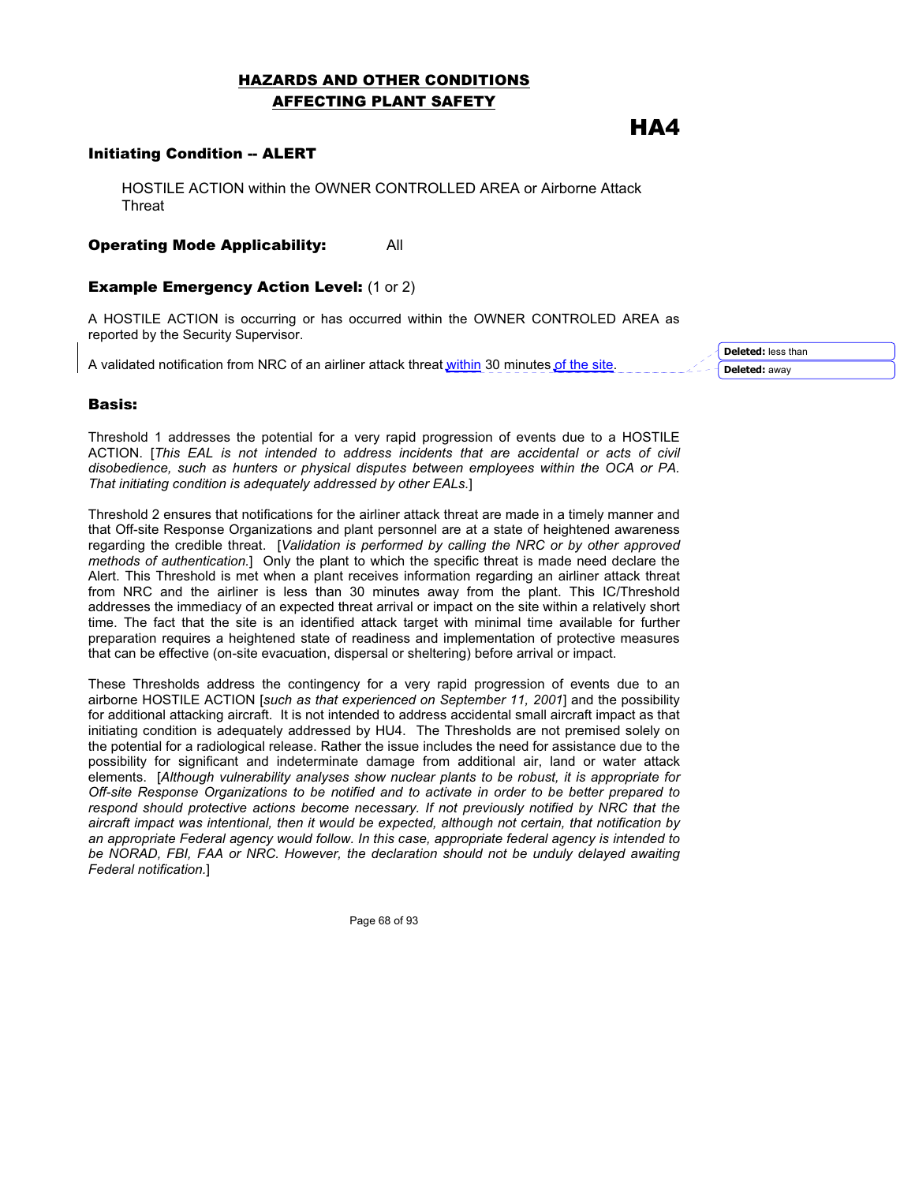## HAZARDS AND OTHER CONDITIONS AFFECTING PLANT SAFETY

# HA4

### Initiating Condition -- ALERT

HOSTILE ACTION within the OWNER CONTROLLED AREA or Airborne Attack Threat

**Operating Mode Applicability:** All

**Example Emergency Action Level:** (1 or 2)

A HOSTILE ACTION is occurring or has occurred within the OWNER CONTROLED AREA as reported by the Security Supervisor.

A validated notification from NRC of an airliner attack threat within 30 minutes of the site.

Deleted: less than

Deleted: away

### Basis:

Threshold 1 addresses the potential for a very rapid progression of events due to a HOSTILE ACTION. [*This EAL is not intended to address incidents that are accidental or acts of civil disobedience, such as hunters or physical disputes between employees within the OCA or PA. That initiating condition is adequately addressed by other EALs.*]

Threshold 2 ensures that notifications for the airliner attack threat are made in a timely manner and that Off-site Response Organizations and plant personnel are at a state of heightened awareness regarding the credible threat. [*Validation is performed by calling the NRC or by other approved methods of authentication.*] Only the plant to which the specific threat is made need declare the Alert. This Threshold is met when a plant receives information regarding an airliner attack threat from NRC and the airliner is less than 30 minutes away from the plant. This IC/Threshold addresses the immediacy of an expected threat arrival or impact on the site within a relatively short time. The fact that the site is an identified attack target with minimal time available for further preparation requires a heightened state of readiness and implementation of protective measures that can be effective (on-site evacuation, dispersal or sheltering) before arrival or impact.

These Thresholds address the contingency for a very rapid progression of events due to an airborne HOSTILE ACTION [*such as that experienced on September 11, 2001*] and the possibility for additional attacking aircraft. It is not intended to address accidental small aircraft impact as that initiating condition is adequately addressed by HU4. The Thresholds are not premised solely on the potential for a radiological release. Rather the issue includes the need for assistance due to the possibility for significant and indeterminate damage from additional air, land or water attack elements. [*Although vulnerability analyses show nuclear plants to be robust, it is appropriate for Off-site Response Organizations to be notified and to activate in order to be better prepared to respond should protective actions become necessary. If not previously notified by NRC that the aircraft impact was intentional, then it would be expected, although not certain, that notification by an appropriate Federal agency would follow. In this case, appropriate federal agency is intended to be NORAD, FBI, FAA or NRC. However, the declaration should not be unduly delayed awaiting Federal notification.*]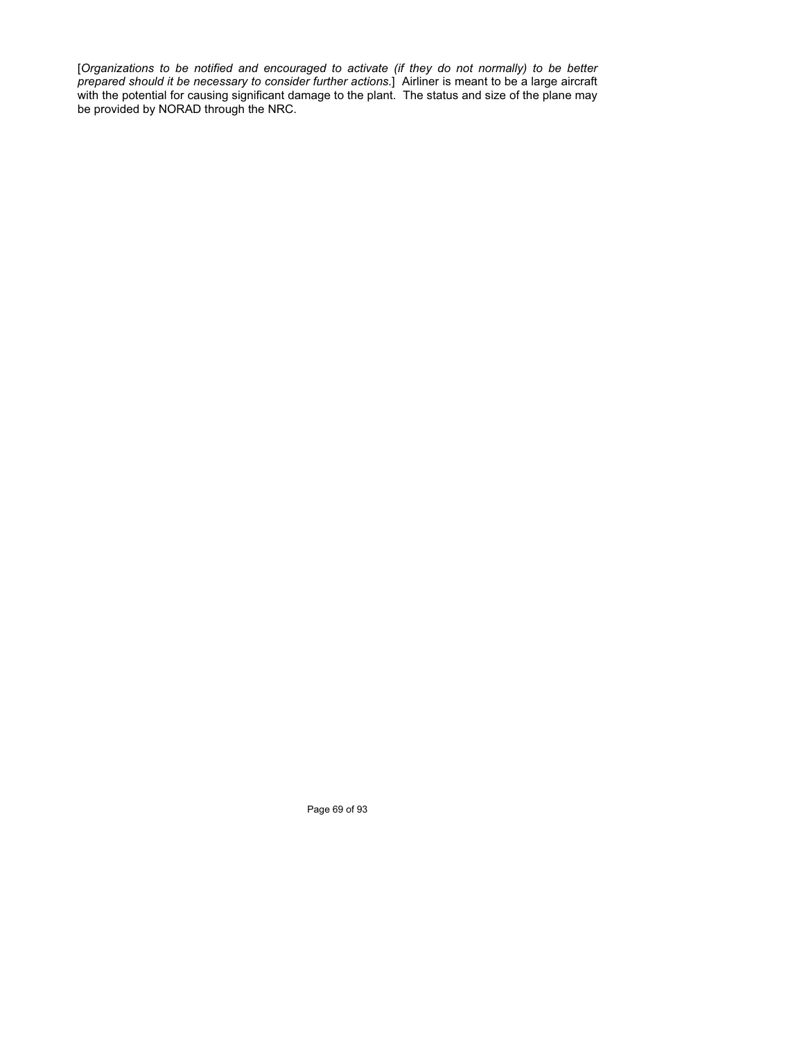[*Organizations to be notified and encouraged to activate (if they do not normally) to be better prepared should it be necessary to consider further actions.*] Airliner is meant to be a large aircraft with the potential for causing significant damage to the plant. The status and size of the plane may be provided by NORAD through the NRC.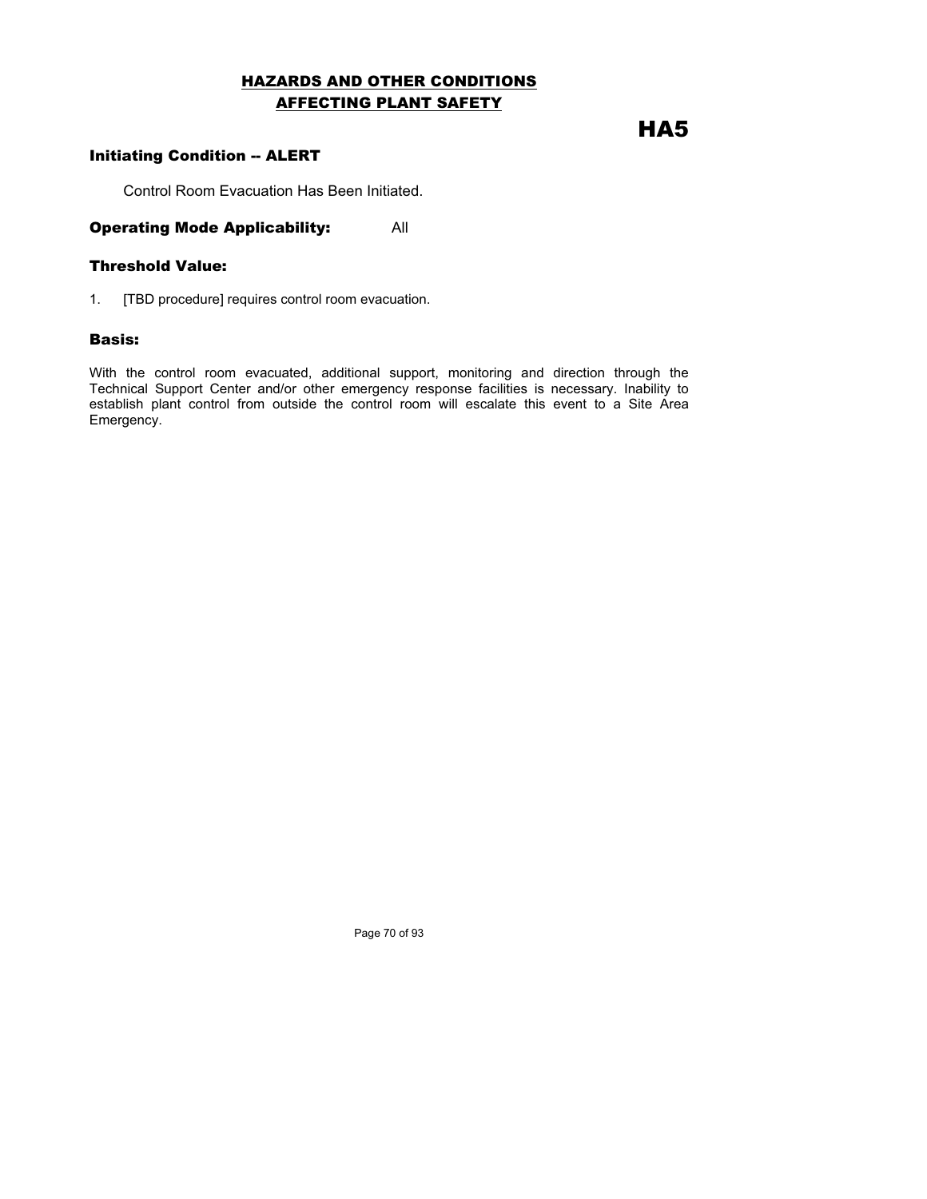# HAZARDS AND OTHER CONDITIONS AFFECTING PLANT SAFETY

## HA5

### Initiating Condition -- ALERT

Control Room Evacuation Has Been Initiated.

**Operating Mode Applicability:** All

### Threshold Value:

1. [TBD procedure] requires control room evacuation.

### Basis:

With the control room evacuated, additional support, monitoring and direction through the Technical Support Center and/or other emergency response facilities is necessary. Inability to establish plant control from outside the control room will escalate this event to a Site Area Emergency.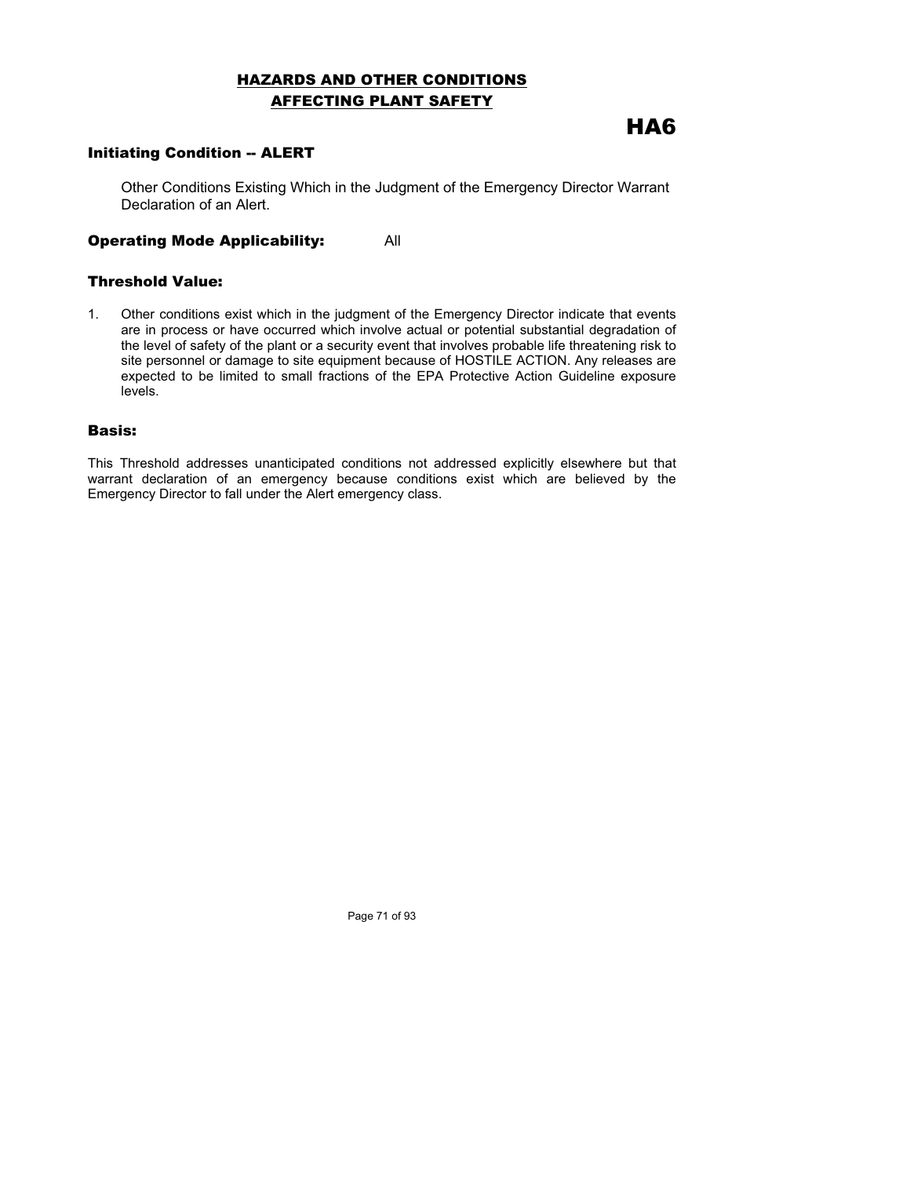# HAZARDS AND OTHER CONDITIONS AFFECTING PLANT SAFETY

## HA6

### Initiating Condition -- ALERT

Other Conditions Existing Which in the Judgment of the Emergency Director Warrant Declaration of an Alert.

**Operating Mode Applicability:** All

### Threshold Value:

1. Other conditions exist which in the judgment of the Emergency Director indicate that events are in process or have occurred which involve actual or potential substantial degradation of the level of safety of the plant or a security event that involves probable life threatening risk to site personnel or damage to site equipment because of HOSTILE ACTION. Any releases are expected to be limited to small fractions of the EPA Protective Action Guideline exposure levels.

### Basis:

This Threshold addresses unanticipated conditions not addressed explicitly elsewhere but that warrant declaration of an emergency because conditions exist which are believed by the Emergency Director to fall under the Alert emergency class.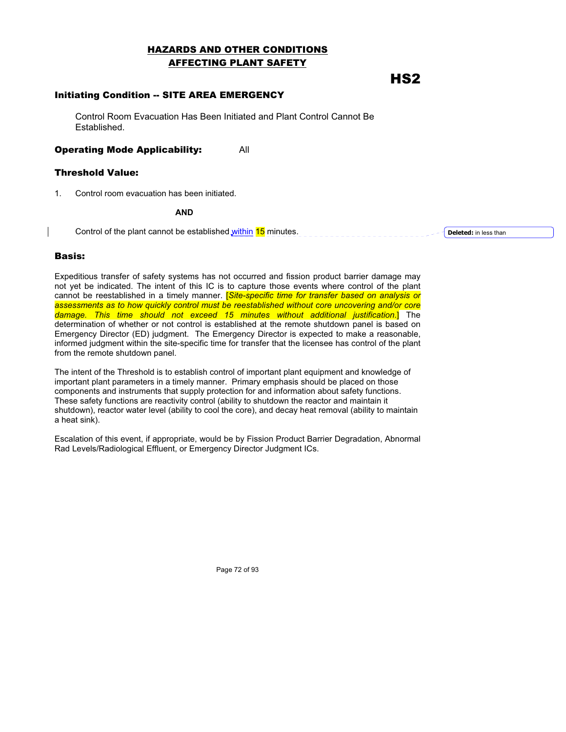## HAZARDS AND OTHER CONDITIONS AFFECTING PLANT SAFETY

# HS2

### Initiating Condition -- SITE AREA EMERGENCY

Control Room Evacuation Has Been Initiated and Plant Control Cannot Be Established.

**Operating Mode Applicability:** All

### Threshold Value:

1. Control room evacuation has been initiated.

**AND**

Control of the plant cannot be established within 15 minutes.

**Deleted:** in less than

### Basis:

Expeditious transfer of safety systems has not occurred and fission product barrier damage may not yet be indicated. The intent of this IC is to capture those events where control of the plant cannot be reestablished in a timely manner. [*Site-specific time for transfer based on analysis or assessments as to how quickly control must be reestablished without core uncovering and/or core damage. This time should not exceed 15 minutes without additional justification.*] The determination of whether or not control is established at the remote shutdown panel is based on Emergency Director (ED) judgment. The Emergency Director is expected to make a reasonable, informed judgment within the site-specific time for transfer that the licensee has control of the plant from the remote shutdown panel.

The intent of the Threshold is to establish control of important plant equipment and knowledge of important plant parameters in a timely manner. Primary emphasis should be placed on those components and instruments that supply protection for and information about safety functions. These safety functions are reactivity control (ability to shutdown the reactor and maintain it shutdown), reactor water level (ability to cool the core), and decay heat removal (ability to maintain a heat sink).

Escalation of this event, if appropriate, would be by Fission Product Barrier Degradation, Abnormal Rad Levels/Radiological Effluent, or Emergency Director Judgment ICs.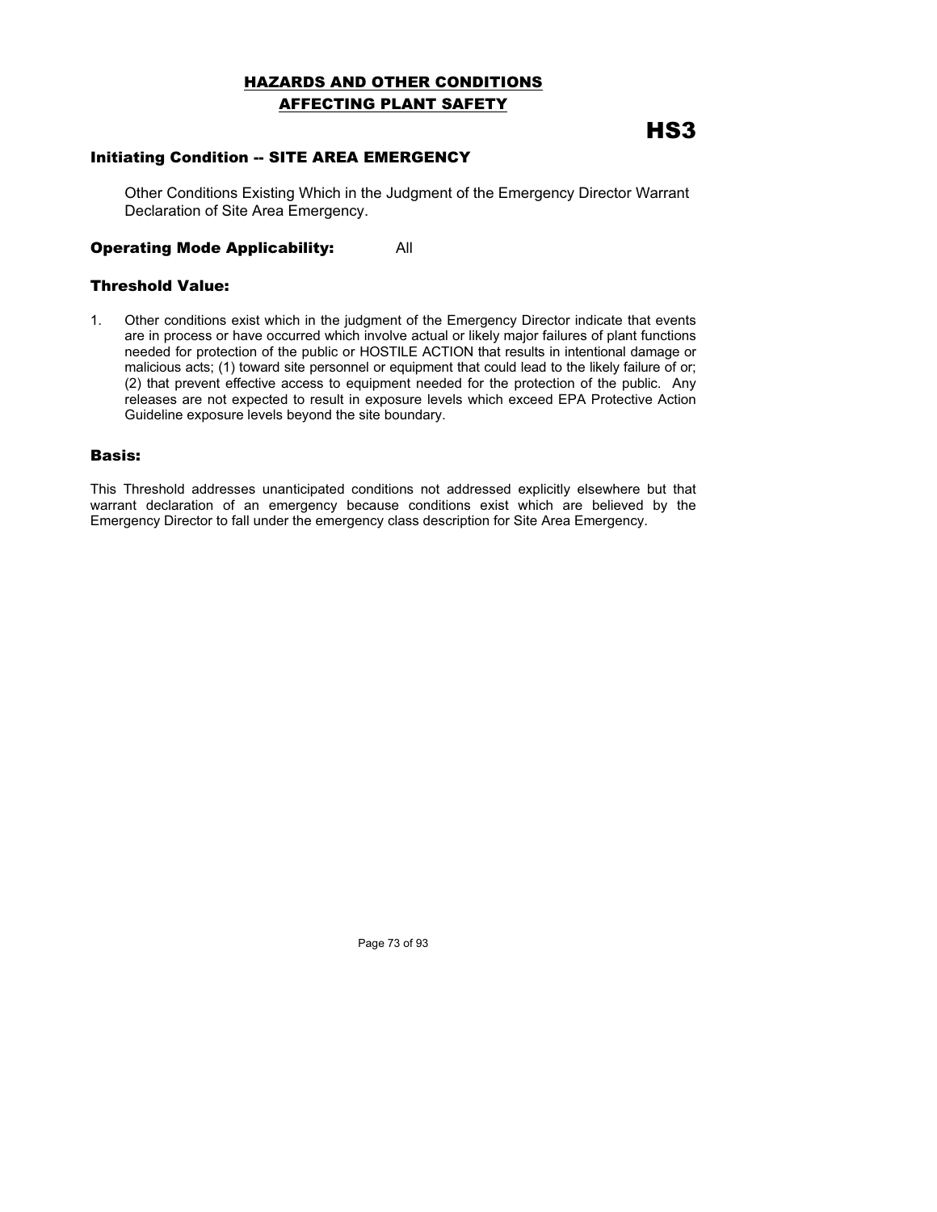# HAZARDS AND OTHER CONDITIONS AFFECTING PLANT SAFETY

# HS3

### Initiating Condition -- SITE AREA EMERGENCY

Other Conditions Existing Which in the Judgment of the Emergency Director Warrant Declaration of Site Area Emergency.

**Operating Mode Applicability:** All

### Threshold Value:

1. Other conditions exist which in the judgment of the Emergency Director indicate that events are in process or have occurred which involve actual or likely major failures of plant functions needed for protection of the public or HOSTILE ACTION that results in intentional damage or malicious acts; (1) toward site personnel or equipment that could lead to the likely failure of or; (2) that prevent effective access to equipment needed for the protection of the public. Any releases are not expected to result in exposure levels which exceed EPA Protective Action Guideline exposure levels beyond the site boundary.

### Basis:

This Threshold addresses unanticipated conditions not addressed explicitly elsewhere but that warrant declaration of an emergency because conditions exist which are believed by the Emergency Director to fall under the emergency class description for Site Area Emergency.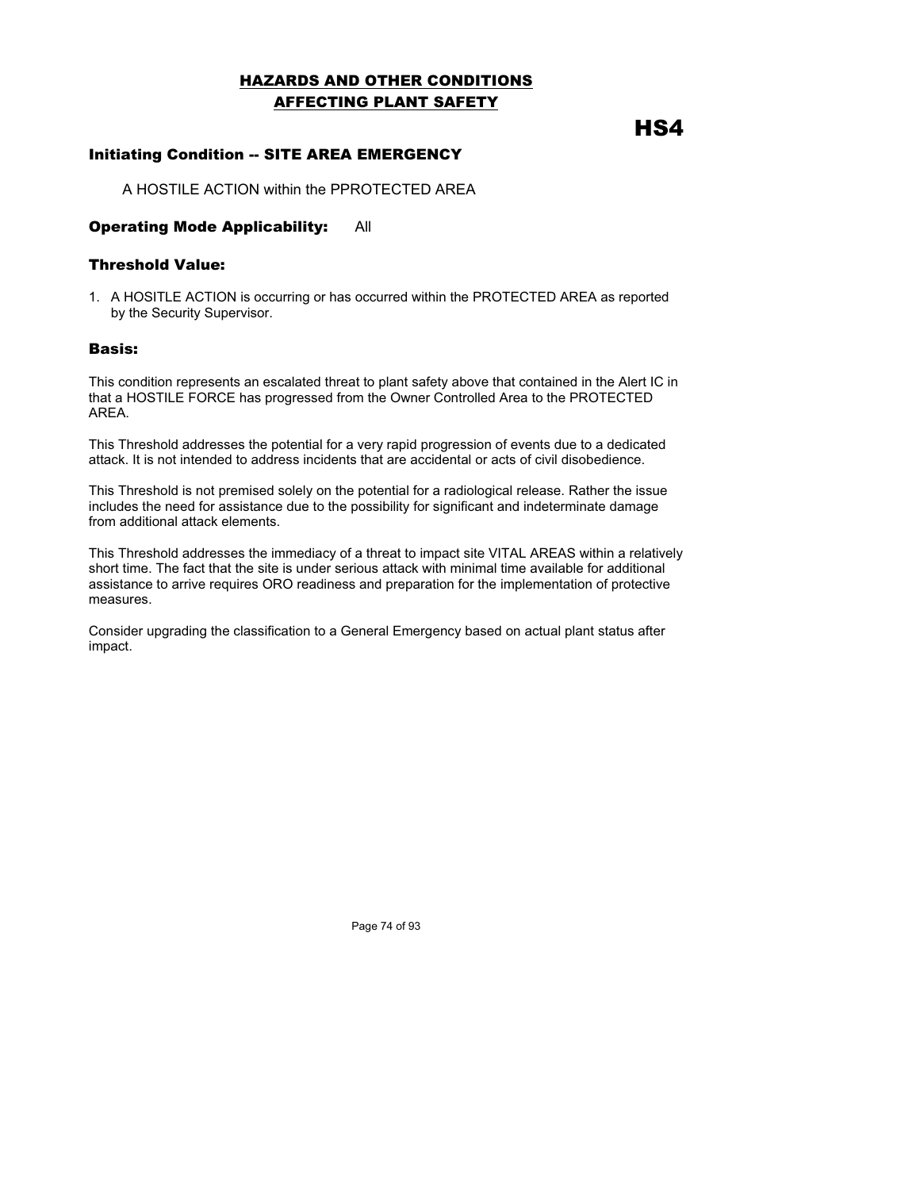# HAZARDS AND OTHER CONDITIONS AFFECTING PLANT SAFETY

# HS4

## Initiating Condition -- SITE AREA EMERGENCY

A HOSTILE ACTION within the PPROTECTED AREA

## Operating Mode Applicability: All

## Threshold Value:

1. A HOSITLE ACTION is occurring or has occurred within the PROTECTED AREA as reported by the Security Supervisor.

## Basis:

This condition represents an escalated threat to plant safety above that contained in the Alert IC in that a HOSTILE FORCE has progressed from the Owner Controlled Area to the PROTECTED AREA.

This Threshold addresses the potential for a very rapid progression of events due to a dedicated attack. It is not intended to address incidents that are accidental or acts of civil disobedience.

This Threshold is not premised solely on the potential for a radiological release. Rather the issue includes the need for assistance due to the possibility for significant and indeterminate damage from additional attack elements.

This Threshold addresses the immediacy of a threat to impact site VITAL AREAS within a relatively short time. The fact that the site is under serious attack with minimal time available for additional assistance to arrive requires ORO readiness and preparation for the implementation of protective measures.

Consider upgrading the classification to a General Emergency based on actual plant status after impact.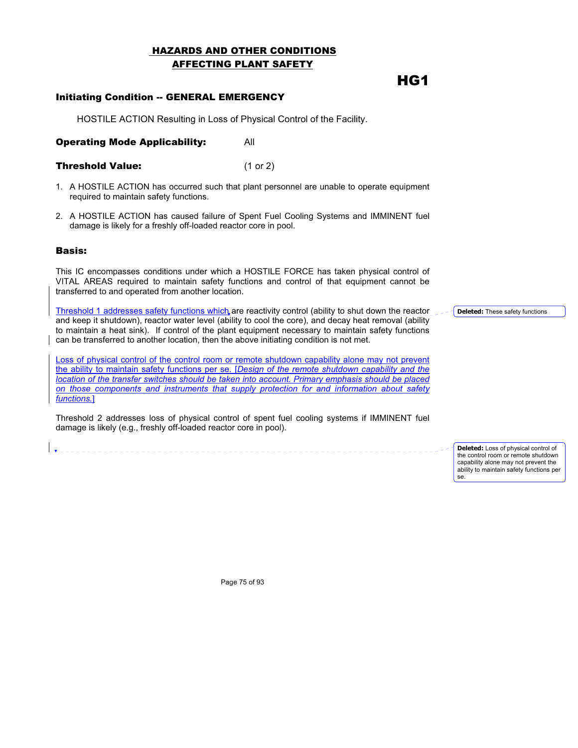# HAZARDS AND OTHER CONDITIONS AFFECTING PLANT SAFETY

## HG1

### Initiating Condition -- GENERAL EMERGENCY

HOSTILE ACTION Resulting in Loss of Physical Control of the Facility.

**Operating Mode Applicability:** All

**Threshold Value:** (1 or 2)

1. A HOSTILE ACTION has occurred such that plant personnel are unable to operate equipment required to maintain safety functions.
2. A HOSTILE ACTION has caused failure of Spent Fuel Cooling Systems and IMMINENT fuel damage is likely for a freshly off-loaded reactor core in pool.

### Basis:

This IC encompasses conditions under which a HOSTILE FORCE has taken physical control of VITAL AREAS required to maintain safety functions and control of that equipment cannot be transferred to and operated from another location.

Threshold 1 addresses safety functions which are reactivity control (ability to shut down the reactor and keep it shutdown), reactor water level (ability to cool the core), and decay heat removal (ability to maintain a heat sink). If control of the plant equipment necessary to maintain safety functions can be transferred to another location, then the above initiating condition is not met.

Loss of physical control of the control room or remote shutdown capability alone may not prevent the ability to maintain safety functions per se. [*Design of the remote shutdown capability and the location of the transfer switches should be taken into account. Primary emphasis should be placed on those components and instruments that supply protection for and information about safety functions.*]

Threshold 2 addresses loss of physical control of spent fuel cooling systems if IMMINENT fuel damage is likely (e.g., freshly off-loaded reactor core in pool).

**Deleted:** These safety functions

**Deleted:** Loss of physical control of the control room or remote shutdown capability alone may not prevent the ability to maintain safety functions per se.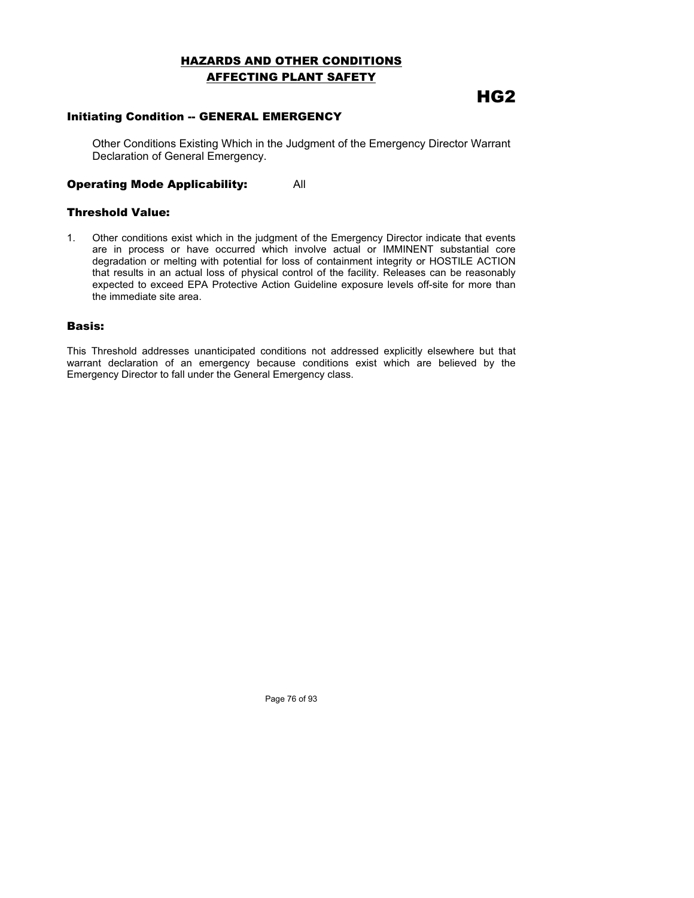# HAZARDS AND OTHER CONDITIONS AFFECTING PLANT SAFETY

# HG2

## Initiating Condition -- GENERAL EMERGENCY

Other Conditions Existing Which in the Judgment of the Emergency Director Warrant Declaration of General Emergency.

## Operating Mode Applicability: All

## Threshold Value:

1. Other conditions exist which in the judgment of the Emergency Director indicate that events are in process or have occurred which involve actual or IMMINENT substantial core degradation or melting with potential for loss of containment integrity or HOSTILE ACTION that results in an actual loss of physical control of the facility. Releases can be reasonably expected to exceed EPA Protective Action Guideline exposure levels off-site for more than the immediate site area.

## Basis:

This Threshold addresses unanticipated conditions not addressed explicitly elsewhere but that warrant declaration of an emergency because conditions exist which are believed by the Emergency Director to fall under the General Emergency class.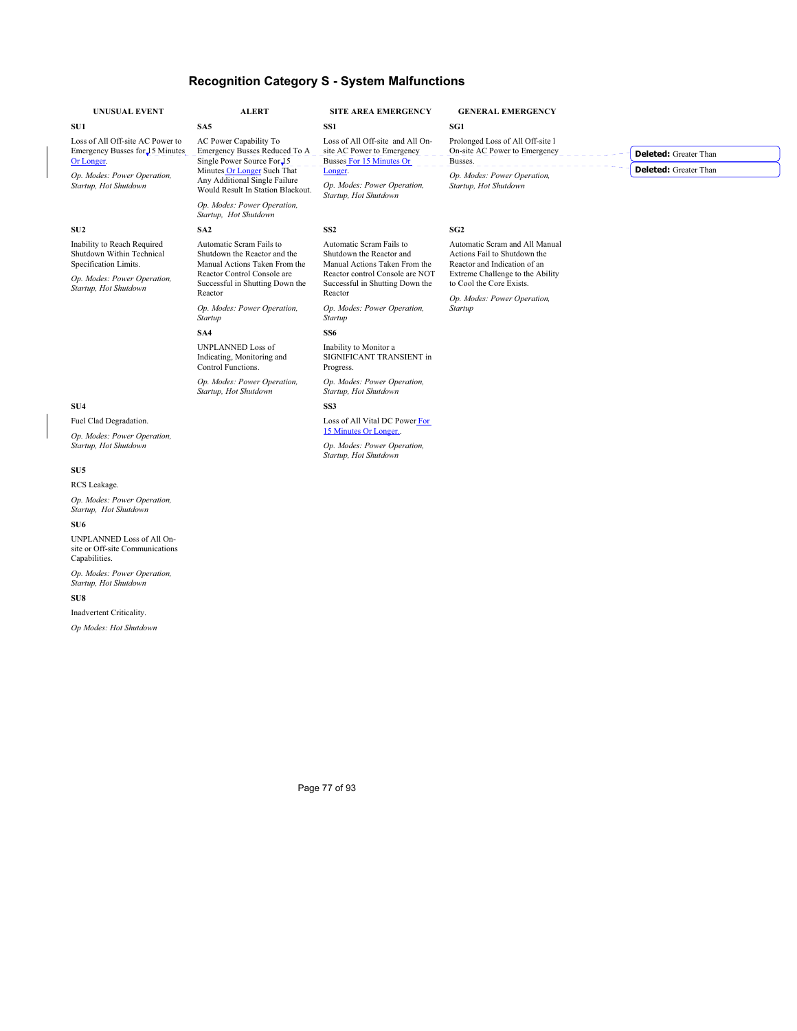# Recognition Category S - System Malfunctions

| UNUSUAL EVENT | ALERT | SITE AREA EMERGENCY | GENERAL EMERGENCY |
|---|---|---|---|
| **SU1**<br>Loss of All Off-site AC Power to Emergency Busses for 15 Minutes Or Longer.<br>*Op. Modes: Power Operation, Startup, Hot Shutdown* | **SA5**<br>AC Power Capability To Emergency Busses Reduced To A Single Power Source For 15 Minutes Or Longer Such That Any Additional Single Failure Would Result In Station Blackout.<br>*Op. Modes: Power Operation, Startup, Hot Shutdown* | **SS1**<br>Loss of All Off-site and All On-site AC Power to Emergency Busses For 15 Minutes Or Longer.<br>*Op. Modes: Power Operation, Startup, Hot Shutdown* | **SG1**<br>Prolonged Loss of All Off-site l On-site AC Power to Emergency Busses.<br>*Op. Modes: Power Operation, Startup, Hot Shutdown* |
| **SU2**<br>Inability to Reach Required Shutdown Within Technical Specification Limits.<br>*Op. Modes: Power Operation, Startup, Hot Shutdown* | **SA2**<br>Automatic Scram Fails to Shutdown the Reactor and the Manual Actions Taken From the Reactor Control Console are Successful in Shutting Down the Reactor<br>*Op. Modes: Power Operation, Startup* | **SS2**<br>Automatic Scram Fails to Shutdown the Reactor and Manual Actions Taken From the Reactor control Console are NOT Successful in Shutting Down the Reactor<br>*Op. Modes: Power Operation, Startup* | **SG2**<br>Automatic Scram and All Manual Actions Fail to Shutdown the Reactor and Indication of an Extreme Challenge to the Ability to Cool the Core Exists.<br>*Op. Modes: Power Operation, Startup* |
| | **SA4**<br>UNPLANNED Loss of Indicating, Monitoring and Control Functions.<br>*Op. Modes: Power Operation, Startup, Hot Shutdown* | **SS6**<br>Inability to Monitor a SIGNIFICANT TRANSIENT in Progress.<br>*Op. Modes: Power Operation, Startup, Hot Shutdown* | |
| **SU4**<br>Fuel Clad Degradation.<br>*Op. Modes: Power Operation, Startup, Hot Shutdown* | | **SS3**<br>Loss of All Vital DC Power For 15 Minutes Or Longer..<br>*Op. Modes: Power Operation, Startup, Hot Shutdown* | |
| **SU5**<br>RCS Leakage.<br>*Op. Modes: Power Operation, Startup, Hot Shutdown* | | | |
| **SU6**<br>UNPLANNED Loss of All On-site or Off-site Communications Capabilities.<br>*Op. Modes: Power Operation, Startup, Hot Shutdown* | | | |
| **SU8**<br>Inadvertent Criticality.<br>*Op Modes: Hot Shutdown* | | | |

**Deleted:** Greater Than

**Deleted:** Greater Than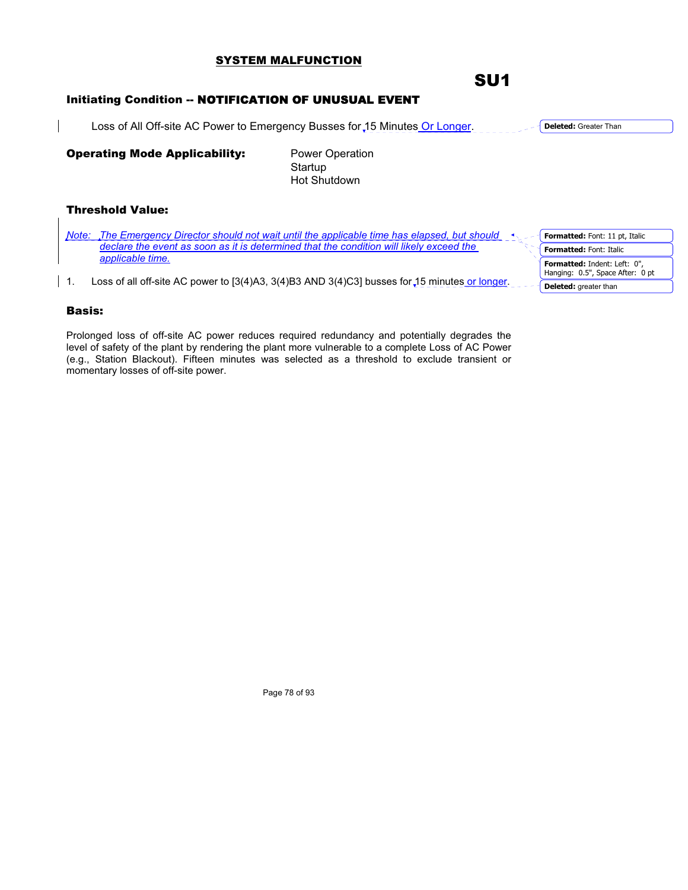## SYSTEM MALFUNCTION

# SU1

### Initiating Condition -- NOTIFICATION OF UNUSUAL EVENT

Loss of All Off-site AC Power to Emergency Busses for 15 Minutes Or Longer.

**Operating Mode Applicability:** Power Operation
Startup
Hot Shutdown

### Threshold Value:

*Note: The Emergency Director should not wait until the applicable time has elapsed, but should declare the event as soon as it is determined that the condition will likely exceed the applicable time.*

1. Loss of all off-site AC power to [3(4)A3, 3(4)B3 AND 3(4)C3] busses for 15 minutes or longer.

### Basis:

Prolonged loss of off-site AC power reduces required redundancy and potentially degrades the level of safety of the plant by rendering the plant more vulnerable to a complete Loss of AC Power (e.g., Station Blackout). Fifteen minutes was selected as a threshold to exclude transient or momentary losses of off-site power.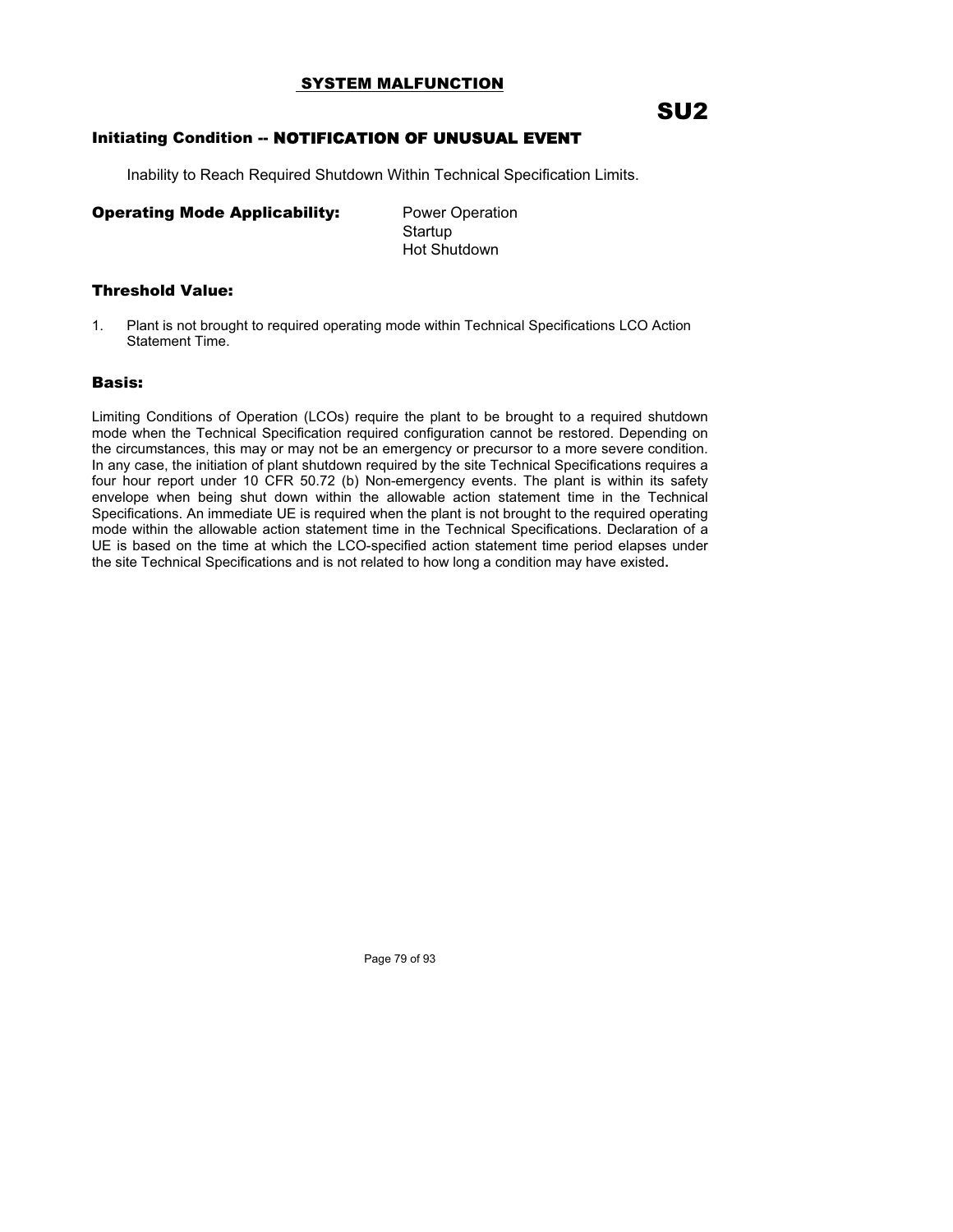## SYSTEM MALFUNCTION

# SU2

### Initiating Condition -- NOTIFICATION OF UNUSUAL EVENT

Inability to Reach Required Shutdown Within Technical Specification Limits.

**Operating Mode Applicability:**

Power Operation
Startup
Hot Shutdown

### Threshold Value:

1. Plant is not brought to required operating mode within Technical Specifications LCO Action Statement Time.

### Basis:

Limiting Conditions of Operation (LCOs) require the plant to be brought to a required shutdown mode when the Technical Specification required configuration cannot be restored. Depending on the circumstances, this may or may not be an emergency or precursor to a more severe condition. In any case, the initiation of plant shutdown required by the site Technical Specifications requires a four hour report under 10 CFR 50.72 (b) Non-emergency events. The plant is within its safety envelope when being shut down within the allowable action statement time in the Technical Specifications. An immediate UE is required when the plant is not brought to the required operating mode within the allowable action statement time in the Technical Specifications. Declaration of a UE is based on the time at which the LCO-specified action statement time period elapses under the site Technical Specifications and is not related to how long a condition may have existed.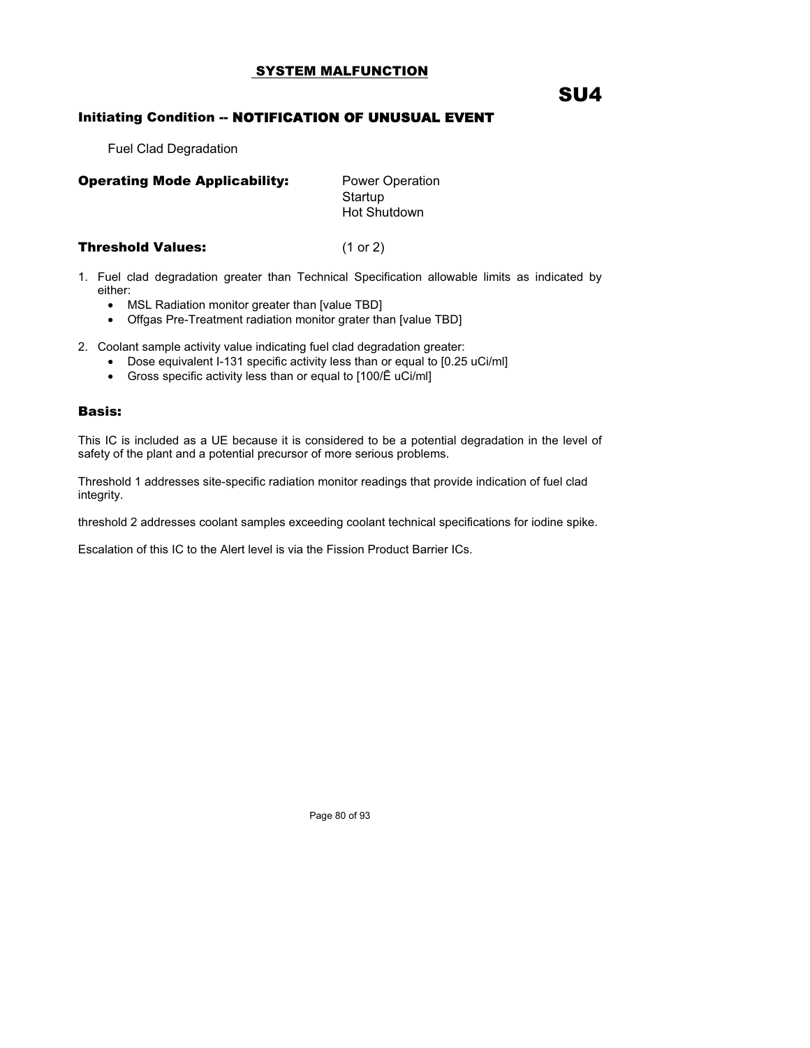## SYSTEM MALFUNCTION

# SU4

### Initiating Condition -- NOTIFICATION OF UNUSUAL EVENT

Fuel Clad Degradation

**Operating Mode Applicability:** Power Operation
Startup
Hot Shutdown

**Threshold Values:** (1 or 2)

1. Fuel clad degradation greater than Technical Specification allowable limits as indicated by either:
   - MSL Radiation monitor greater than [value TBD]
   - Offgas Pre-Treatment radiation monitor grater than [value TBD]

2. Coolant sample activity value indicating fuel clad degradation greater:
   - Dose equivalent I-131 specific activity less than or equal to [0.25 uCi/ml]
   - Gross specific activity less than or equal to [100/Ē uCi/ml]

### Basis:

This IC is included as a UE because it is considered to be a potential degradation in the level of safety of the plant and a potential precursor of more serious problems.

Threshold 1 addresses site-specific radiation monitor readings that provide indication of fuel clad integrity.

threshold 2 addresses coolant samples exceeding coolant technical specifications for iodine spike.

Escalation of this IC to the Alert level is via the Fission Product Barrier ICs.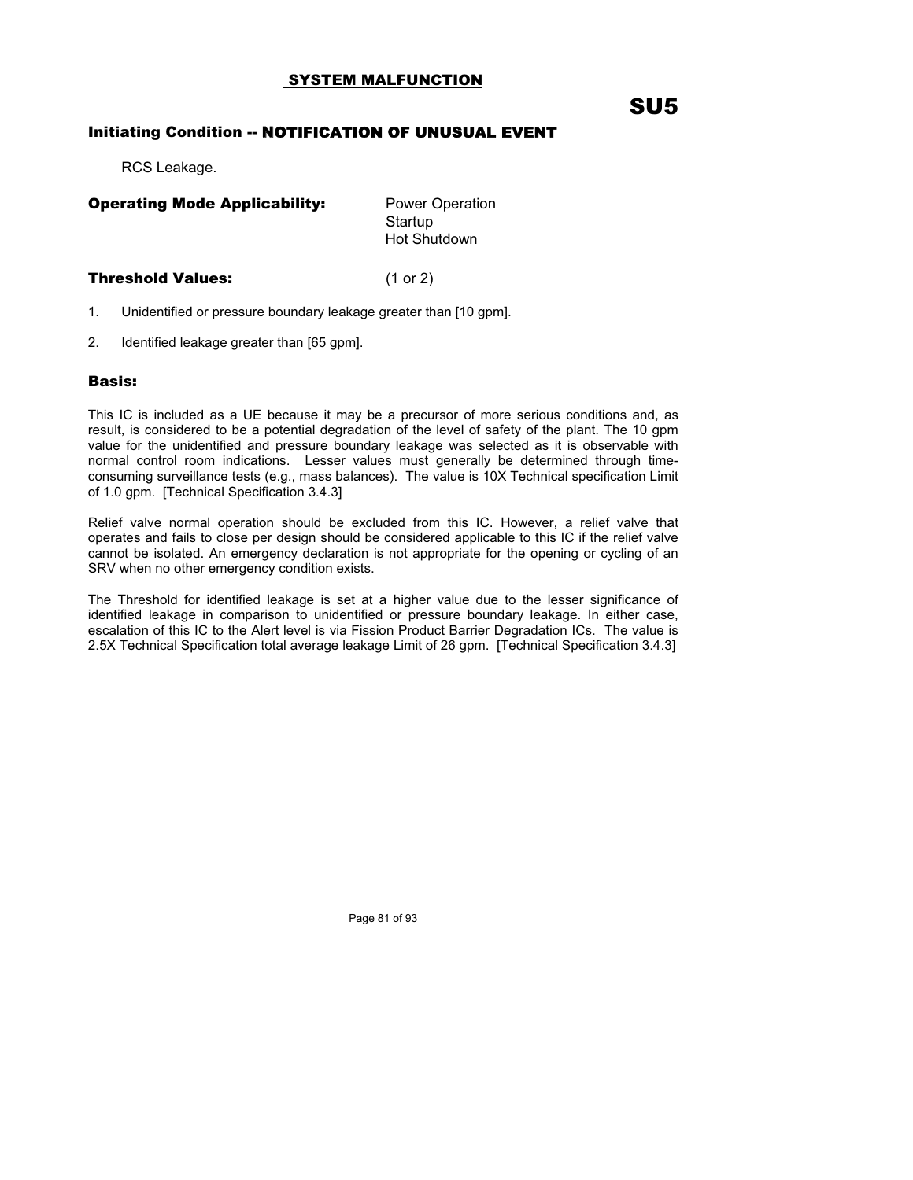## SYSTEM MALFUNCTION

# SU5

### Initiating Condition -- NOTIFICATION OF UNUSUAL EVENT

RCS Leakage.

**Operating Mode Applicability:** Power Operation
Startup
Hot Shutdown

**Threshold Values:** (1 or 2)

1. Unidentified or pressure boundary leakage greater than [10 gpm].
2. Identified leakage greater than [65 gpm].

### Basis:

This IC is included as a UE because it may be a precursor of more serious conditions and, as result, is considered to be a potential degradation of the level of safety of the plant. The 10 gpm value for the unidentified and pressure boundary leakage was selected as it is observable with normal control room indications. Lesser values must generally be determined through time-consuming surveillance tests (e.g., mass balances). The value is 10X Technical specification Limit of 1.0 gpm. [Technical Specification 3.4.3]

Relief valve normal operation should be excluded from this IC. However, a relief valve that operates and fails to close per design should be considered applicable to this IC if the relief valve cannot be isolated. An emergency declaration is not appropriate for the opening or cycling of an SRV when no other emergency condition exists.

The Threshold for identified leakage is set at a higher value due to the lesser significance of identified leakage in comparison to unidentified or pressure boundary leakage. In either case, escalation of this IC to the Alert level is via Fission Product Barrier Degradation ICs. The value is 2.5X Technical Specification total average leakage Limit of 26 gpm. [Technical Specification 3.4.3]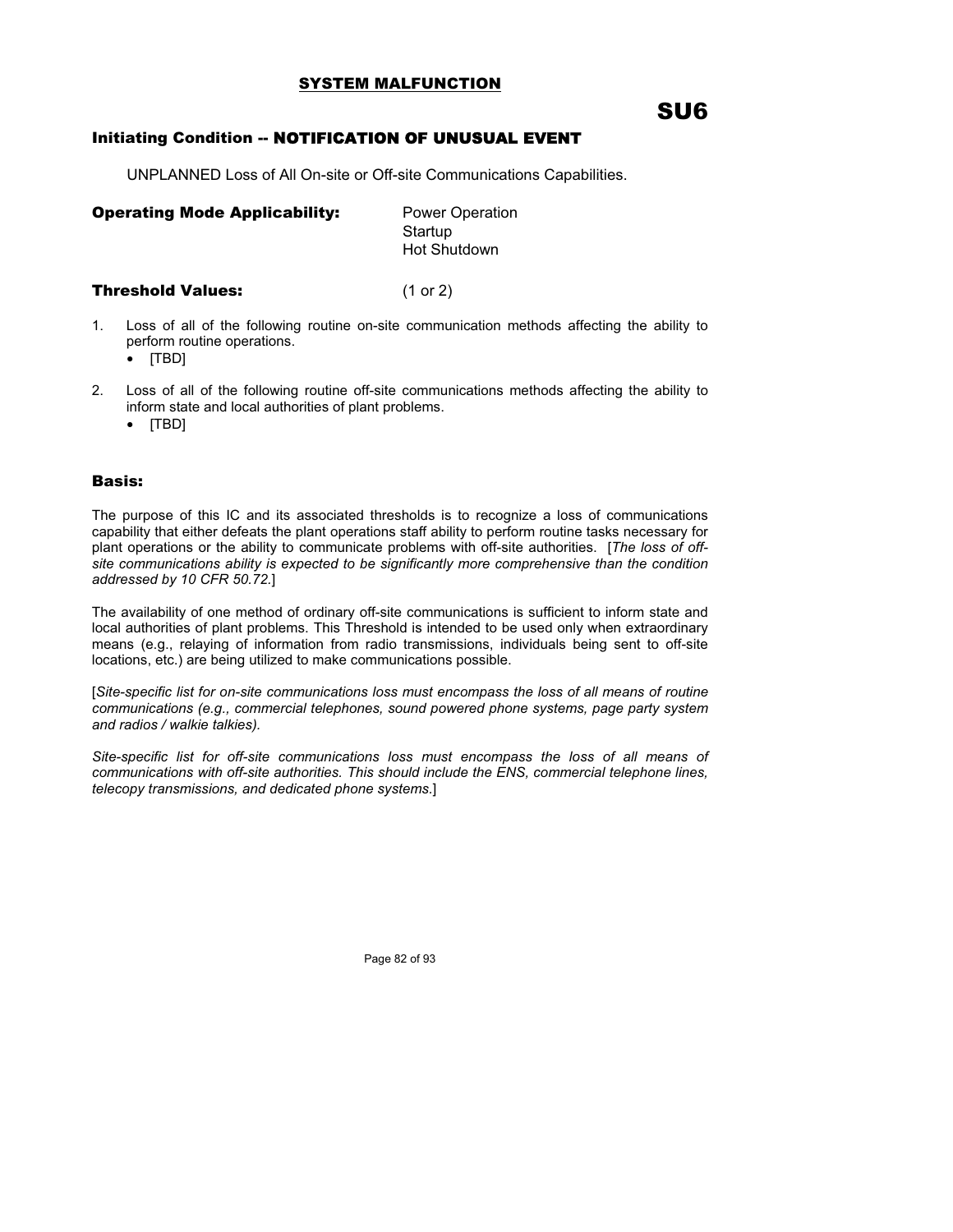## SYSTEM MALFUNCTION

# SU6

### Initiating Condition -- NOTIFICATION OF UNUSUAL EVENT

UNPLANNED Loss of All On-site or Off-site Communications Capabilities.

**Operating Mode Applicability:**

Power Operation
Startup
Hot Shutdown

**Threshold Values:** (1 or 2)

1. Loss of all of the following routine on-site communication methods affecting the ability to perform routine operations.
   - [TBD]

2. Loss of all of the following routine off-site communications methods affecting the ability to inform state and local authorities of plant problems.
   - [TBD]

### Basis:

The purpose of this IC and its associated thresholds is to recognize a loss of communications capability that either defeats the plant operations staff ability to perform routine tasks necessary for plant operations or the ability to communicate problems with off-site authorities. [*The loss of off-site communications ability is expected to be significantly more comprehensive than the condition addressed by 10 CFR 50.72.*]

The availability of one method of ordinary off-site communications is sufficient to inform state and local authorities of plant problems. This Threshold is intended to be used only when extraordinary means (e.g., relaying of information from radio transmissions, individuals being sent to off-site locations, etc.) are being utilized to make communications possible.

[*Site-specific list for on-site communications loss must encompass the loss of all means of routine communications (e.g., commercial telephones, sound powered phone systems, page party system and radios / walkie talkies).*

*Site-specific list for off-site communications loss must encompass the loss of all means of communications with off-site authorities. This should include the ENS, commercial telephone lines, telecopy transmissions, and dedicated phone systems.*]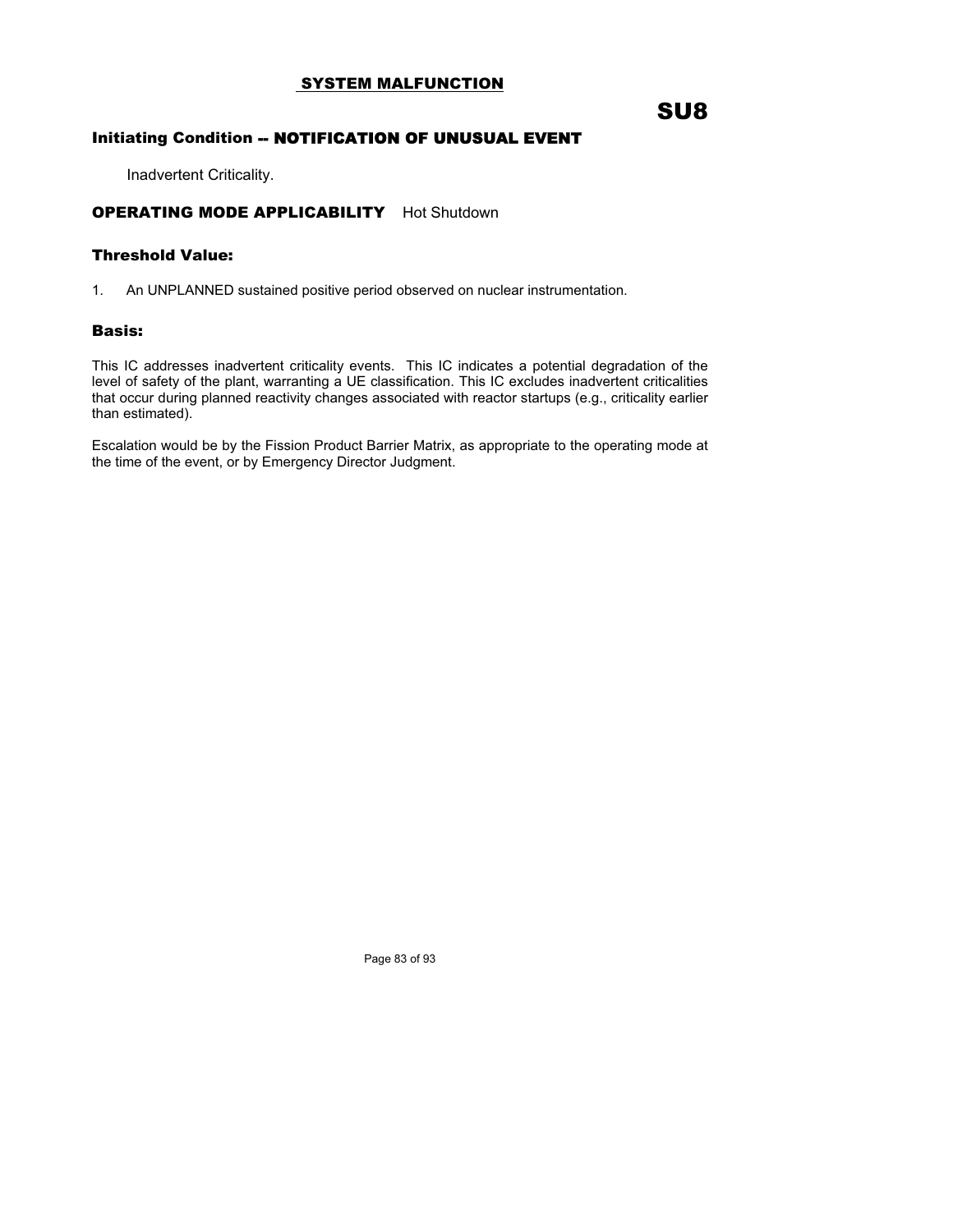## SYSTEM MALFUNCTION

# SU8

### Initiating Condition -- NOTIFICATION OF UNUSUAL EVENT

Inadvertent Criticality.

**OPERATING MODE APPLICABILITY** Hot Shutdown

### Threshold Value:

1. An UNPLANNED sustained positive period observed on nuclear instrumentation.

### Basis:

This IC addresses inadvertent criticality events. This IC indicates a potential degradation of the level of safety of the plant, warranting a UE classification. This IC excludes inadvertent criticalities that occur during planned reactivity changes associated with reactor startups (e.g., criticality earlier than estimated).

Escalation would be by the Fission Product Barrier Matrix, as appropriate to the operating mode at the time of the event, or by Emergency Director Judgment.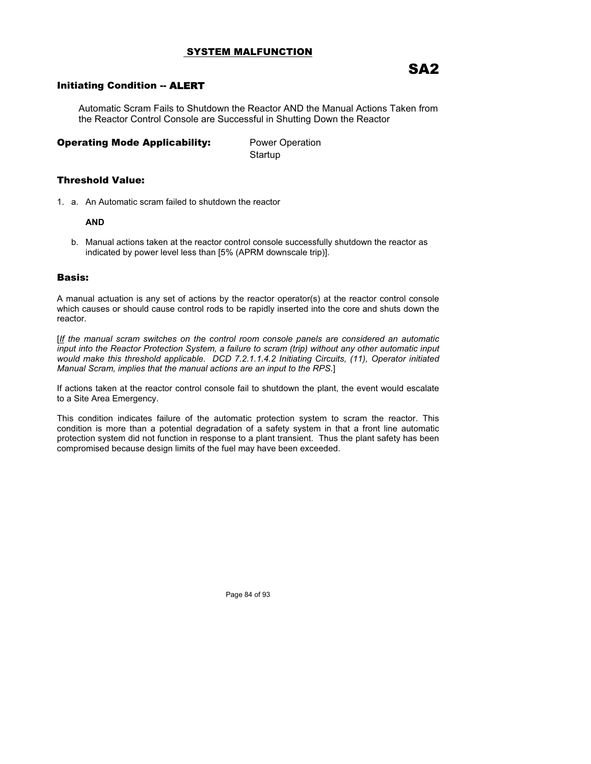## SYSTEM MALFUNCTION

# SA2

### Initiating Condition -- ALERT

Automatic Scram Fails to Shutdown the Reactor AND the Manual Actions Taken from the Reactor Control Console are Successful in Shutting Down the Reactor

**Operating Mode Applicability:** Power Operation
Startup

### Threshold Value:

1. a. An Automatic scram failed to shutdown the reactor

   **AND**

   b. Manual actions taken at the reactor control console successfully shutdown the reactor as indicated by power level less than [5% (APRM downscale trip)].

### Basis:

A manual actuation is any set of actions by the reactor operator(s) at the reactor control console which causes or should cause control rods to be rapidly inserted into the core and shuts down the reactor.

[*If the manual scram switches on the control room console panels are considered an automatic input into the Reactor Protection System, a failure to scram (trip) without any other automatic input would make this threshold applicable. DCD 7.2.1.1.4.2 Initiating Circuits, (11), Operator initiated Manual Scram, implies that the manual actions are an input to the RPS.*]

If actions taken at the reactor control console fail to shutdown the plant, the event would escalate to a Site Area Emergency.

This condition indicates failure of the automatic protection system to scram the reactor. This condition is more than a potential degradation of a safety system in that a front line automatic protection system did not function in response to a plant transient. Thus the plant safety has been compromised because design limits of the fuel may have been exceeded.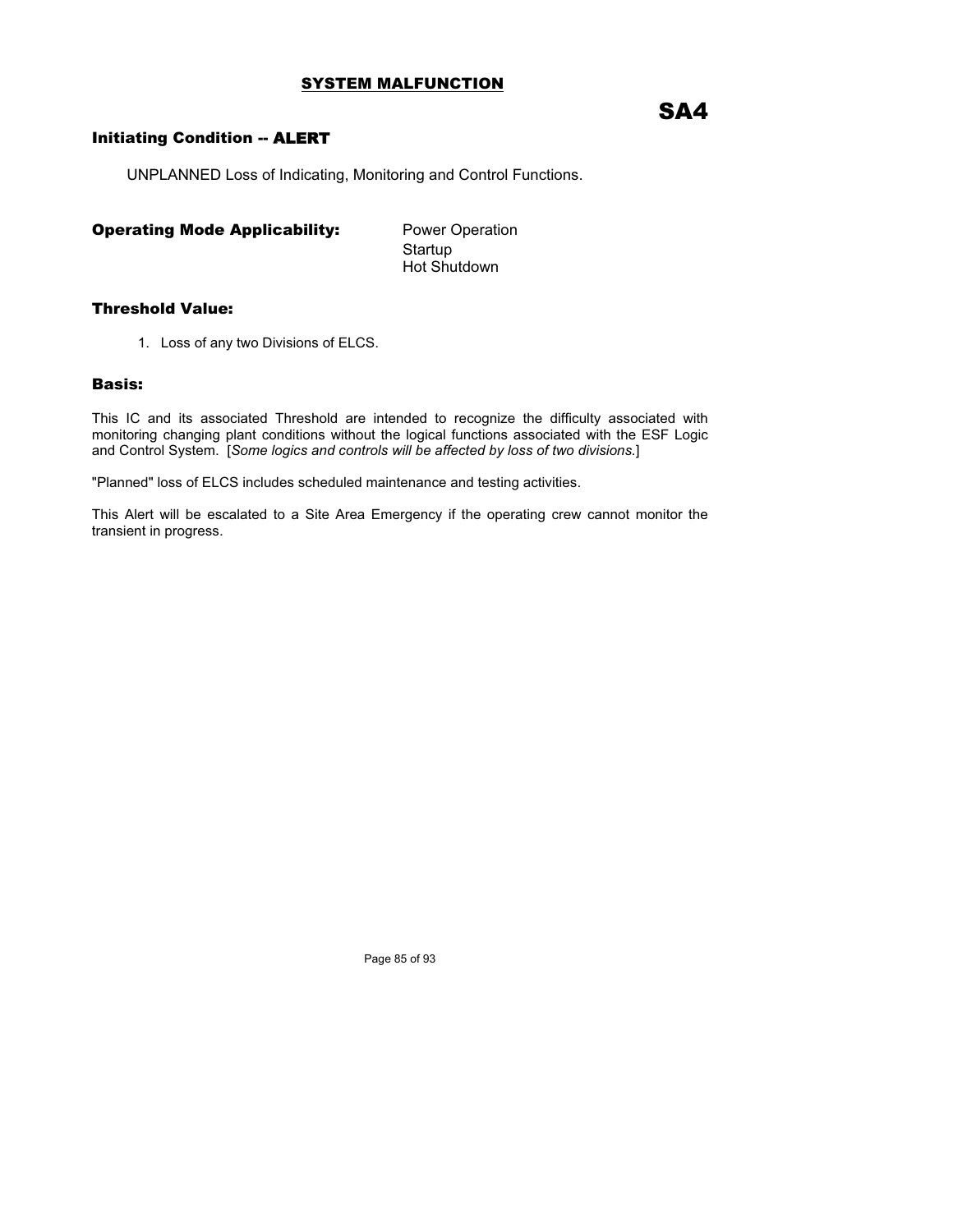## SYSTEM MALFUNCTION

# SA4

### Initiating Condition -- ALERT

UNPLANNED Loss of Indicating, Monitoring and Control Functions.

**Operating Mode Applicability:**

Power Operation
Startup
Hot Shutdown

### Threshold Value:

1. Loss of any two Divisions of ELCS.

### Basis:

This IC and its associated Threshold are intended to recognize the difficulty associated with monitoring changing plant conditions without the logical functions associated with the ESF Logic and Control System. [*Some logics and controls will be affected by loss of two divisions.*]

"Planned" loss of ELCS includes scheduled maintenance and testing activities.

This Alert will be escalated to a Site Area Emergency if the operating crew cannot monitor the transient in progress.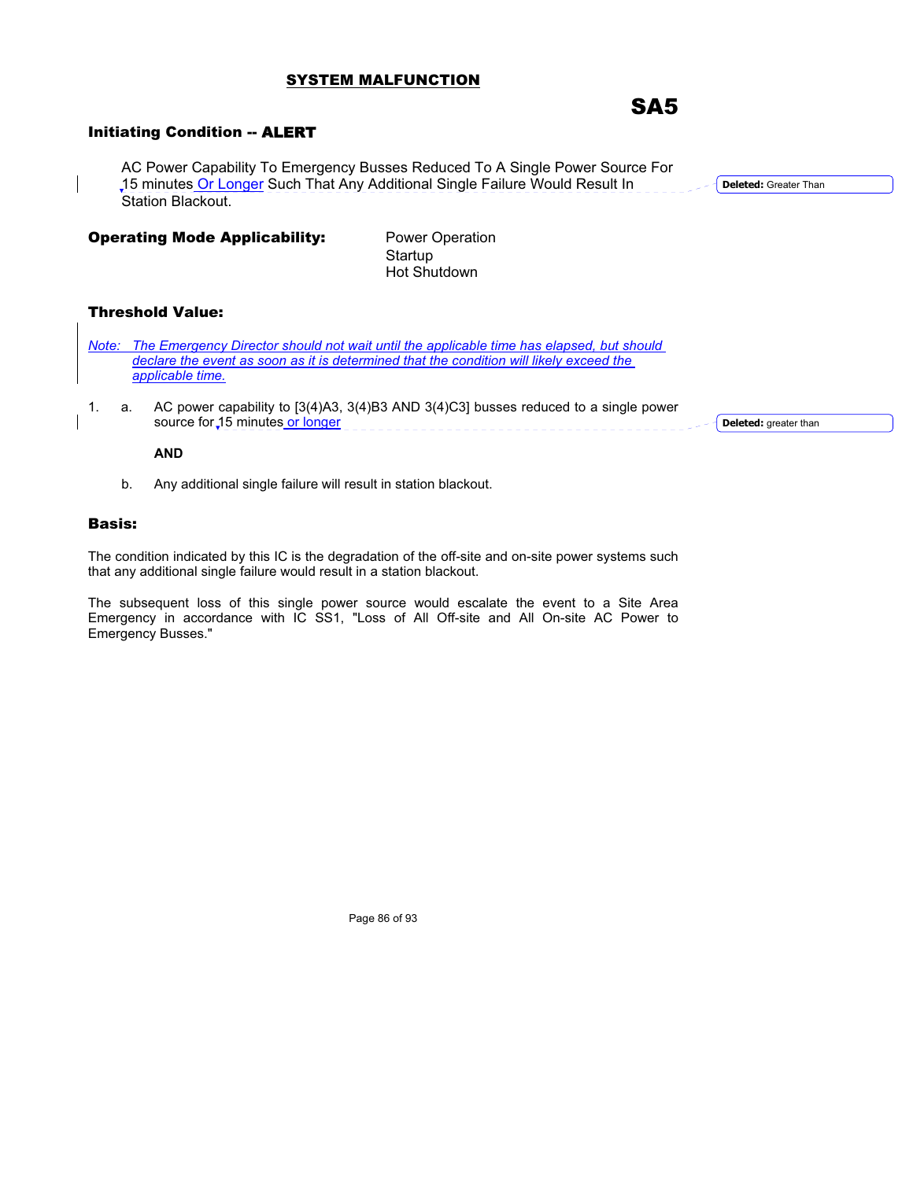## SYSTEM MALFUNCTION

# SA5

### Initiating Condition -- ALERT

AC Power Capability To Emergency Busses Reduced To A Single Power Source For 15 minutes Or Longer Such That Any Additional Single Failure Would Result In Station Blackout.

Deleted: Greater Than

**Operating Mode Applicability:** Power Operation
Startup
Hot Shutdown

### Threshold Value:

*Note: The Emergency Director should not wait until the applicable time has elapsed, but should declare the event as soon as it is determined that the condition will likely exceed the applicable time.*

1. a. AC power capability to [3(4)A3, 3(4)B3 AND 3(4)C3] busses reduced to a single power source for 15 minutes or longer

   Deleted: greater than

   **AND**

   b. Any additional single failure will result in station blackout.

### Basis:

The condition indicated by this IC is the degradation of the off-site and on-site power systems such that any additional single failure would result in a station blackout.

The subsequent loss of this single power source would escalate the event to a Site Area Emergency in accordance with IC SS1, "Loss of All Off-site and All On-site AC Power to Emergency Busses."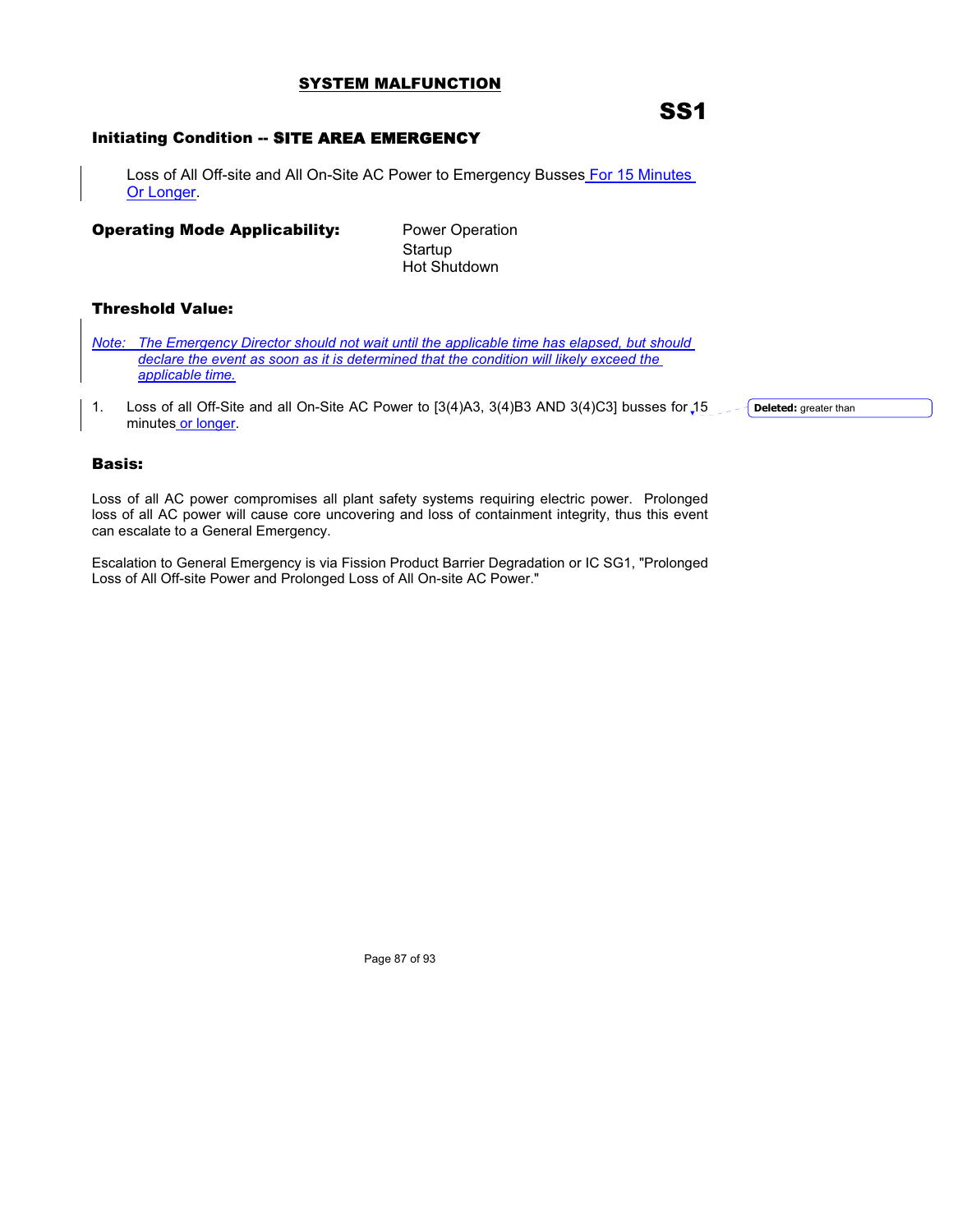## SYSTEM MALFUNCTION

# SS1

### Initiating Condition -- SITE AREA EMERGENCY

Loss of All Off-site and All On-Site AC Power to Emergency Busses For 15 Minutes Or Longer.

**Operating Mode Applicability:** Power Operation
Startup
Hot Shutdown

### Threshold Value:

*Note: The Emergency Director should not wait until the applicable time has elapsed, but should declare the event as soon as it is determined that the condition will likely exceed the applicable time.*

1. Loss of all Off-Site and all On-Site AC Power to [3(4)A3, 3(4)B3 AND 3(4)C3] busses for 15 minutes or longer.

**Deleted:** greater than

### Basis:

Loss of all AC power compromises all plant safety systems requiring electric power. Prolonged loss of all AC power will cause core uncovering and loss of containment integrity, thus this event can escalate to a General Emergency.

Escalation to General Emergency is via Fission Product Barrier Degradation or IC SG1, "Prolonged Loss of All Off-site Power and Prolonged Loss of All On-site AC Power."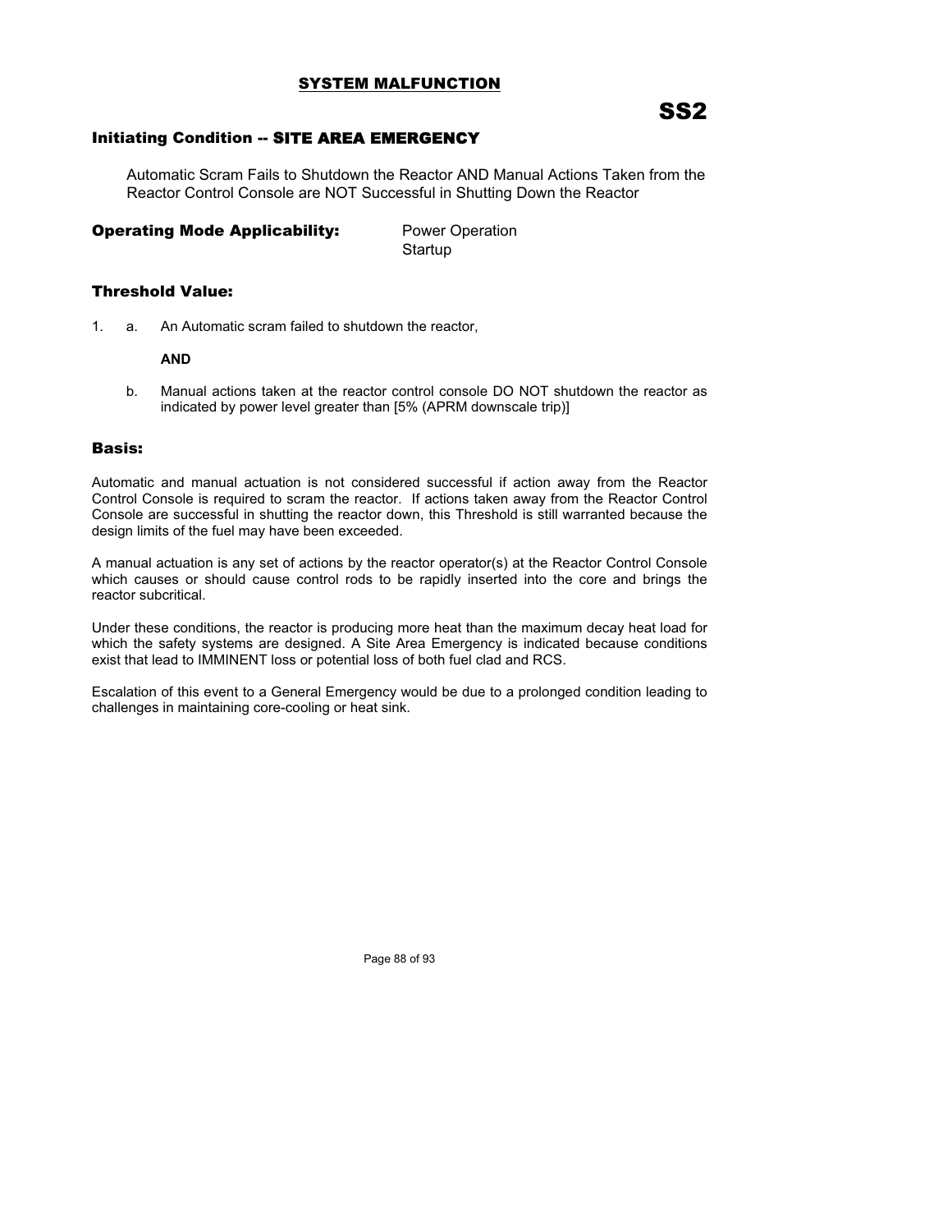## SYSTEM MALFUNCTION

## SS2

### Initiating Condition -- SITE AREA EMERGENCY

Automatic Scram Fails to Shutdown the Reactor AND Manual Actions Taken from the Reactor Control Console are NOT Successful in Shutting Down the Reactor

**Operating Mode Applicability:** Power Operation
Startup

### Threshold Value:

1. a. An Automatic scram failed to shutdown the reactor,

   **AND**

   b. Manual actions taken at the reactor control console DO NOT shutdown the reactor as indicated by power level greater than [5% (APRM downscale trip)]

### Basis:

Automatic and manual actuation is not considered successful if action away from the Reactor Control Console is required to scram the reactor. If actions taken away from the Reactor Control Console are successful in shutting the reactor down, this Threshold is still warranted because the design limits of the fuel may have been exceeded.

A manual actuation is any set of actions by the reactor operator(s) at the Reactor Control Console which causes or should cause control rods to be rapidly inserted into the core and brings the reactor subcritical.

Under these conditions, the reactor is producing more heat than the maximum decay heat load for which the safety systems are designed. A Site Area Emergency is indicated because conditions exist that lead to IMMINENT loss or potential loss of both fuel clad and RCS.

Escalation of this event to a General Emergency would be due to a prolonged condition leading to challenges in maintaining core-cooling or heat sink.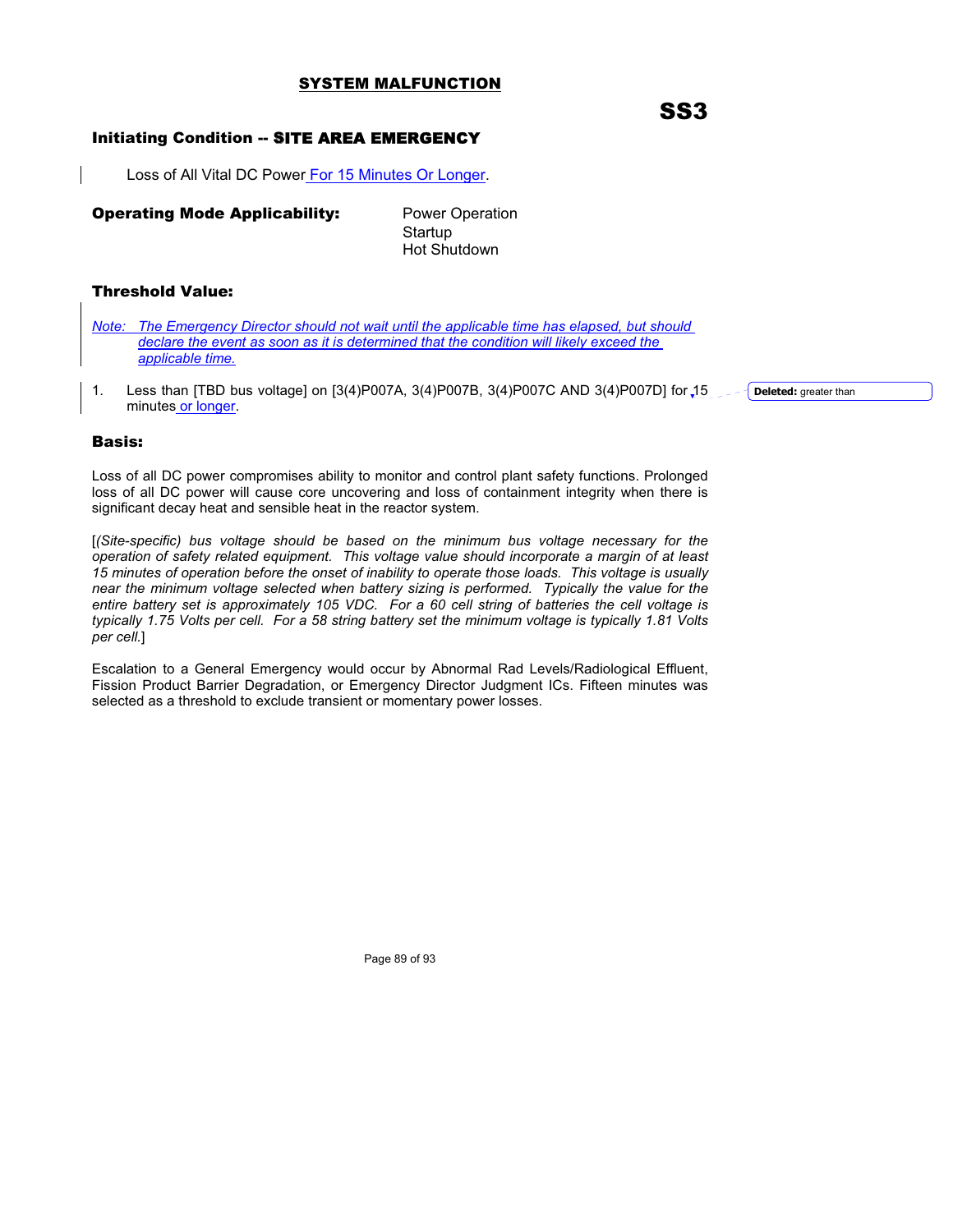## SYSTEM MALFUNCTION

# SS3

### Initiating Condition -- SITE AREA EMERGENCY

Loss of All Vital DC Power For 15 Minutes Or Longer.

**Operating Mode Applicability:**

Power Operation
Startup
Hot Shutdown

### Threshold Value:

*Note: The Emergency Director should not wait until the applicable time has elapsed, but should declare the event as soon as it is determined that the condition will likely exceed the applicable time.*

1. Less than [TBD bus voltage] on [3(4)P007A, 3(4)P007B, 3(4)P007C AND 3(4)P007D] for 15 minutes or longer.

**Deleted:** greater than

### Basis:

Loss of all DC power compromises ability to monitor and control plant safety functions. Prolonged loss of all DC power will cause core uncovering and loss of containment integrity when there is significant decay heat and sensible heat in the reactor system.

[*(Site-specific) bus voltage should be based on the minimum bus voltage necessary for the operation of safety related equipment. This voltage value should incorporate a margin of at least 15 minutes of operation before the onset of inability to operate those loads. This voltage is usually near the minimum voltage selected when battery sizing is performed. Typically the value for the entire battery set is approximately 105 VDC. For a 60 cell string of batteries the cell voltage is typically 1.75 Volts per cell. For a 58 string battery set the minimum voltage is typically 1.81 Volts per cell.*]

Escalation to a General Emergency would occur by Abnormal Rad Levels/Radiological Effluent, Fission Product Barrier Degradation, or Emergency Director Judgment ICs. Fifteen minutes was selected as a threshold to exclude transient or momentary power losses.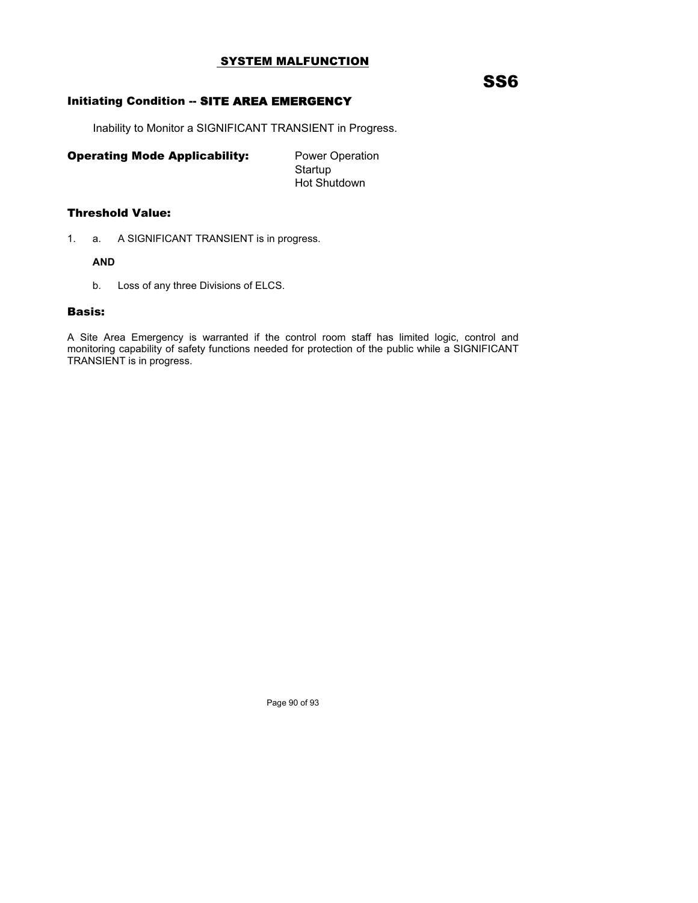## SYSTEM MALFUNCTION

# SS6

### Initiating Condition -- SITE AREA EMERGENCY

Inability to Monitor a SIGNIFICANT TRANSIENT in Progress.

**Operating Mode Applicability:** Power Operation
Startup
Hot Shutdown

### Threshold Value:

1. a. A SIGNIFICANT TRANSIENT is in progress.

   **AND**

   b. Loss of any three Divisions of ELCS.

### Basis:

A Site Area Emergency is warranted if the control room staff has limited logic, control and monitoring capability of safety functions needed for protection of the public while a SIGNIFICANT TRANSIENT is in progress.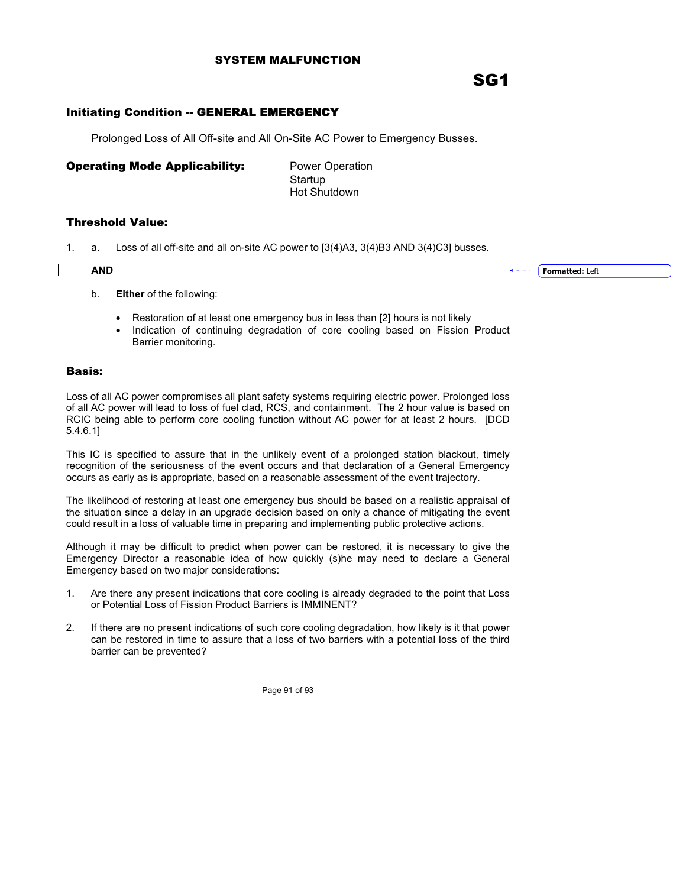## SYSTEM MALFUNCTION

# SG1

### Initiating Condition -- GENERAL EMERGENCY

Prolonged Loss of All Off-site and All On-Site AC Power to Emergency Busses.

**Operating Mode Applicability:** Power Operation
Startup
Hot Shutdown

### Threshold Value:

1. a. Loss of all off-site and all on-site AC power to [3(4)A3, 3(4)B3 AND 3(4)C3] busses.

   **AND**

   b. **Either** of the following:

   - Restoration of at least one emergency bus in less than [2] hours is not likely
   - Indication of continuing degradation of core cooling based on Fission Product Barrier monitoring.

### Basis:

Loss of all AC power compromises all plant safety systems requiring electric power. Prolonged loss of all AC power will lead to loss of fuel clad, RCS, and containment. The 2 hour value is based on RCIC being able to perform core cooling function without AC power for at least 2 hours. [DCD 5.4.6.1]

This IC is specified to assure that in the unlikely event of a prolonged station blackout, timely recognition of the seriousness of the event occurs and that declaration of a General Emergency occurs as early as is appropriate, based on a reasonable assessment of the event trajectory.

The likelihood of restoring at least one emergency bus should be based on a realistic appraisal of the situation since a delay in an upgrade decision based on only a chance of mitigating the event could result in a loss of valuable time in preparing and implementing public protective actions.

Although it may be difficult to predict when power can be restored, it is necessary to give the Emergency Director a reasonable idea of how quickly (s)he may need to declare a General Emergency based on two major considerations:

1. Are there any present indications that core cooling is already degraded to the point that Loss or Potential Loss of Fission Product Barriers is IMMINENT?

2. If there are no present indications of such core cooling degradation, how likely is it that power can be restored in time to assure that a loss of two barriers with a potential loss of the third barrier can be prevented?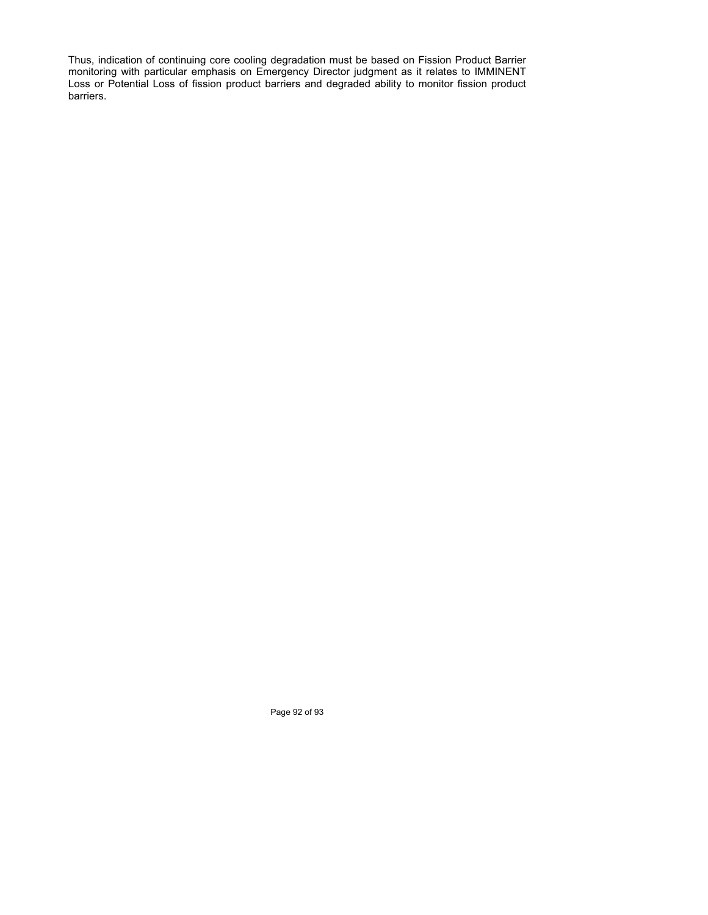Thus, indication of continuing core cooling degradation must be based on Fission Product Barrier monitoring with particular emphasis on Emergency Director judgment as it relates to IMMINENT Loss or Potential Loss of fission product barriers and degraded ability to monitor fission product barriers.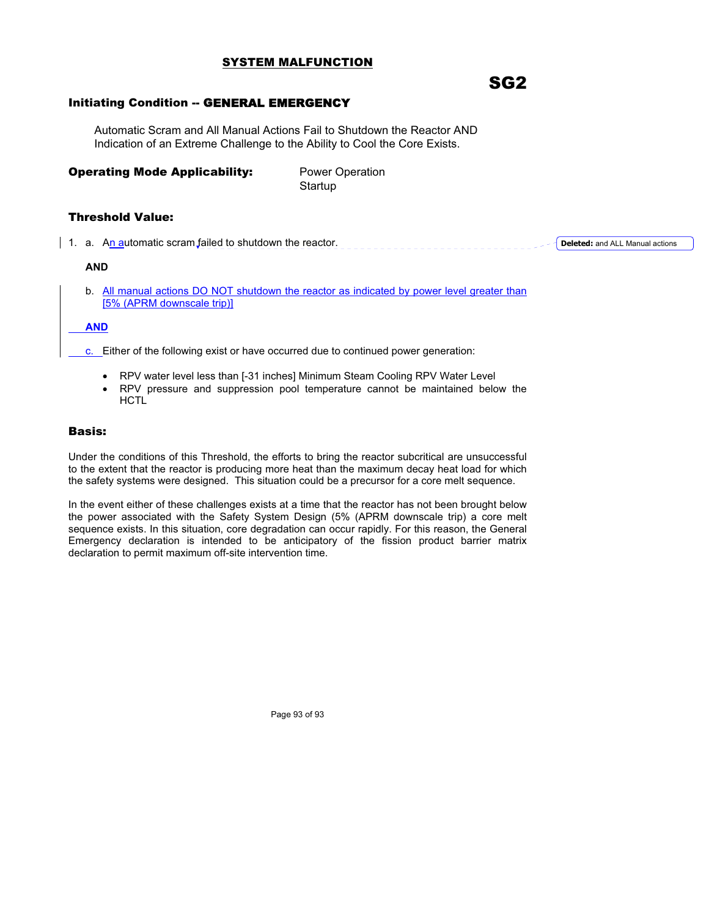## SYSTEM MALFUNCTION

# SG2

### Initiating Condition -- GENERAL EMERGENCY

Automatic Scram and All Manual Actions Fail to Shutdown the Reactor AND Indication of an Extreme Challenge to the Ability to Cool the Core Exists.

**Operating Mode Applicability:** Power Operation
Startup

### Threshold Value:

1. a. An automatic scram failed to shutdown the reactor.

   **AND**

   b. All manual actions DO NOT shutdown the reactor as indicated by power level greater than [5% (APRM downscale trip)]

   **AND**

   c. Either of the following exist or have occurred due to continued power generation:

   - RPV water level less than [-31 inches] Minimum Steam Cooling RPV Water Level
   - RPV pressure and suppression pool temperature cannot be maintained below the HCTL

**Deleted:** and ALL Manual actions

### Basis:

Under the conditions of this Threshold, the efforts to bring the reactor subcritical are unsuccessful to the extent that the reactor is producing more heat than the maximum decay heat load for which the safety systems were designed. This situation could be a precursor for a core melt sequence.

In the event either of these challenges exists at a time that the reactor has not been brought below the power associated with the Safety System Design (5% (APRM downscale trip) a core melt sequence exists. In this situation, core degradation can occur rapidly. For this reason, the General Emergency declaration is intended to be anticipatory of the fission product barrier matrix declaration to permit maximum off-site intervention time.